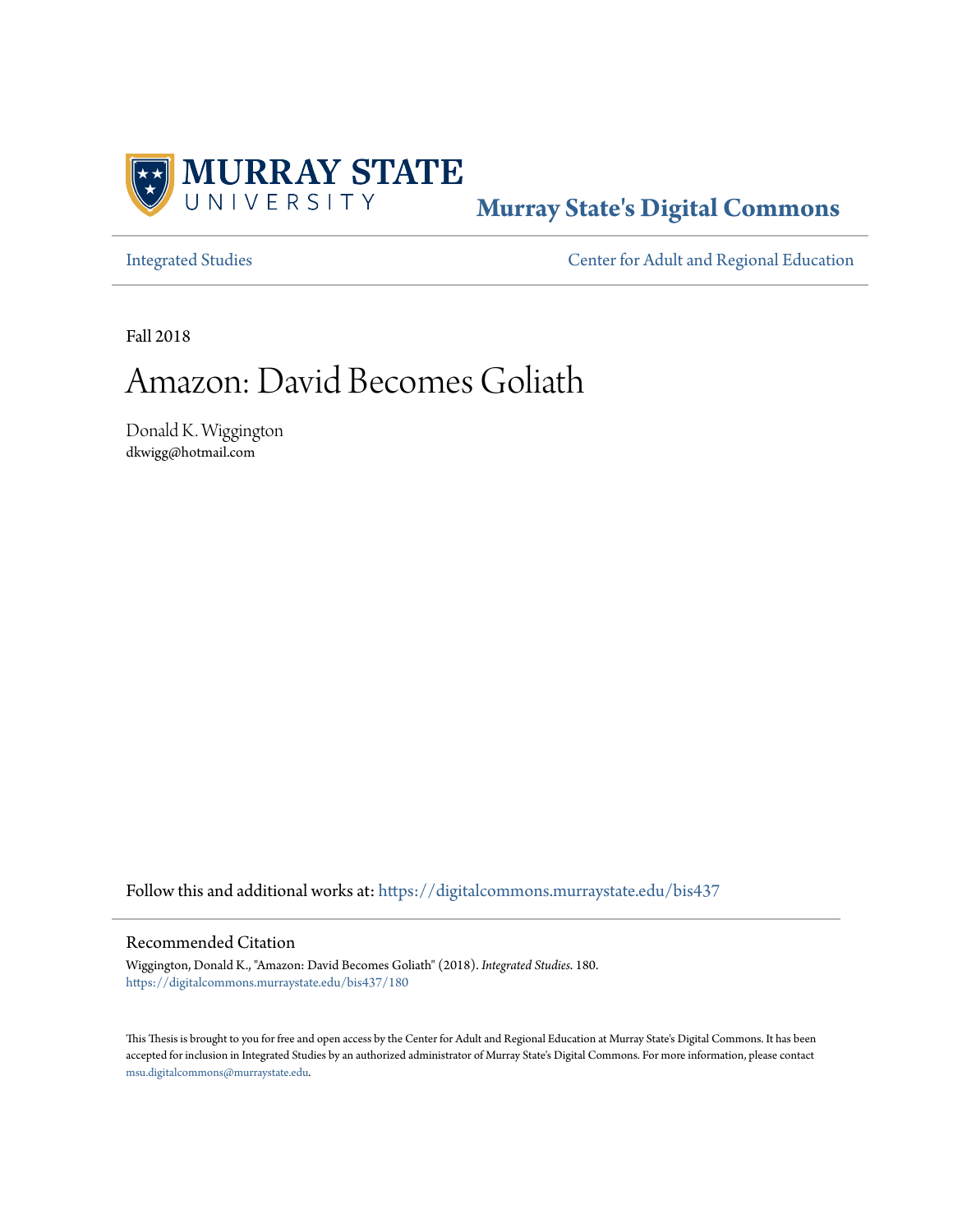MURRAY STATE UNIVERSITY

**Murray State's Digital Commons**

Integrated Studies | Center for Adult and Regional Education

Fall 2018

# Amazon: David Becomes Goliath

Donald K. Wiggington
dkwigg@hotmail.com

Follow this and additional works at: https://digitalcommons.murraystate.edu/bis437

## Recommended Citation

Wiggington, Donald K., "Amazon: David Becomes Goliath" (2018). *Integrated Studies*. 180.
https://digitalcommons.murraystate.edu/bis437/180

This Thesis is brought to you for free and open access by the Center for Adult and Regional Education at Murray State's Digital Commons. It has been accepted for inclusion in Integrated Studies by an authorized administrator of Murray State's Digital Commons. For more information, please contact msu.digitalcommons@murraystate.edu.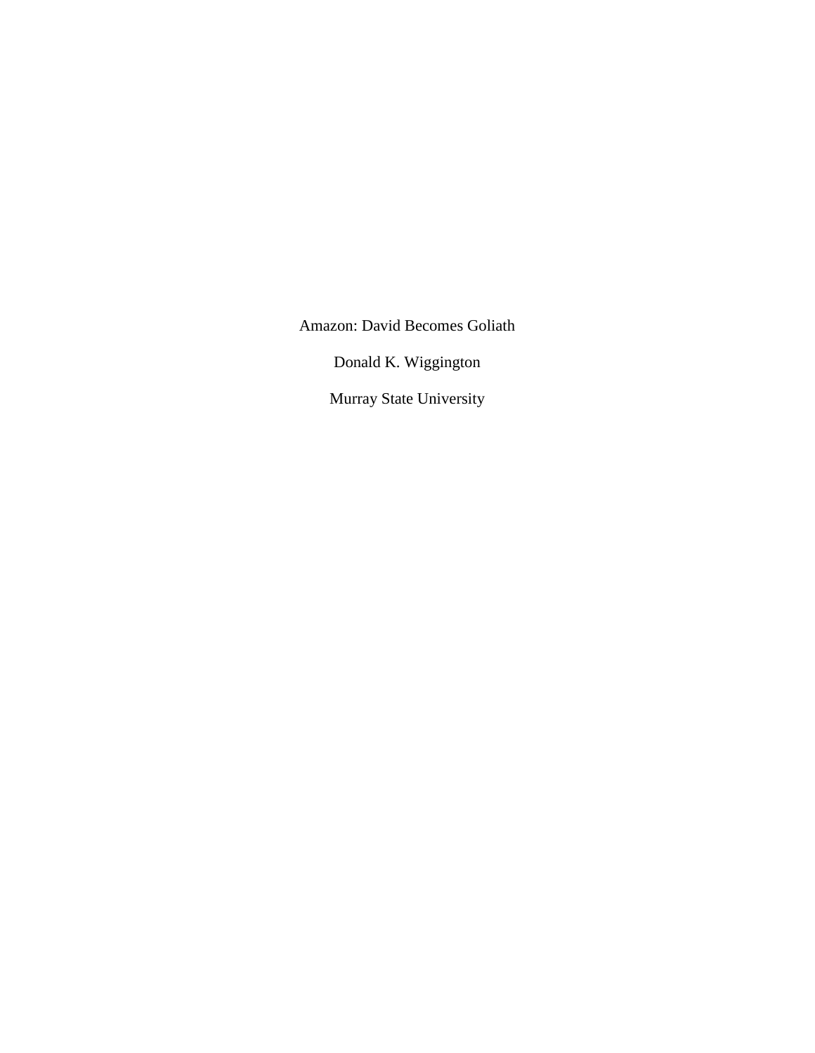# Amazon: David Becomes Goliath

Donald K. Wiggington

Murray State University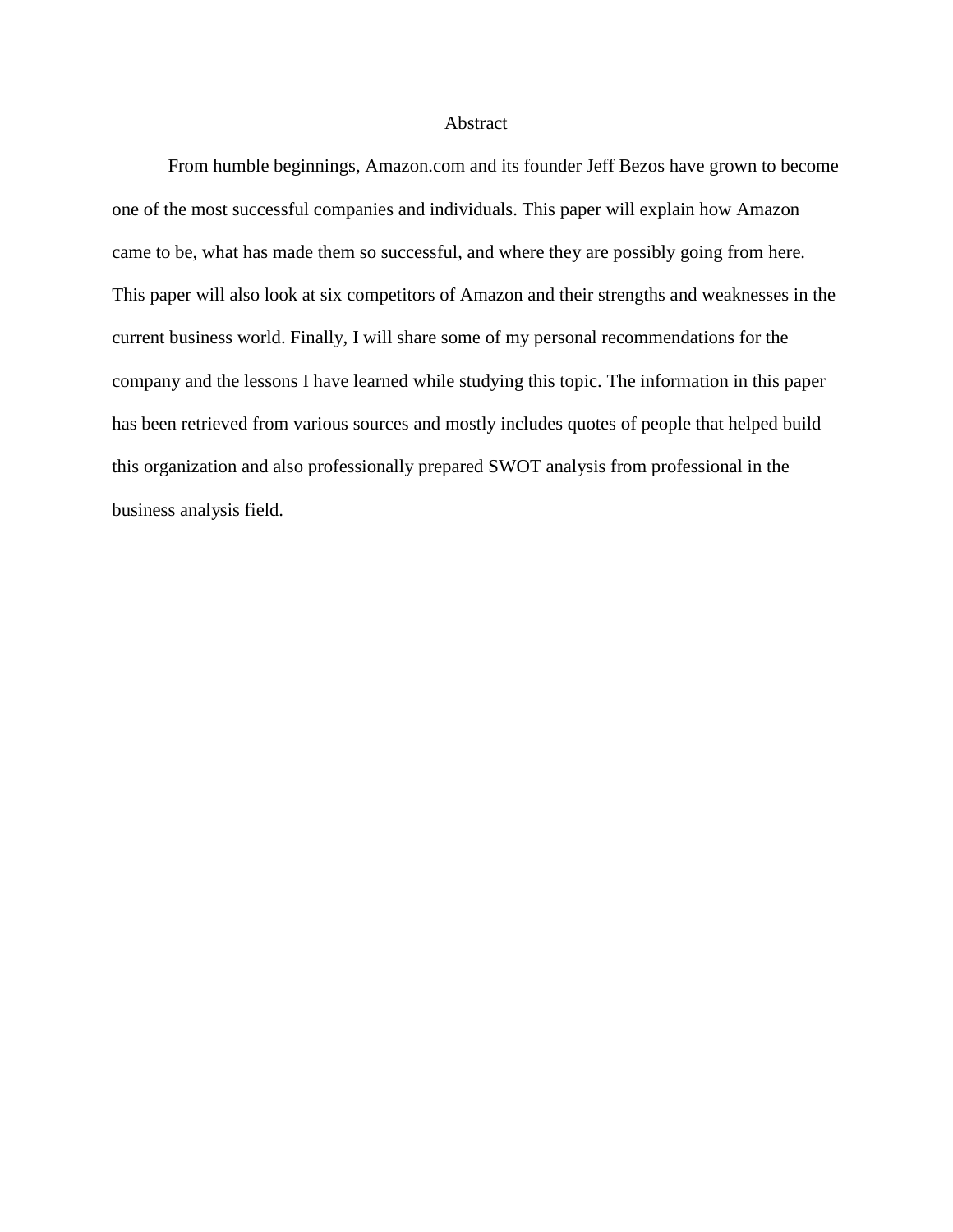# Abstract

From humble beginnings, Amazon.com and its founder Jeff Bezos have grown to become one of the most successful companies and individuals. This paper will explain how Amazon came to be, what has made them so successful, and where they are possibly going from here. This paper will also look at six competitors of Amazon and their strengths and weaknesses in the current business world. Finally, I will share some of my personal recommendations for the company and the lessons I have learned while studying this topic. The information in this paper has been retrieved from various sources and mostly includes quotes of people that helped build this organization and also professionally prepared SWOT analysis from professional in the business analysis field.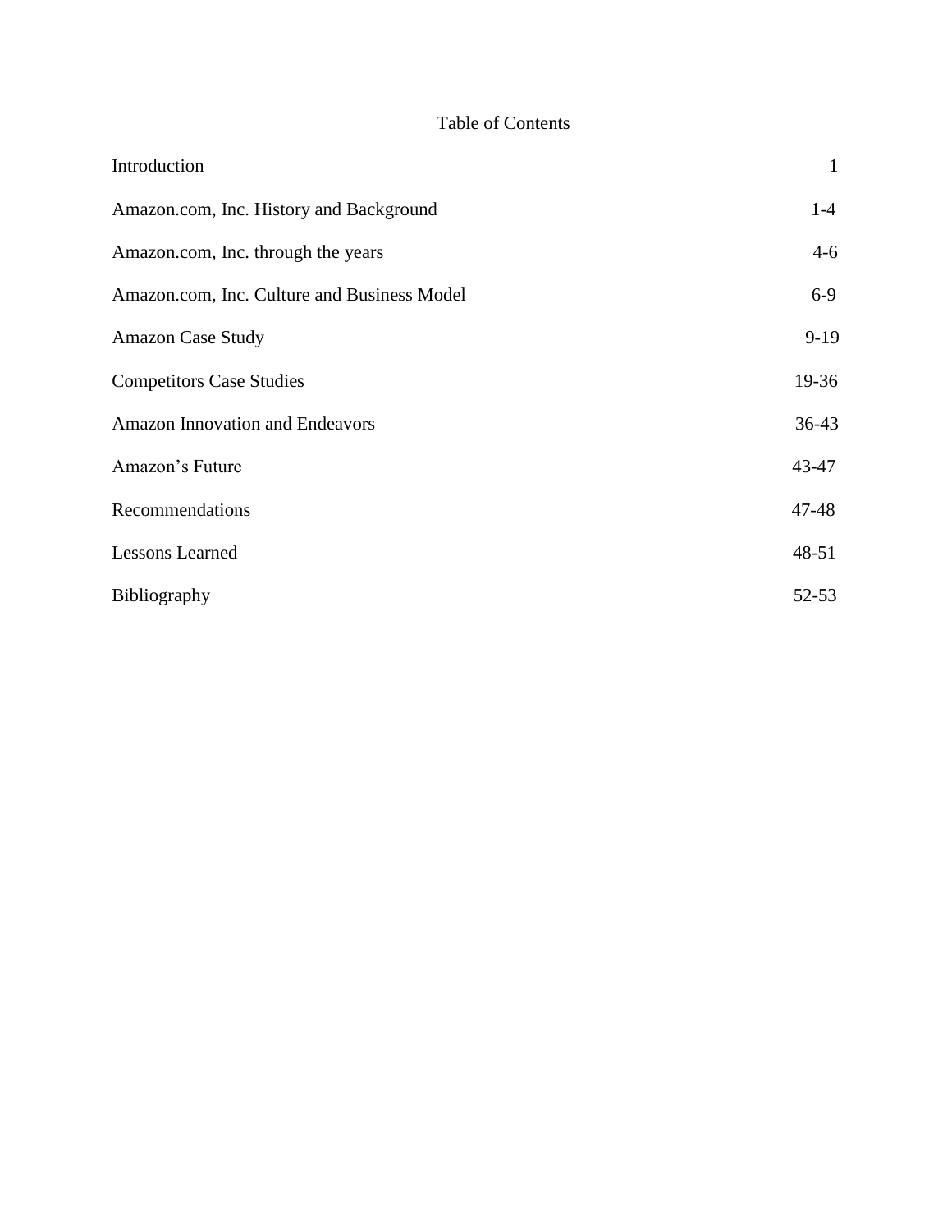# Table of Contents

| | |
|---|---|
| Introduction | 1 |
| Amazon.com, Inc. History and Background | 1-4 |
| Amazon.com, Inc. through the years | 4-6 |
| Amazon.com, Inc. Culture and Business Model | 6-9 |
| Amazon Case Study | 9-19 |
| Competitors Case Studies | 19-36 |
| Amazon Innovation and Endeavors | 36-43 |
| Amazon's Future | 43-47 |
| Recommendations | 47-48 |
| Lessons Learned | 48-51 |
| Bibliography | 52-53 |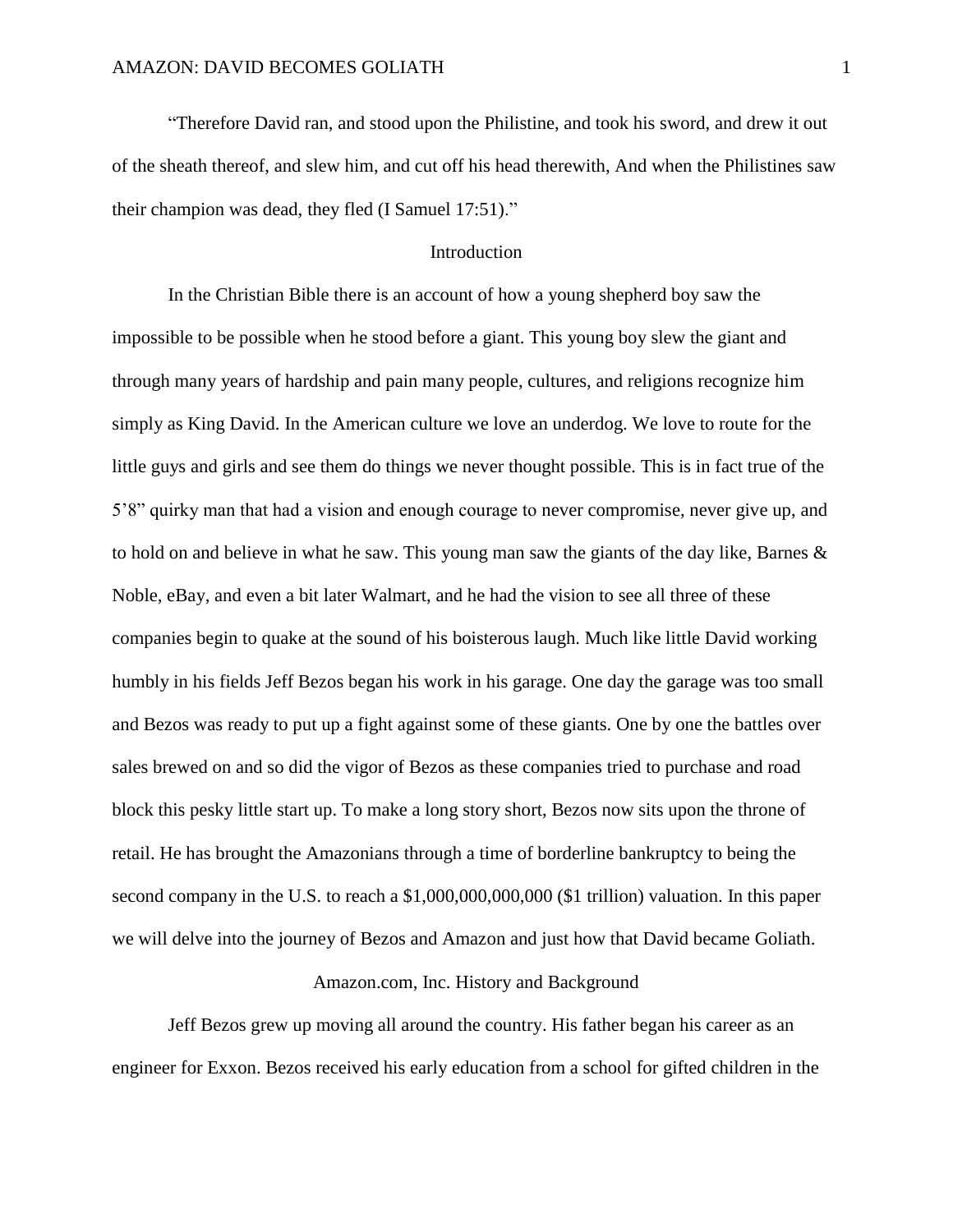"Therefore David ran, and stood upon the Philistine, and took his sword, and drew it out of the sheath thereof, and slew him, and cut off his head therewith, And when the Philistines saw their champion was dead, they fled (I Samuel 17:51)."

## Introduction

In the Christian Bible there is an account of how a young shepherd boy saw the impossible to be possible when he stood before a giant. This young boy slew the giant and through many years of hardship and pain many people, cultures, and religions recognize him simply as King David. In the American culture we love an underdog. We love to route for the little guys and girls and see them do things we never thought possible. This is in fact true of the 5'8" quirky man that had a vision and enough courage to never compromise, never give up, and to hold on and believe in what he saw. This young man saw the giants of the day like, Barnes & Noble, eBay, and even a bit later Walmart, and he had the vision to see all three of these companies begin to quake at the sound of his boisterous laugh. Much like little David working humbly in his fields Jeff Bezos began his work in his garage. One day the garage was too small and Bezos was ready to put up a fight against some of these giants. One by one the battles over sales brewed on and so did the vigor of Bezos as these companies tried to purchase and road block this pesky little start up. To make a long story short, Bezos now sits upon the throne of retail. He has brought the Amazonians through a time of borderline bankruptcy to being the second company in the U.S. to reach a $1,000,000,000,000 ($1 trillion) valuation. In this paper we will delve into the journey of Bezos and Amazon and just how that David became Goliath.

## Amazon.com, Inc. History and Background

Jeff Bezos grew up moving all around the country. His father began his career as an engineer for Exxon. Bezos received his early education from a school for gifted children in the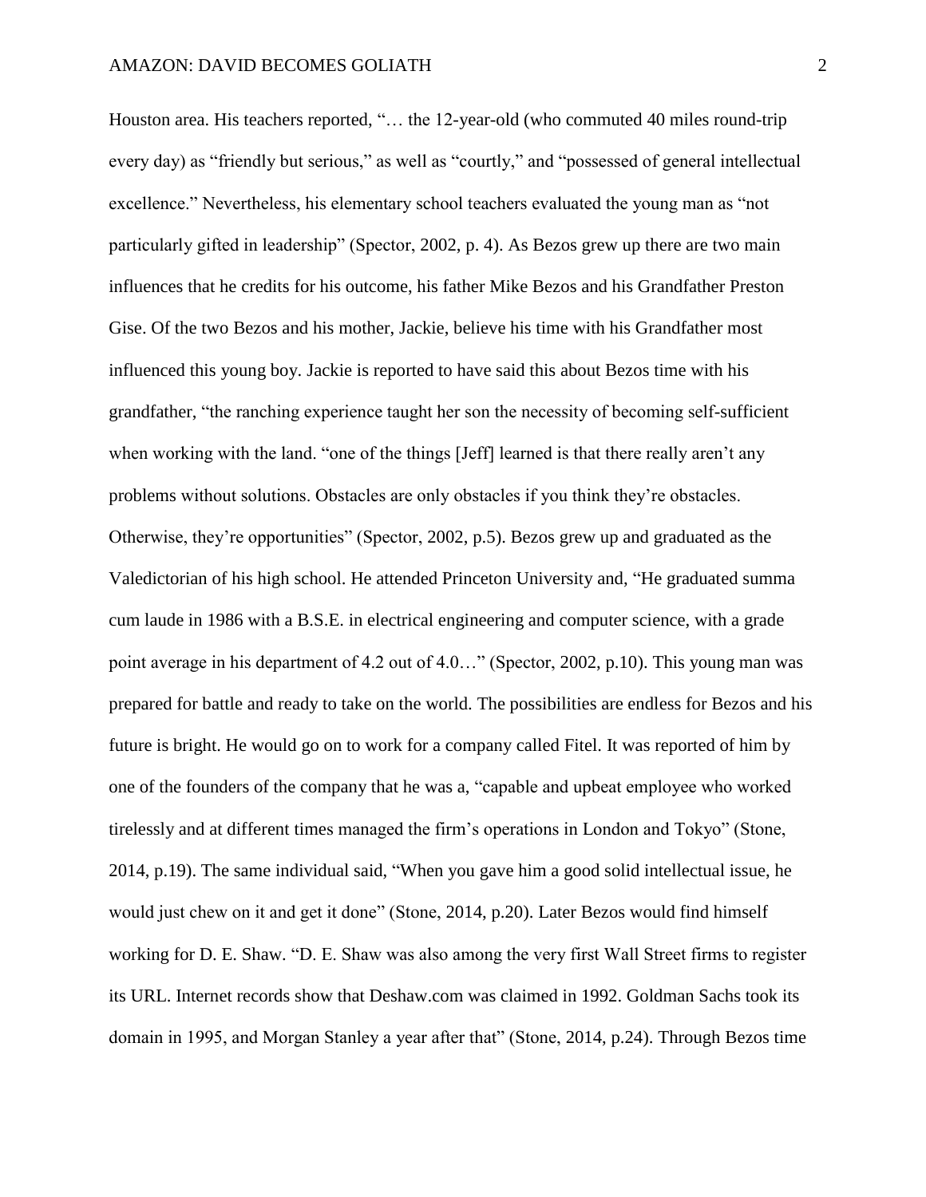Houston area. His teachers reported, "… the 12-year-old (who commuted 40 miles round-trip every day) as "friendly but serious," as well as "courtly," and "possessed of general intellectual excellence." Nevertheless, his elementary school teachers evaluated the young man as "not particularly gifted in leadership" (Spector, 2002, p. 4). As Bezos grew up there are two main influences that he credits for his outcome, his father Mike Bezos and his Grandfather Preston Gise. Of the two Bezos and his mother, Jackie, believe his time with his Grandfather most influenced this young boy. Jackie is reported to have said this about Bezos time with his grandfather, "the ranching experience taught her son the necessity of becoming self-sufficient when working with the land. "one of the things [Jeff] learned is that there really aren't any problems without solutions. Obstacles are only obstacles if you think they're obstacles. Otherwise, they're opportunities" (Spector, 2002, p.5). Bezos grew up and graduated as the Valedictorian of his high school. He attended Princeton University and, "He graduated summa cum laude in 1986 with a B.S.E. in electrical engineering and computer science, with a grade point average in his department of 4.2 out of 4.0…" (Spector, 2002, p.10). This young man was prepared for battle and ready to take on the world. The possibilities are endless for Bezos and his future is bright. He would go on to work for a company called Fitel. It was reported of him by one of the founders of the company that he was a, "capable and upbeat employee who worked tirelessly and at different times managed the firm's operations in London and Tokyo" (Stone, 2014, p.19). The same individual said, "When you gave him a good solid intellectual issue, he would just chew on it and get it done" (Stone, 2014, p.20). Later Bezos would find himself working for D. E. Shaw. "D. E. Shaw was also among the very first Wall Street firms to register its URL. Internet records show that Deshaw.com was claimed in 1992. Goldman Sachs took its domain in 1995, and Morgan Stanley a year after that" (Stone, 2014, p.24). Through Bezos time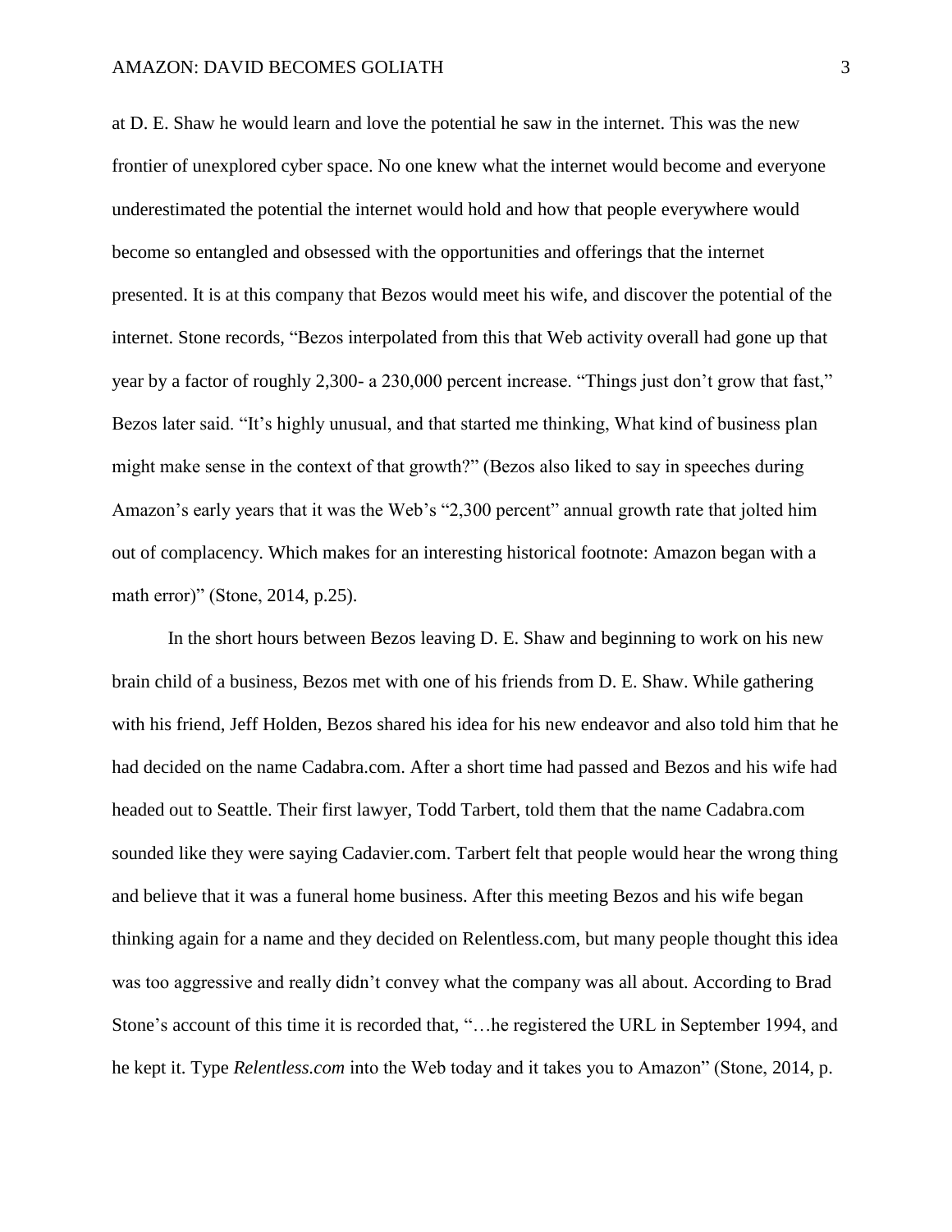at D. E. Shaw he would learn and love the potential he saw in the internet. This was the new frontier of unexplored cyber space. No one knew what the internet would become and everyone underestimated the potential the internet would hold and how that people everywhere would become so entangled and obsessed with the opportunities and offerings that the internet presented. It is at this company that Bezos would meet his wife, and discover the potential of the internet. Stone records, "Bezos interpolated from this that Web activity overall had gone up that year by a factor of roughly 2,300- a 230,000 percent increase. "Things just don't grow that fast," Bezos later said. "It's highly unusual, and that started me thinking, What kind of business plan might make sense in the context of that growth?" (Bezos also liked to say in speeches during Amazon's early years that it was the Web's "2,300 percent" annual growth rate that jolted him out of complacency. Which makes for an interesting historical footnote: Amazon began with a math error)" (Stone, 2014, p.25).

In the short hours between Bezos leaving D. E. Shaw and beginning to work on his new brain child of a business, Bezos met with one of his friends from D. E. Shaw. While gathering with his friend, Jeff Holden, Bezos shared his idea for his new endeavor and also told him that he had decided on the name Cadabra.com. After a short time had passed and Bezos and his wife had headed out to Seattle. Their first lawyer, Todd Tarbert, told them that the name Cadabra.com sounded like they were saying Cadavier.com. Tarbert felt that people would hear the wrong thing and believe that it was a funeral home business. After this meeting Bezos and his wife began thinking again for a name and they decided on Relentless.com, but many people thought this idea was too aggressive and really didn't convey what the company was all about. According to Brad Stone's account of this time it is recorded that, "…he registered the URL in September 1994, and he kept it. Type *Relentless.com* into the Web today and it takes you to Amazon" (Stone, 2014, p.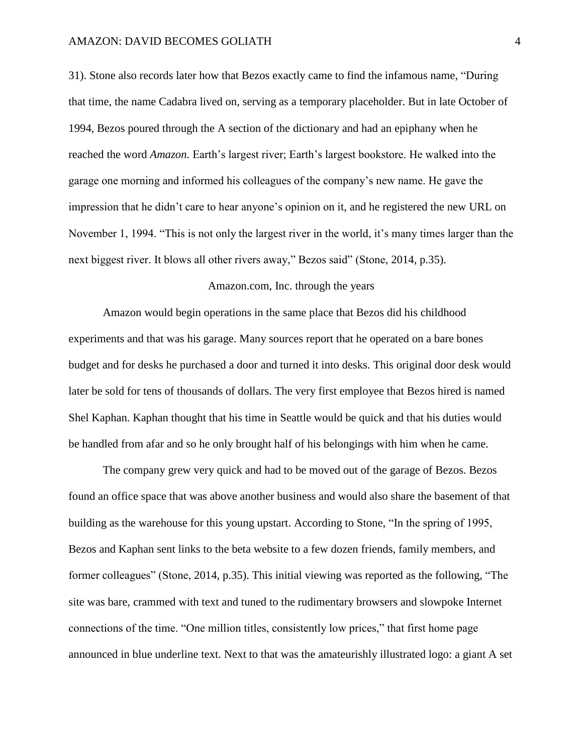31). Stone also records later how that Bezos exactly came to find the infamous name, "During that time, the name Cadabra lived on, serving as a temporary placeholder. But in late October of 1994, Bezos poured through the A section of the dictionary and had an epiphany when he reached the word *Amazon*. Earth's largest river; Earth's largest bookstore. He walked into the garage one morning and informed his colleagues of the company's new name. He gave the impression that he didn't care to hear anyone's opinion on it, and he registered the new URL on November 1, 1994. "This is not only the largest river in the world, it's many times larger than the next biggest river. It blows all other rivers away," Bezos said" (Stone, 2014, p.35).

## Amazon.com, Inc. through the years

Amazon would begin operations in the same place that Bezos did his childhood experiments and that was his garage. Many sources report that he operated on a bare bones budget and for desks he purchased a door and turned it into desks. This original door desk would later be sold for tens of thousands of dollars. The very first employee that Bezos hired is named Shel Kaphan. Kaphan thought that his time in Seattle would be quick and that his duties would be handled from afar and so he only brought half of his belongings with him when he came.

The company grew very quick and had to be moved out of the garage of Bezos. Bezos found an office space that was above another business and would also share the basement of that building as the warehouse for this young upstart. According to Stone, "In the spring of 1995, Bezos and Kaphan sent links to the beta website to a few dozen friends, family members, and former colleagues" (Stone, 2014, p.35). This initial viewing was reported as the following, "The site was bare, crammed with text and tuned to the rudimentary browsers and slowpoke Internet connections of the time. "One million titles, consistently low prices," that first home page announced in blue underline text. Next to that was the amateurishly illustrated logo: a giant A set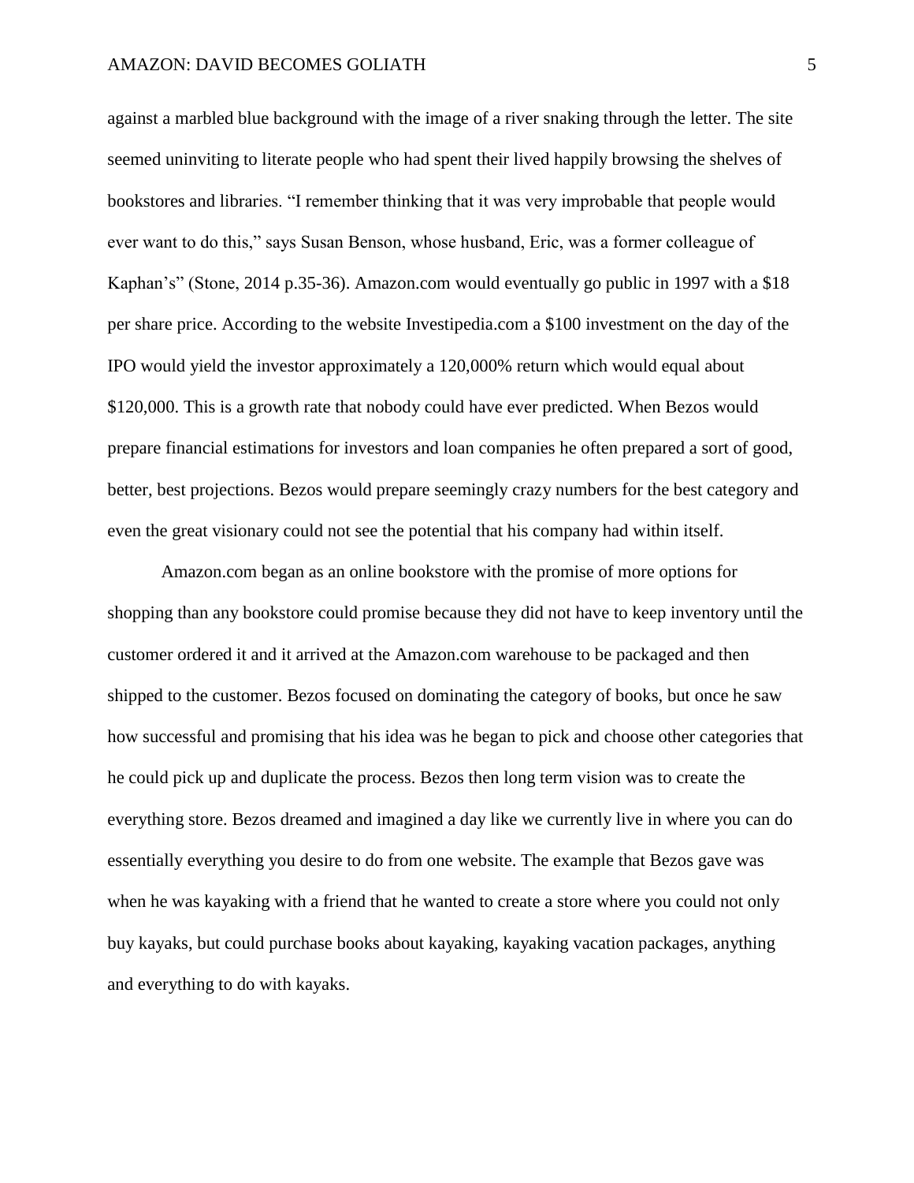against a marbled blue background with the image of a river snaking through the letter. The site seemed uninviting to literate people who had spent their lived happily browsing the shelves of bookstores and libraries. "I remember thinking that it was very improbable that people would ever want to do this," says Susan Benson, whose husband, Eric, was a former colleague of Kaphan's" (Stone, 2014 p.35-36). Amazon.com would eventually go public in 1997 with a $18 per share price. According to the website Investipedia.com a $100 investment on the day of the IPO would yield the investor approximately a 120,000% return which would equal about $120,000. This is a growth rate that nobody could have ever predicted. When Bezos would prepare financial estimations for investors and loan companies he often prepared a sort of good, better, best projections. Bezos would prepare seemingly crazy numbers for the best category and even the great visionary could not see the potential that his company had within itself.

Amazon.com began as an online bookstore with the promise of more options for shopping than any bookstore could promise because they did not have to keep inventory until the customer ordered it and it arrived at the Amazon.com warehouse to be packaged and then shipped to the customer. Bezos focused on dominating the category of books, but once he saw how successful and promising that his idea was he began to pick and choose other categories that he could pick up and duplicate the process. Bezos then long term vision was to create the everything store. Bezos dreamed and imagined a day like we currently live in where you can do essentially everything you desire to do from one website. The example that Bezos gave was when he was kayaking with a friend that he wanted to create a store where you could not only buy kayaks, but could purchase books about kayaking, kayaking vacation packages, anything and everything to do with kayaks.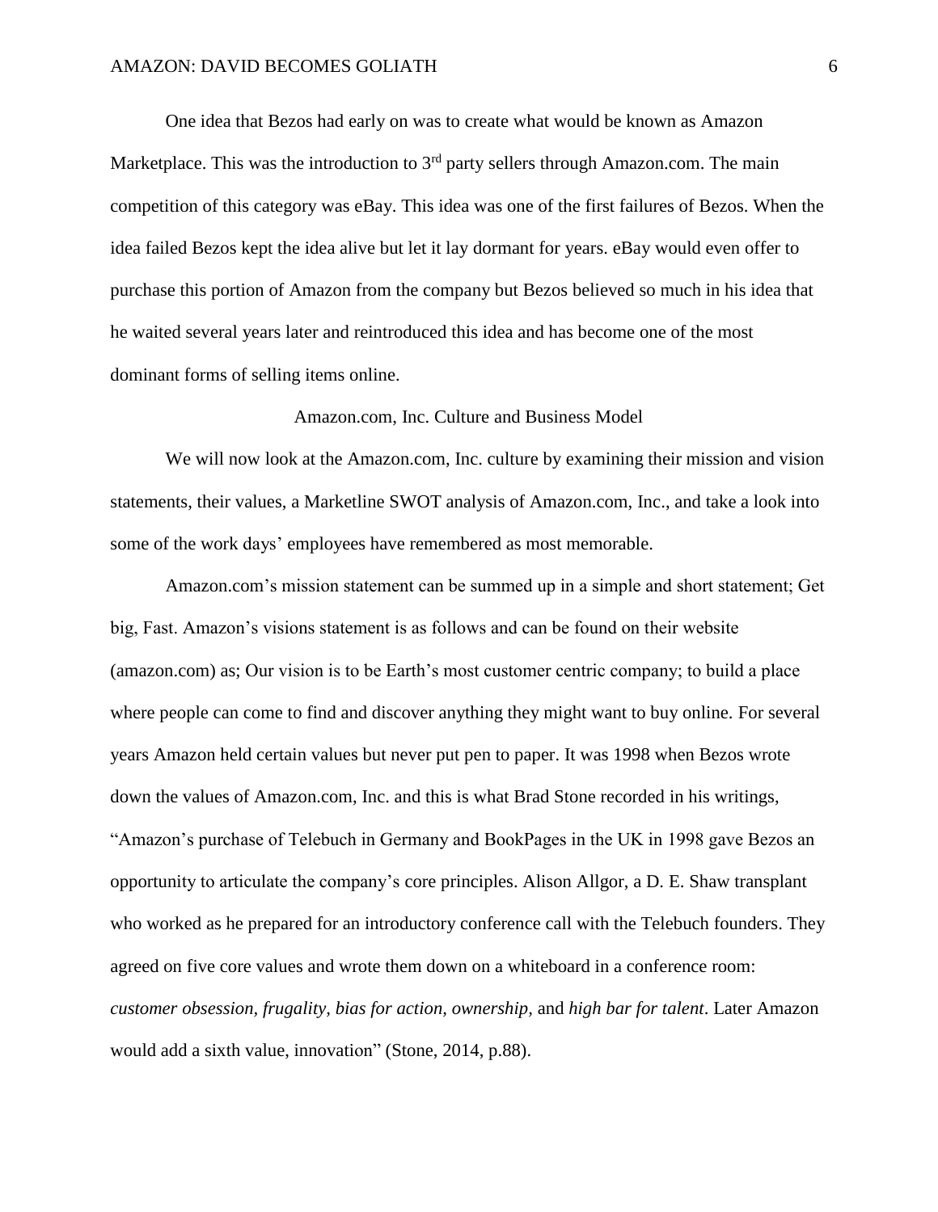One idea that Bezos had early on was to create what would be known as Amazon Marketplace. This was the introduction to 3rd party sellers through Amazon.com. The main competition of this category was eBay. This idea was one of the first failures of Bezos. When the idea failed Bezos kept the idea alive but let it lay dormant for years. eBay would even offer to purchase this portion of Amazon from the company but Bezos believed so much in his idea that he waited several years later and reintroduced this idea and has become one of the most dominant forms of selling items online.

## Amazon.com, Inc. Culture and Business Model

We will now look at the Amazon.com, Inc. culture by examining their mission and vision statements, their values, a Marketline SWOT analysis of Amazon.com, Inc., and take a look into some of the work days' employees have remembered as most memorable.

Amazon.com's mission statement can be summed up in a simple and short statement; Get big, Fast. Amazon's visions statement is as follows and can be found on their website (amazon.com) as; Our vision is to be Earth's most customer centric company; to build a place where people can come to find and discover anything they might want to buy online. For several years Amazon held certain values but never put pen to paper. It was 1998 when Bezos wrote down the values of Amazon.com, Inc. and this is what Brad Stone recorded in his writings, "Amazon's purchase of Telebuch in Germany and BookPages in the UK in 1998 gave Bezos an opportunity to articulate the company's core principles. Alison Allgor, a D. E. Shaw transplant who worked as he prepared for an introductory conference call with the Telebuch founders. They agreed on five core values and wrote them down on a whiteboard in a conference room: *customer obsession, frugality, bias for action, ownership,* and *high bar for talent*. Later Amazon would add a sixth value, innovation" (Stone, 2014, p.88).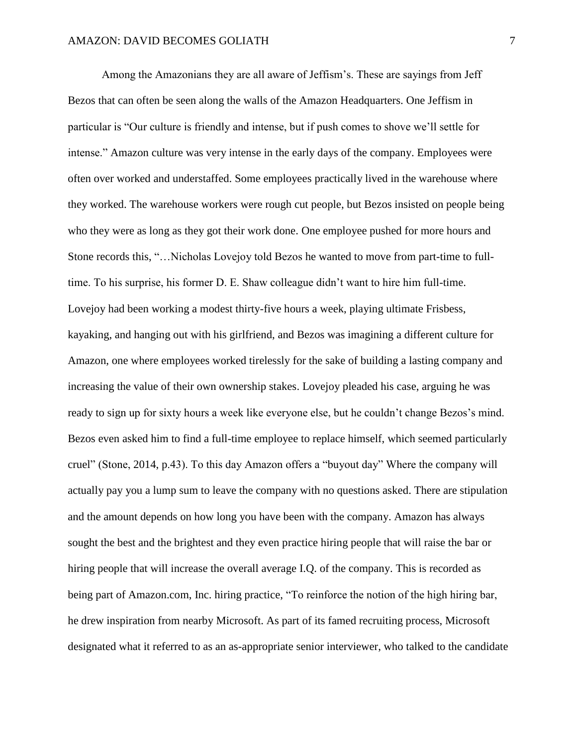Among the Amazonians they are all aware of Jeffism's. These are sayings from Jeff Bezos that can often be seen along the walls of the Amazon Headquarters. One Jeffism in particular is "Our culture is friendly and intense, but if push comes to shove we'll settle for intense." Amazon culture was very intense in the early days of the company. Employees were often over worked and understaffed. Some employees practically lived in the warehouse where they worked. The warehouse workers were rough cut people, but Bezos insisted on people being who they were as long as they got their work done. One employee pushed for more hours and Stone records this, "…Nicholas Lovejoy told Bezos he wanted to move from part-time to full-time. To his surprise, his former D. E. Shaw colleague didn't want to hire him full-time. Lovejoy had been working a modest thirty-five hours a week, playing ultimate Frisbess, kayaking, and hanging out with his girlfriend, and Bezos was imagining a different culture for Amazon, one where employees worked tirelessly for the sake of building a lasting company and increasing the value of their own ownership stakes. Lovejoy pleaded his case, arguing he was ready to sign up for sixty hours a week like everyone else, but he couldn't change Bezos's mind. Bezos even asked him to find a full-time employee to replace himself, which seemed particularly cruel" (Stone, 2014, p.43). To this day Amazon offers a "buyout day" Where the company will actually pay you a lump sum to leave the company with no questions asked. There are stipulation and the amount depends on how long you have been with the company. Amazon has always sought the best and the brightest and they even practice hiring people that will raise the bar or hiring people that will increase the overall average I.Q. of the company. This is recorded as being part of Amazon.com, Inc. hiring practice, "To reinforce the notion of the high hiring bar, he drew inspiration from nearby Microsoft. As part of its famed recruiting process, Microsoft designated what it referred to as an as-appropriate senior interviewer, who talked to the candidate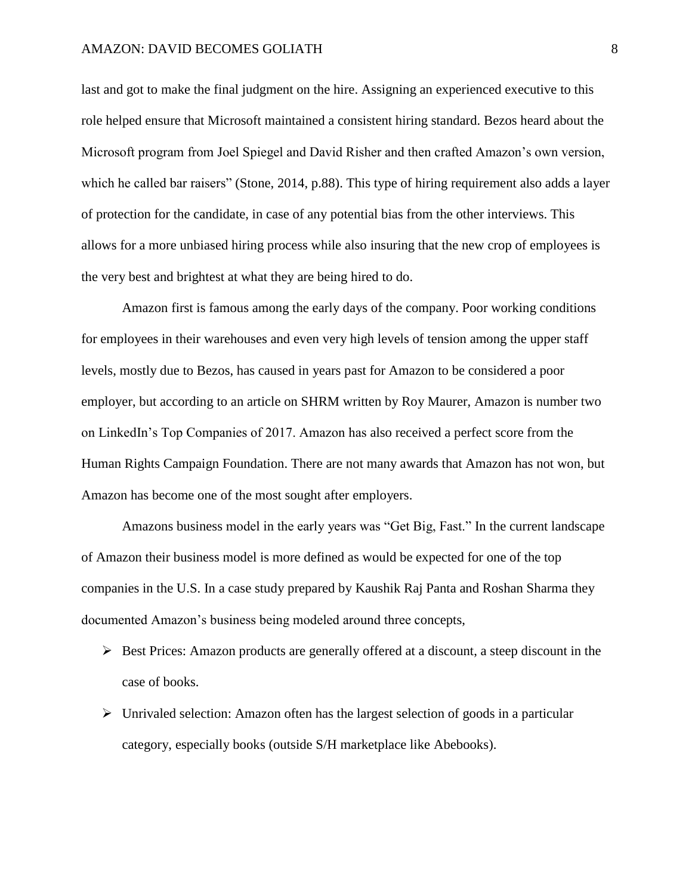last and got to make the final judgment on the hire. Assigning an experienced executive to this role helped ensure that Microsoft maintained a consistent hiring standard. Bezos heard about the Microsoft program from Joel Spiegel and David Risher and then crafted Amazon's own version, which he called bar raisers" (Stone, 2014, p.88). This type of hiring requirement also adds a layer of protection for the candidate, in case of any potential bias from the other interviews. This allows for a more unbiased hiring process while also insuring that the new crop of employees is the very best and brightest at what they are being hired to do.

Amazon first is famous among the early days of the company. Poor working conditions for employees in their warehouses and even very high levels of tension among the upper staff levels, mostly due to Bezos, has caused in years past for Amazon to be considered a poor employer, but according to an article on SHRM written by Roy Maurer, Amazon is number two on LinkedIn's Top Companies of 2017. Amazon has also received a perfect score from the Human Rights Campaign Foundation. There are not many awards that Amazon has not won, but Amazon has become one of the most sought after employers.

Amazons business model in the early years was "Get Big, Fast." In the current landscape of Amazon their business model is more defined as would be expected for one of the top companies in the U.S. In a case study prepared by Kaushik Raj Panta and Roshan Sharma they documented Amazon's business being modeled around three concepts,

- Best Prices: Amazon products are generally offered at a discount, a steep discount in the case of books.
- Unrivaled selection: Amazon often has the largest selection of goods in a particular category, especially books (outside S/H marketplace like Abebooks).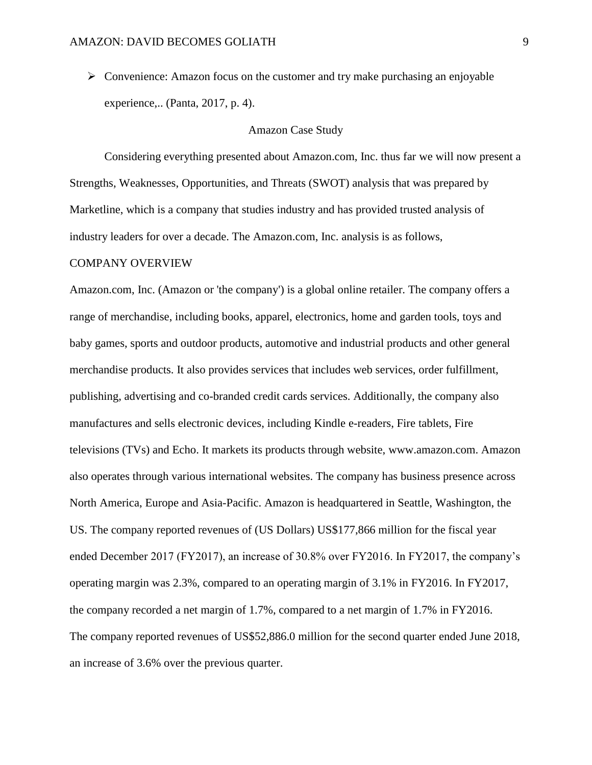- Convenience: Amazon focus on the customer and try make purchasing an enjoyable experience,.. (Panta, 2017, p. 4).

## Amazon Case Study

Considering everything presented about Amazon.com, Inc. thus far we will now present a Strengths, Weaknesses, Opportunities, and Threats (SWOT) analysis that was prepared by Marketline, which is a company that studies industry and has provided trusted analysis of industry leaders for over a decade. The Amazon.com, Inc. analysis is as follows,

### COMPANY OVERVIEW

Amazon.com, Inc. (Amazon or 'the company') is a global online retailer. The company offers a range of merchandise, including books, apparel, electronics, home and garden tools, toys and baby games, sports and outdoor products, automotive and industrial products and other general merchandise products. It also provides services that includes web services, order fulfillment, publishing, advertising and co-branded credit cards services. Additionally, the company also manufactures and sells electronic devices, including Kindle e-readers, Fire tablets, Fire televisions (TVs) and Echo. It markets its products through website, www.amazon.com. Amazon also operates through various international websites. The company has business presence across North America, Europe and Asia-Pacific. Amazon is headquartered in Seattle, Washington, the US. The company reported revenues of (US Dollars) US$177,866 million for the fiscal year ended December 2017 (FY2017), an increase of 30.8% over FY2016. In FY2017, the company's operating margin was 2.3%, compared to an operating margin of 3.1% in FY2016. In FY2017, the company recorded a net margin of 1.7%, compared to a net margin of 1.7% in FY2016. The company reported revenues of US$52,886.0 million for the second quarter ended June 2018, an increase of 3.6% over the previous quarter.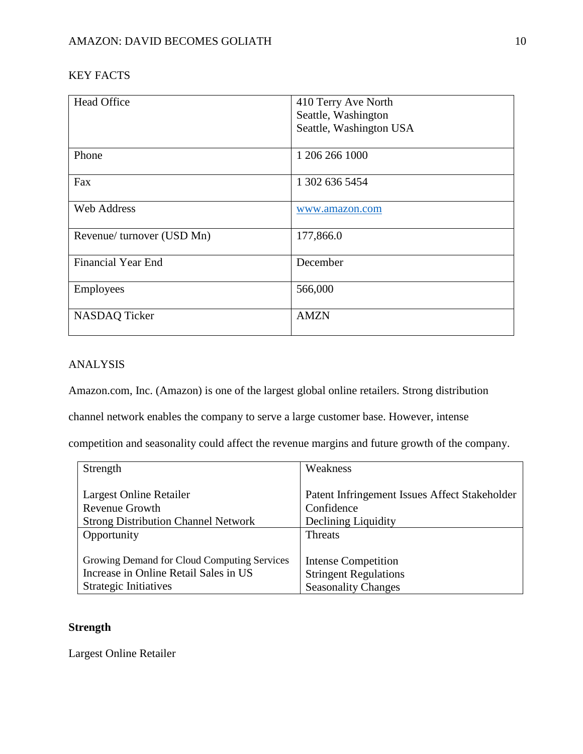KEY FACTS

| Head Office | 410 Terry Ave North<br>Seattle, Washington<br>Seattle, Washington USA |
|---|---|
| Phone | 1 206 266 1000 |
| Fax | 1 302 636 5454 |
| Web Address | www.amazon.com |
| Revenue/ turnover (USD Mn) | 177,866.0 |
| Financial Year End | December |
| Employees | 566,000 |
| NASDAQ Ticker | AMZN |

ANALYSIS

Amazon.com, Inc. (Amazon) is one of the largest global online retailers. Strong distribution channel network enables the company to serve a large customer base. However, intense competition and seasonality could affect the revenue margins and future growth of the company.

| Strength | Weakness |
|---|---|
| Largest Online Retailer<br>Revenue Growth<br>Strong Distribution Channel Network | Patent Infringement Issues Affect Stakeholder Confidence<br>Declining Liquidity |
| **Opportunity** | **Threats** |
| Growing Demand for Cloud Computing Services<br>Increase in Online Retail Sales in US<br>Strategic Initiatives | Intense Competition<br>Stringent Regulations<br>Seasonality Changes |

**Strength**

Largest Online Retailer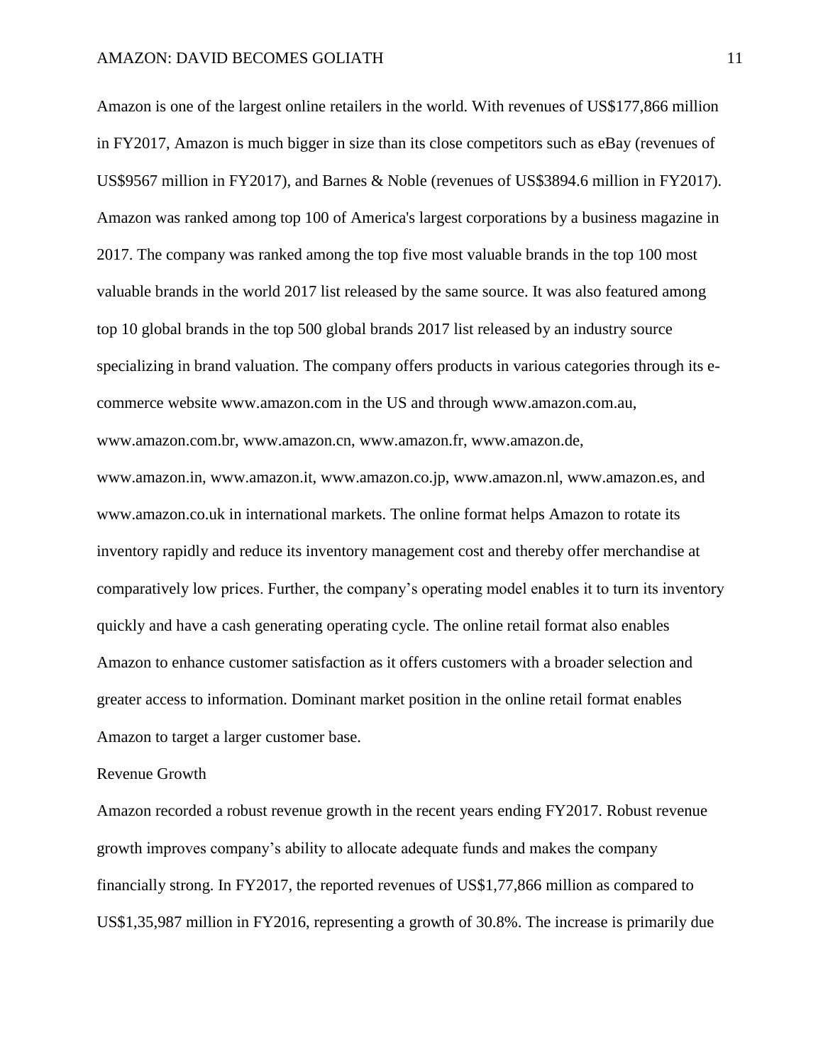Amazon is one of the largest online retailers in the world. With revenues of US$177,866 million in FY2017, Amazon is much bigger in size than its close competitors such as eBay (revenues of US$9567 million in FY2017), and Barnes & Noble (revenues of US$3894.6 million in FY2017). Amazon was ranked among top 100 of America's largest corporations by a business magazine in 2017. The company was ranked among the top five most valuable brands in the top 100 most valuable brands in the world 2017 list released by the same source. It was also featured among top 10 global brands in the top 500 global brands 2017 list released by an industry source specializing in brand valuation. The company offers products in various categories through its e-commerce website www.amazon.com in the US and through www.amazon.com.au, www.amazon.com.br, www.amazon.cn, www.amazon.fr, www.amazon.de, www.amazon.in, www.amazon.it, www.amazon.co.jp, www.amazon.nl, www.amazon.es, and www.amazon.co.uk in international markets. The online format helps Amazon to rotate its inventory rapidly and reduce its inventory management cost and thereby offer merchandise at comparatively low prices. Further, the company's operating model enables it to turn its inventory quickly and have a cash generating operating cycle. The online retail format also enables Amazon to enhance customer satisfaction as it offers customers with a broader selection and greater access to information. Dominant market position in the online retail format enables Amazon to target a larger customer base.

Revenue Growth

Amazon recorded a robust revenue growth in the recent years ending FY2017. Robust revenue growth improves company's ability to allocate adequate funds and makes the company financially strong. In FY2017, the reported revenues of US$1,77,866 million as compared to US$1,35,987 million in FY2016, representing a growth of 30.8%. The increase is primarily due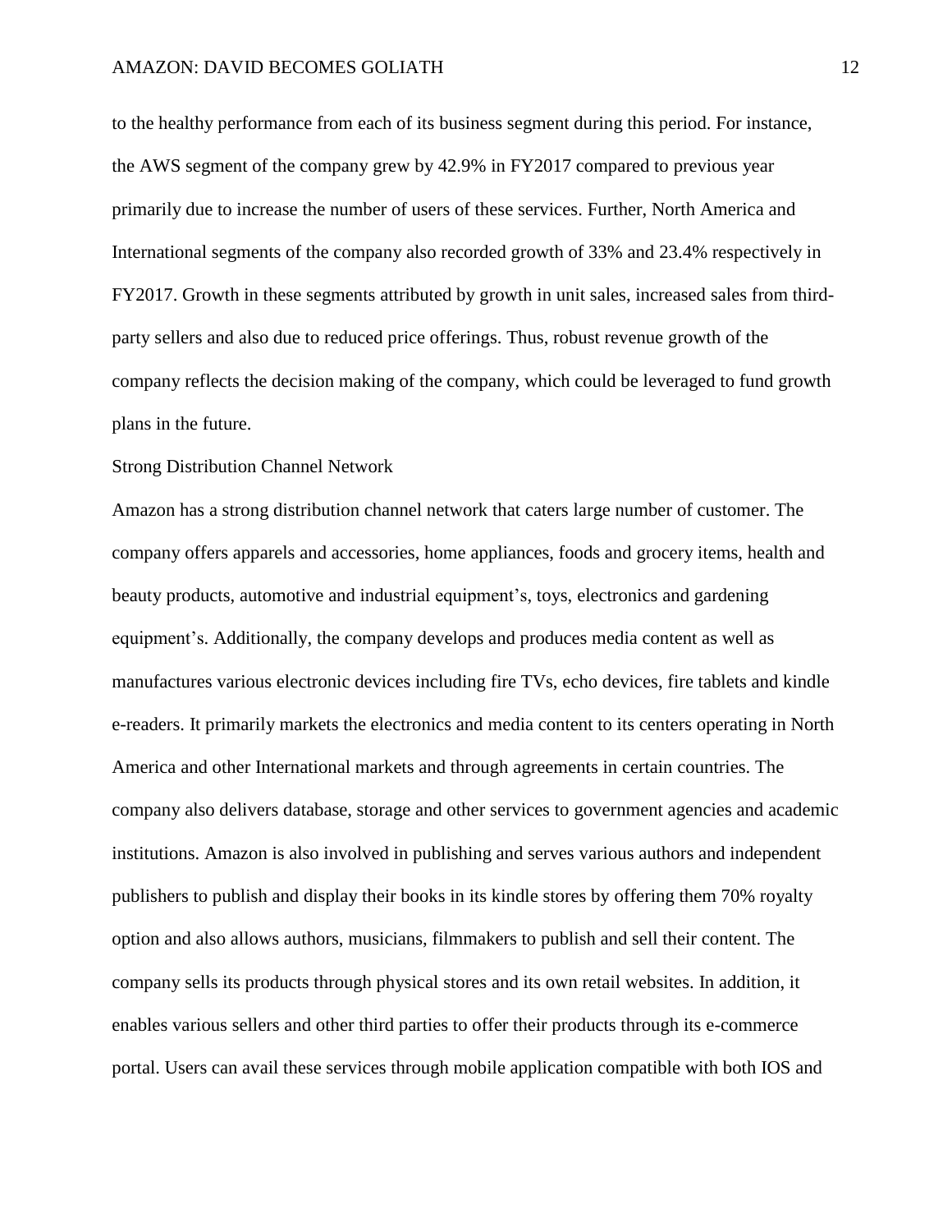to the healthy performance from each of its business segment during this period. For instance, the AWS segment of the company grew by 42.9% in FY2017 compared to previous year primarily due to increase the number of users of these services. Further, North America and International segments of the company also recorded growth of 33% and 23.4% respectively in FY2017. Growth in these segments attributed by growth in unit sales, increased sales from third-party sellers and also due to reduced price offerings. Thus, robust revenue growth of the company reflects the decision making of the company, which could be leveraged to fund growth plans in the future.

## Strong Distribution Channel Network

Amazon has a strong distribution channel network that caters large number of customer. The company offers apparels and accessories, home appliances, foods and grocery items, health and beauty products, automotive and industrial equipment's, toys, electronics and gardening equipment's. Additionally, the company develops and produces media content as well as manufactures various electronic devices including fire TVs, echo devices, fire tablets and kindle e-readers. It primarily markets the electronics and media content to its centers operating in North America and other International markets and through agreements in certain countries. The company also delivers database, storage and other services to government agencies and academic institutions. Amazon is also involved in publishing and serves various authors and independent publishers to publish and display their books in its kindle stores by offering them 70% royalty option and also allows authors, musicians, filmmakers to publish and sell their content. The company sells its products through physical stores and its own retail websites. In addition, it enables various sellers and other third parties to offer their products through its e-commerce portal. Users can avail these services through mobile application compatible with both IOS and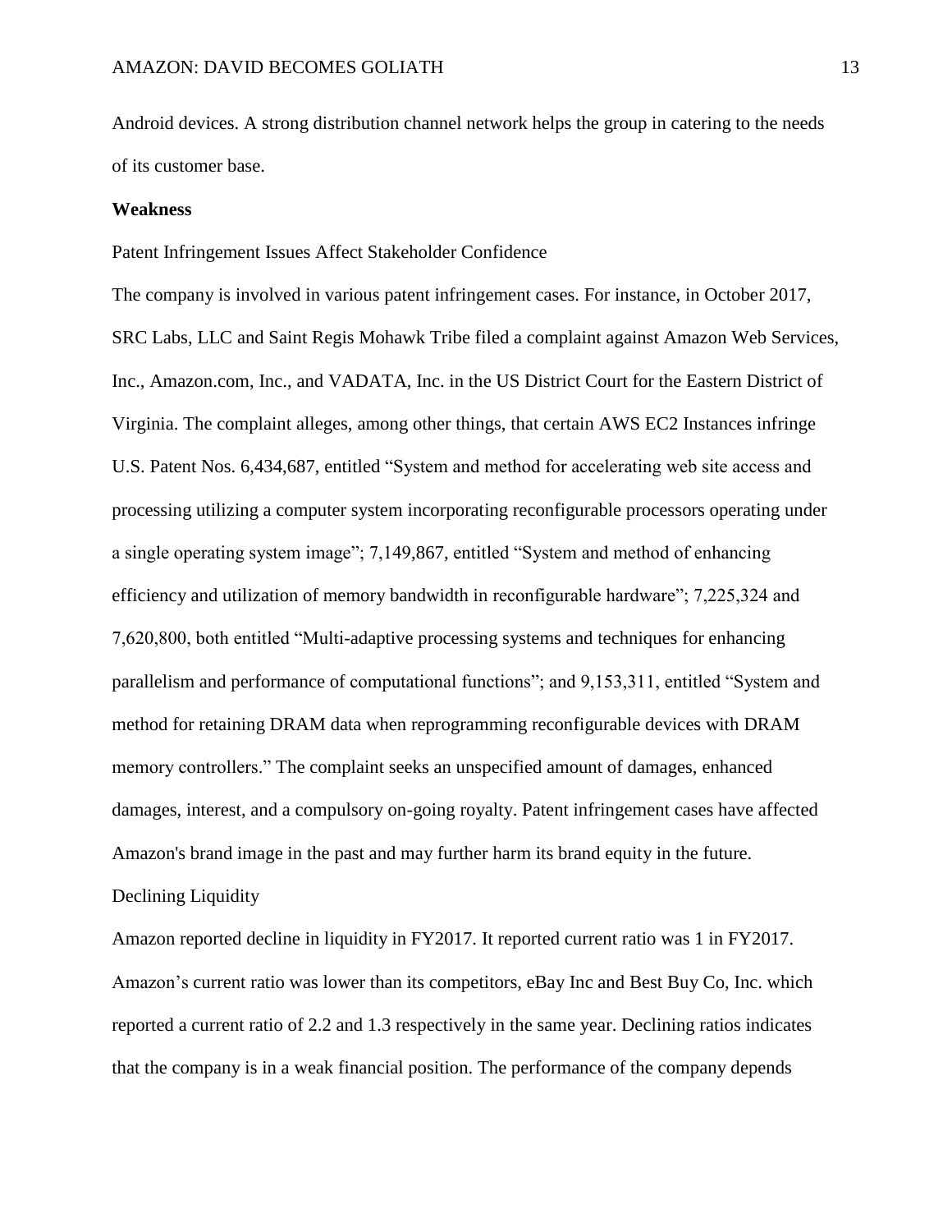Android devices. A strong distribution channel network helps the group in catering to the needs of its customer base.

**Weakness**

Patent Infringement Issues Affect Stakeholder Confidence

The company is involved in various patent infringement cases. For instance, in October 2017, SRC Labs, LLC and Saint Regis Mohawk Tribe filed a complaint against Amazon Web Services, Inc., Amazon.com, Inc., and VADATA, Inc. in the US District Court for the Eastern District of Virginia. The complaint alleges, among other things, that certain AWS EC2 Instances infringe U.S. Patent Nos. 6,434,687, entitled "System and method for accelerating web site access and processing utilizing a computer system incorporating reconfigurable processors operating under a single operating system image"; 7,149,867, entitled "System and method of enhancing efficiency and utilization of memory bandwidth in reconfigurable hardware"; 7,225,324 and 7,620,800, both entitled "Multi-adaptive processing systems and techniques for enhancing parallelism and performance of computational functions"; and 9,153,311, entitled "System and method for retaining DRAM data when reprogramming reconfigurable devices with DRAM memory controllers." The complaint seeks an unspecified amount of damages, enhanced damages, interest, and a compulsory on-going royalty. Patent infringement cases have affected Amazon's brand image in the past and may further harm its brand equity in the future.

Declining Liquidity

Amazon reported decline in liquidity in FY2017. It reported current ratio was 1 in FY2017. Amazon's current ratio was lower than its competitors, eBay Inc and Best Buy Co, Inc. which reported a current ratio of 2.2 and 1.3 respectively in the same year. Declining ratios indicates that the company is in a weak financial position. The performance of the company depends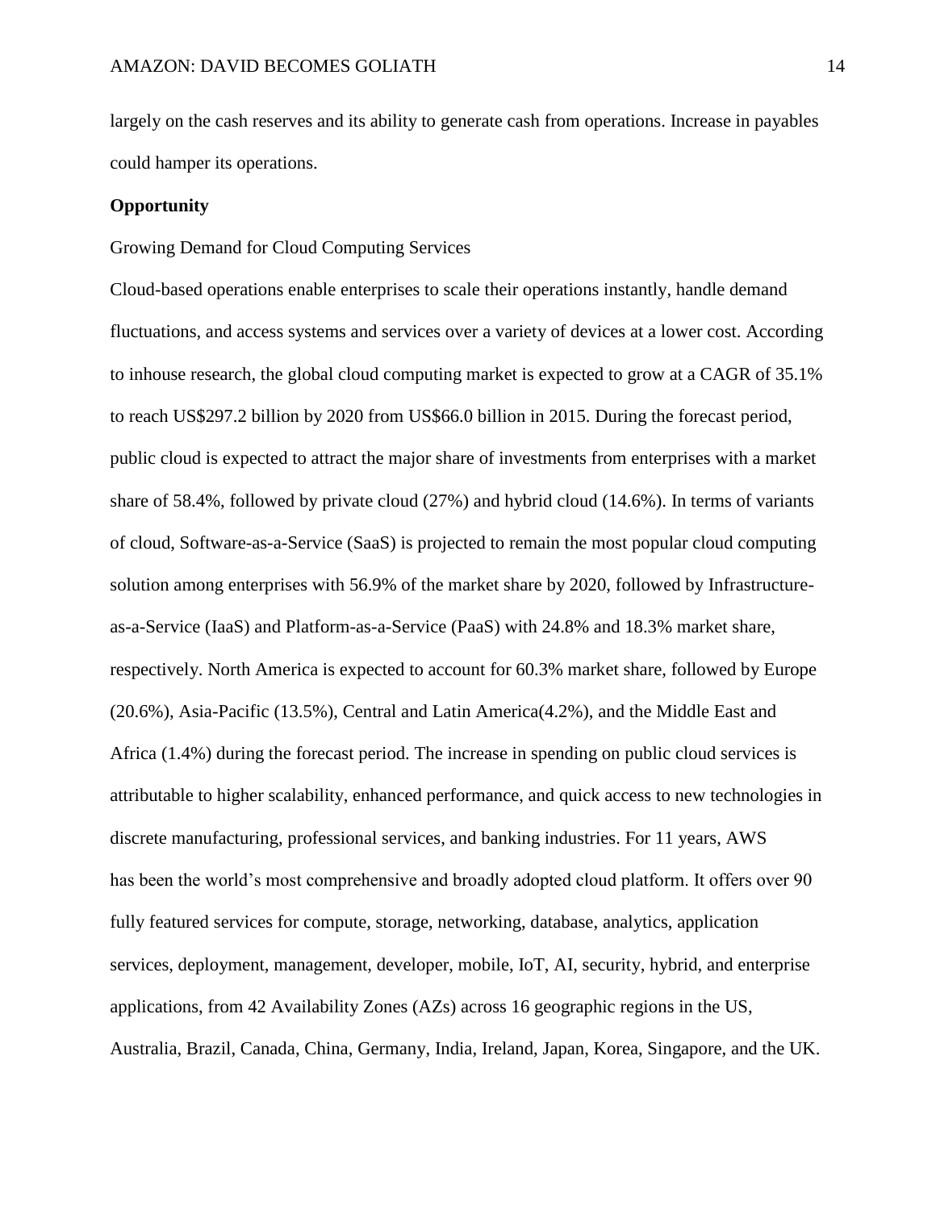largely on the cash reserves and its ability to generate cash from operations. Increase in payables could hamper its operations.

**Opportunity**

Growing Demand for Cloud Computing Services

Cloud-based operations enable enterprises to scale their operations instantly, handle demand fluctuations, and access systems and services over a variety of devices at a lower cost. According to inhouse research, the global cloud computing market is expected to grow at a CAGR of 35.1% to reach US$297.2 billion by 2020 from US$66.0 billion in 2015. During the forecast period, public cloud is expected to attract the major share of investments from enterprises with a market share of 58.4%, followed by private cloud (27%) and hybrid cloud (14.6%). In terms of variants of cloud, Software-as-a-Service (SaaS) is projected to remain the most popular cloud computing solution among enterprises with 56.9% of the market share by 2020, followed by Infrastructure-as-a-Service (IaaS) and Platform-as-a-Service (PaaS) with 24.8% and 18.3% market share, respectively. North America is expected to account for 60.3% market share, followed by Europe (20.6%), Asia-Pacific (13.5%), Central and Latin America(4.2%), and the Middle East and Africa (1.4%) during the forecast period. The increase in spending on public cloud services is attributable to higher scalability, enhanced performance, and quick access to new technologies in discrete manufacturing, professional services, and banking industries. For 11 years, AWS has been the world's most comprehensive and broadly adopted cloud platform. It offers over 90 fully featured services for compute, storage, networking, database, analytics, application services, deployment, management, developer, mobile, IoT, AI, security, hybrid, and enterprise applications, from 42 Availability Zones (AZs) across 16 geographic regions in the US, Australia, Brazil, Canada, China, Germany, India, Ireland, Japan, Korea, Singapore, and the UK.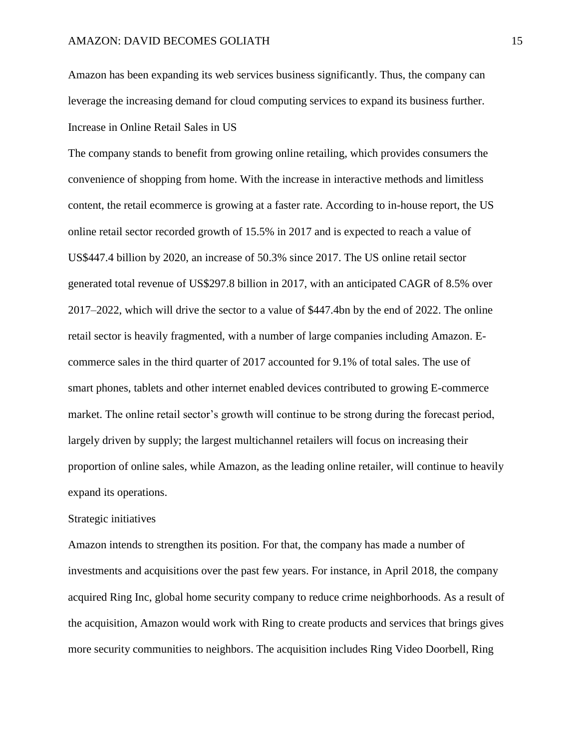Amazon has been expanding its web services business significantly. Thus, the company can leverage the increasing demand for cloud computing services to expand its business further.

### Increase in Online Retail Sales in US

The company stands to benefit from growing online retailing, which provides consumers the convenience of shopping from home. With the increase in interactive methods and limitless content, the retail ecommerce is growing at a faster rate. According to in-house report, the US online retail sector recorded growth of 15.5% in 2017 and is expected to reach a value of US$447.4 billion by 2020, an increase of 50.3% since 2017. The US online retail sector generated total revenue of US$297.8 billion in 2017, with an anticipated CAGR of 8.5% over 2017–2022, which will drive the sector to a value of $447.4bn by the end of 2022. The online retail sector is heavily fragmented, with a number of large companies including Amazon. E-commerce sales in the third quarter of 2017 accounted for 9.1% of total sales. The use of smart phones, tablets and other internet enabled devices contributed to growing E-commerce market. The online retail sector's growth will continue to be strong during the forecast period, largely driven by supply; the largest multichannel retailers will focus on increasing their proportion of online sales, while Amazon, as the leading online retailer, will continue to heavily expand its operations.

### Strategic initiatives

Amazon intends to strengthen its position. For that, the company has made a number of investments and acquisitions over the past few years. For instance, in April 2018, the company acquired Ring Inc, global home security company to reduce crime neighborhoods. As a result of the acquisition, Amazon would work with Ring to create products and services that brings gives more security communities to neighbors. The acquisition includes Ring Video Doorbell, Ring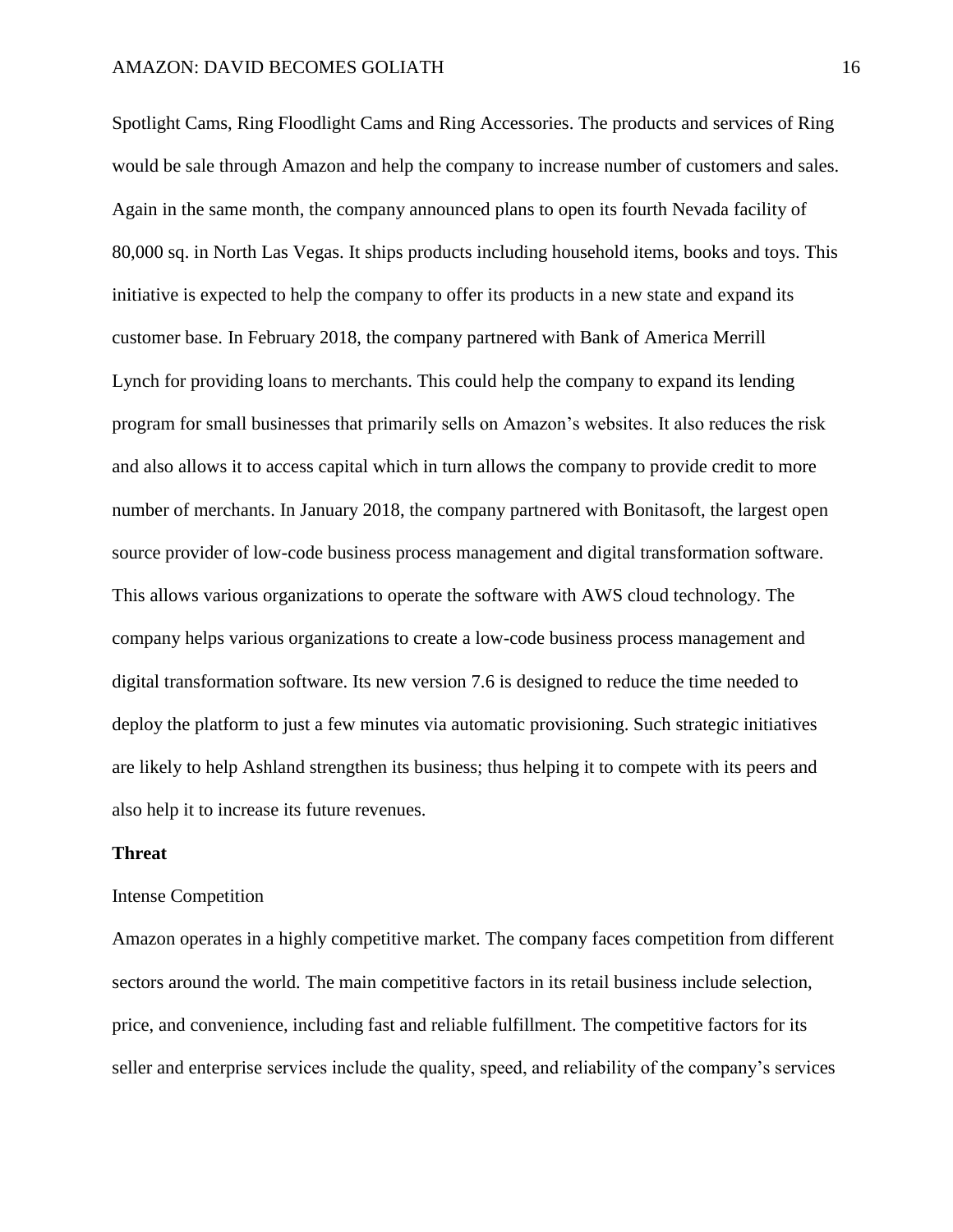Spotlight Cams, Ring Floodlight Cams and Ring Accessories. The products and services of Ring would be sale through Amazon and help the company to increase number of customers and sales. Again in the same month, the company announced plans to open its fourth Nevada facility of 80,000 sq. in North Las Vegas. It ships products including household items, books and toys. This initiative is expected to help the company to offer its products in a new state and expand its customer base. In February 2018, the company partnered with Bank of America Merrill Lynch for providing loans to merchants. This could help the company to expand its lending program for small businesses that primarily sells on Amazon's websites. It also reduces the risk and also allows it to access capital which in turn allows the company to provide credit to more number of merchants. In January 2018, the company partnered with Bonitasoft, the largest open source provider of low-code business process management and digital transformation software. This allows various organizations to operate the software with AWS cloud technology. The company helps various organizations to create a low-code business process management and digital transformation software. Its new version 7.6 is designed to reduce the time needed to deploy the platform to just a few minutes via automatic provisioning. Such strategic initiatives are likely to help Ashland strengthen its business; thus helping it to compete with its peers and also help it to increase its future revenues.

**Threat**

Intense Competition

Amazon operates in a highly competitive market. The company faces competition from different sectors around the world. The main competitive factors in its retail business include selection, price, and convenience, including fast and reliable fulfillment. The competitive factors for its seller and enterprise services include the quality, speed, and reliability of the company's services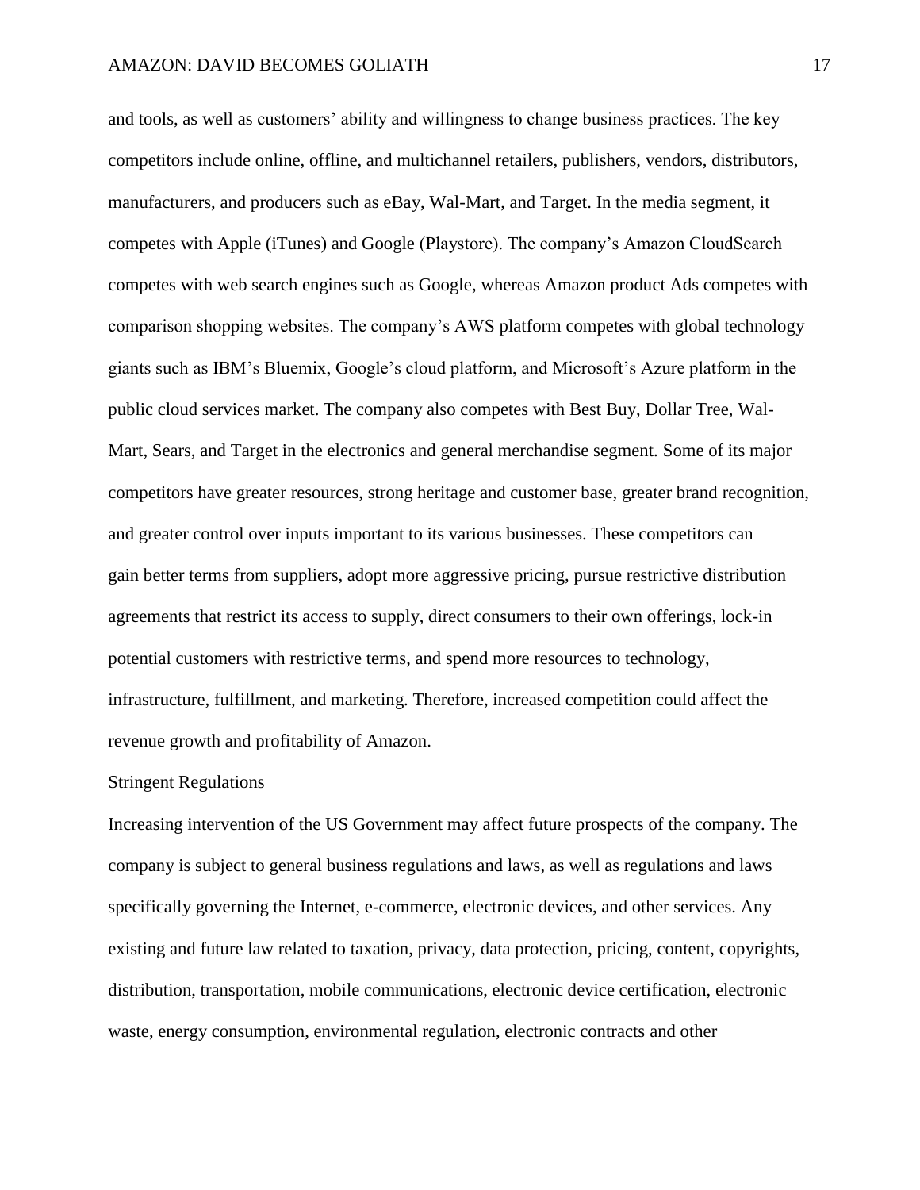and tools, as well as customers' ability and willingness to change business practices. The key competitors include online, offline, and multichannel retailers, publishers, vendors, distributors, manufacturers, and producers such as eBay, Wal-Mart, and Target. In the media segment, it competes with Apple (iTunes) and Google (Playstore). The company's Amazon CloudSearch competes with web search engines such as Google, whereas Amazon product Ads competes with comparison shopping websites. The company's AWS platform competes with global technology giants such as IBM's Bluemix, Google's cloud platform, and Microsoft's Azure platform in the public cloud services market. The company also competes with Best Buy, Dollar Tree, Wal-Mart, Sears, and Target in the electronics and general merchandise segment. Some of its major competitors have greater resources, strong heritage and customer base, greater brand recognition, and greater control over inputs important to its various businesses. These competitors can gain better terms from suppliers, adopt more aggressive pricing, pursue restrictive distribution agreements that restrict its access to supply, direct consumers to their own offerings, lock-in potential customers with restrictive terms, and spend more resources to technology, infrastructure, fulfillment, and marketing. Therefore, increased competition could affect the revenue growth and profitability of Amazon.

### Stringent Regulations

Increasing intervention of the US Government may affect future prospects of the company. The company is subject to general business regulations and laws, as well as regulations and laws specifically governing the Internet, e-commerce, electronic devices, and other services. Any existing and future law related to taxation, privacy, data protection, pricing, content, copyrights, distribution, transportation, mobile communications, electronic device certification, electronic waste, energy consumption, environmental regulation, electronic contracts and other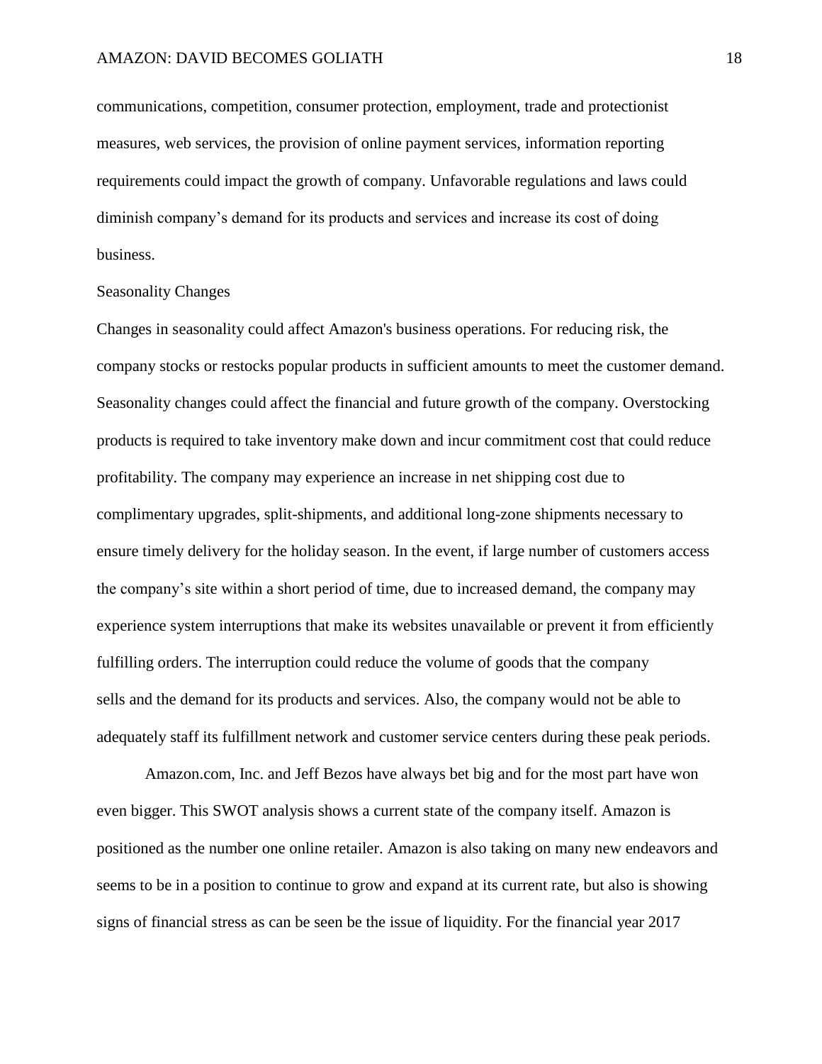communications, competition, consumer protection, employment, trade and protectionist measures, web services, the provision of online payment services, information reporting requirements could impact the growth of company. Unfavorable regulations and laws could diminish company's demand for its products and services and increase its cost of doing business.

### Seasonality Changes

Changes in seasonality could affect Amazon's business operations. For reducing risk, the company stocks or restocks popular products in sufficient amounts to meet the customer demand. Seasonality changes could affect the financial and future growth of the company. Overstocking products is required to take inventory make down and incur commitment cost that could reduce profitability. The company may experience an increase in net shipping cost due to complimentary upgrades, split-shipments, and additional long-zone shipments necessary to ensure timely delivery for the holiday season. In the event, if large number of customers access the company's site within a short period of time, due to increased demand, the company may experience system interruptions that make its websites unavailable or prevent it from efficiently fulfilling orders. The interruption could reduce the volume of goods that the company sells and the demand for its products and services. Also, the company would not be able to adequately staff its fulfillment network and customer service centers during these peak periods.

Amazon.com, Inc. and Jeff Bezos have always bet big and for the most part have won even bigger. This SWOT analysis shows a current state of the company itself. Amazon is positioned as the number one online retailer. Amazon is also taking on many new endeavors and seems to be in a position to continue to grow and expand at its current rate, but also is showing signs of financial stress as can be seen be the issue of liquidity. For the financial year 2017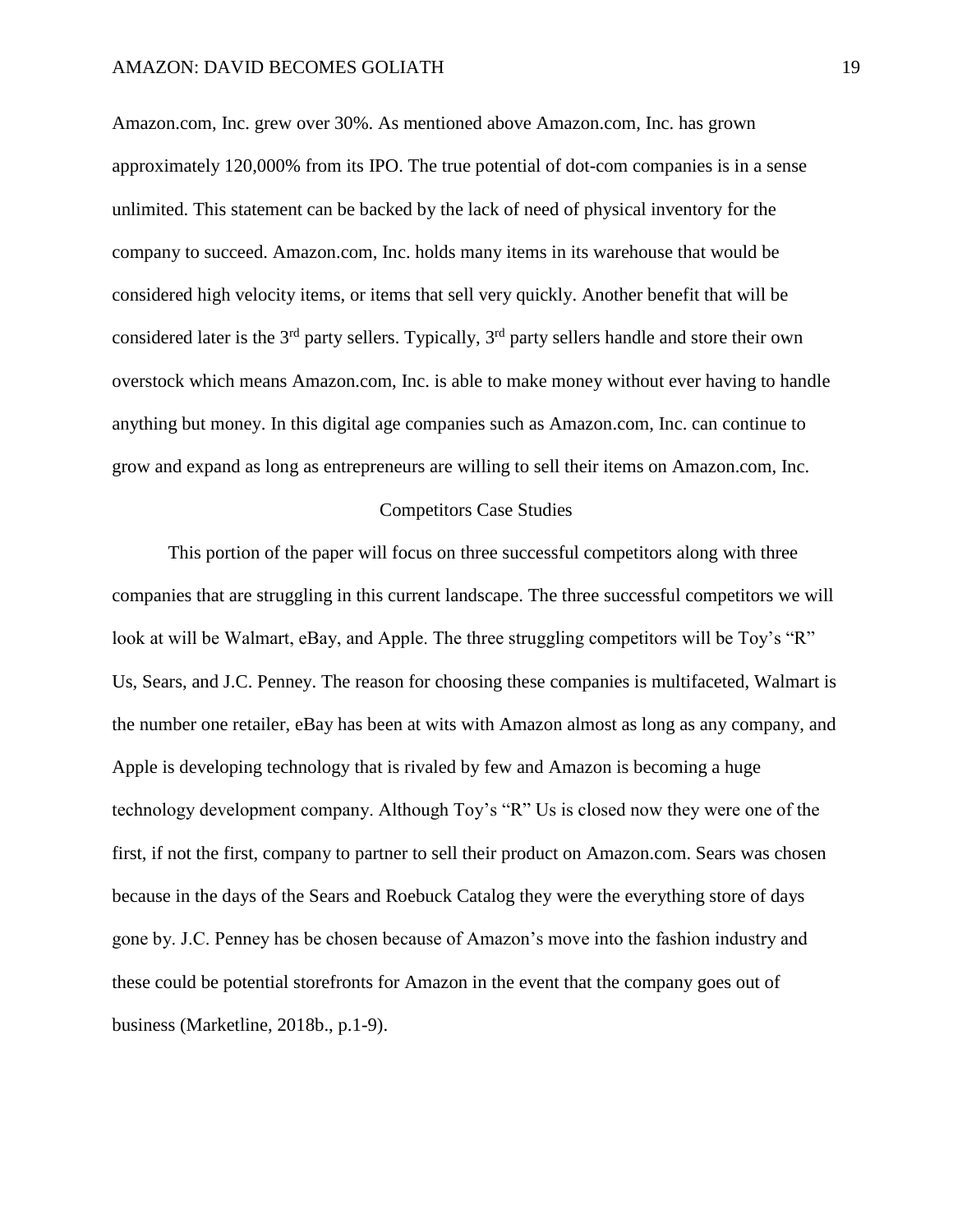Amazon.com, Inc. grew over 30%. As mentioned above Amazon.com, Inc. has grown approximately 120,000% from its IPO. The true potential of dot-com companies is in a sense unlimited. This statement can be backed by the lack of need of physical inventory for the company to succeed. Amazon.com, Inc. holds many items in its warehouse that would be considered high velocity items, or items that sell very quickly. Another benefit that will be considered later is the 3rd party sellers. Typically, 3rd party sellers handle and store their own overstock which means Amazon.com, Inc. is able to make money without ever having to handle anything but money. In this digital age companies such as Amazon.com, Inc. can continue to grow and expand as long as entrepreneurs are willing to sell their items on Amazon.com, Inc.

## Competitors Case Studies

This portion of the paper will focus on three successful competitors along with three companies that are struggling in this current landscape. The three successful competitors we will look at will be Walmart, eBay, and Apple. The three struggling competitors will be Toy's "R" Us, Sears, and J.C. Penney. The reason for choosing these companies is multifaceted, Walmart is the number one retailer, eBay has been at wits with Amazon almost as long as any company, and Apple is developing technology that is rivaled by few and Amazon is becoming a huge technology development company. Although Toy's "R" Us is closed now they were one of the first, if not the first, company to partner to sell their product on Amazon.com. Sears was chosen because in the days of the Sears and Roebuck Catalog they were the everything store of days gone by. J.C. Penney has be chosen because of Amazon's move into the fashion industry and these could be potential storefronts for Amazon in the event that the company goes out of business (Marketline, 2018b., p.1-9).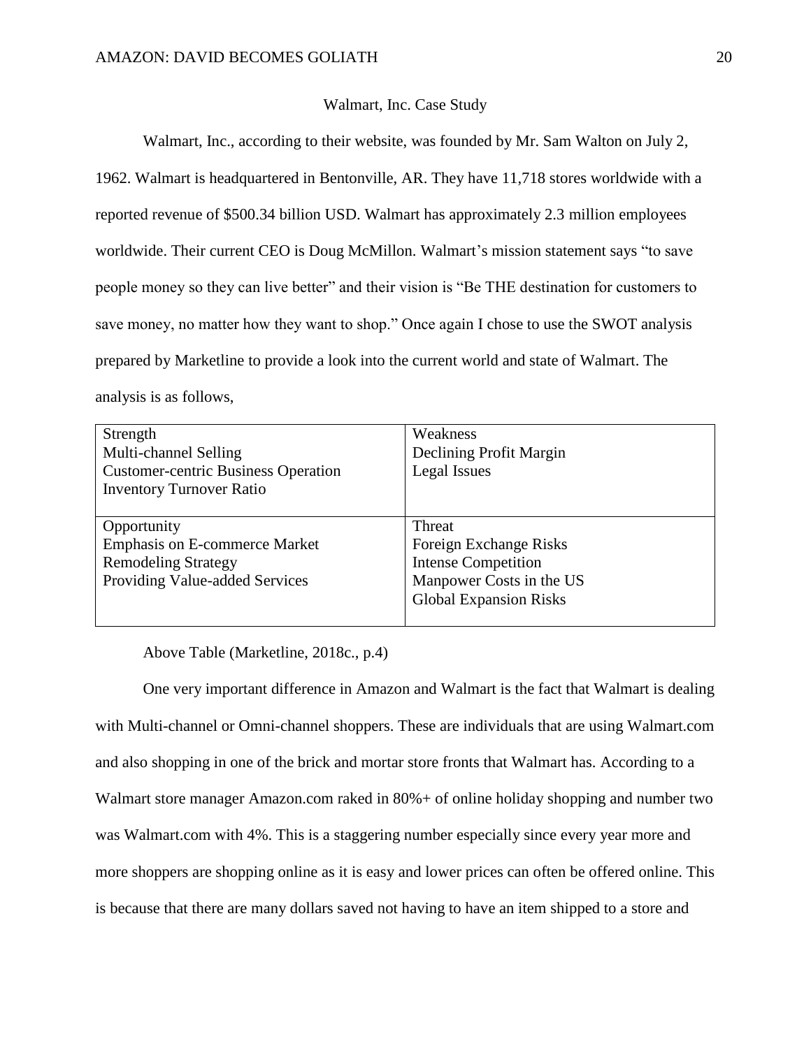## Walmart, Inc. Case Study

Walmart, Inc., according to their website, was founded by Mr. Sam Walton on July 2, 1962. Walmart is headquartered in Bentonville, AR. They have 11,718 stores worldwide with a reported revenue of $500.34 billion USD. Walmart has approximately 2.3 million employees worldwide. Their current CEO is Doug McMillon. Walmart's mission statement says "to save people money so they can live better" and their vision is "Be THE destination for customers to save money, no matter how they want to shop." Once again I chose to use the SWOT analysis prepared by Marketline to provide a look into the current world and state of Walmart. The analysis is as follows,

| Strength | Weakness |
|---|---|
| Multi-channel Selling<br>Customer-centric Business Operation<br>Inventory Turnover Ratio | Declining Profit Margin<br>Legal Issues |
| **Opportunity** | **Threat** |
| Emphasis on E-commerce Market<br>Remodeling Strategy<br>Providing Value-added Services | Foreign Exchange Risks<br>Intense Competition<br>Manpower Costs in the US<br>Global Expansion Risks |

Above Table (Marketline, 2018c., p.4)

One very important difference in Amazon and Walmart is the fact that Walmart is dealing with Multi-channel or Omni-channel shoppers. These are individuals that are using Walmart.com and also shopping in one of the brick and mortar store fronts that Walmart has. According to a Walmart store manager Amazon.com raked in 80%+ of online holiday shopping and number two was Walmart.com with 4%. This is a staggering number especially since every year more and more shoppers are shopping online as it is easy and lower prices can often be offered online. This is because that there are many dollars saved not having to have an item shipped to a store and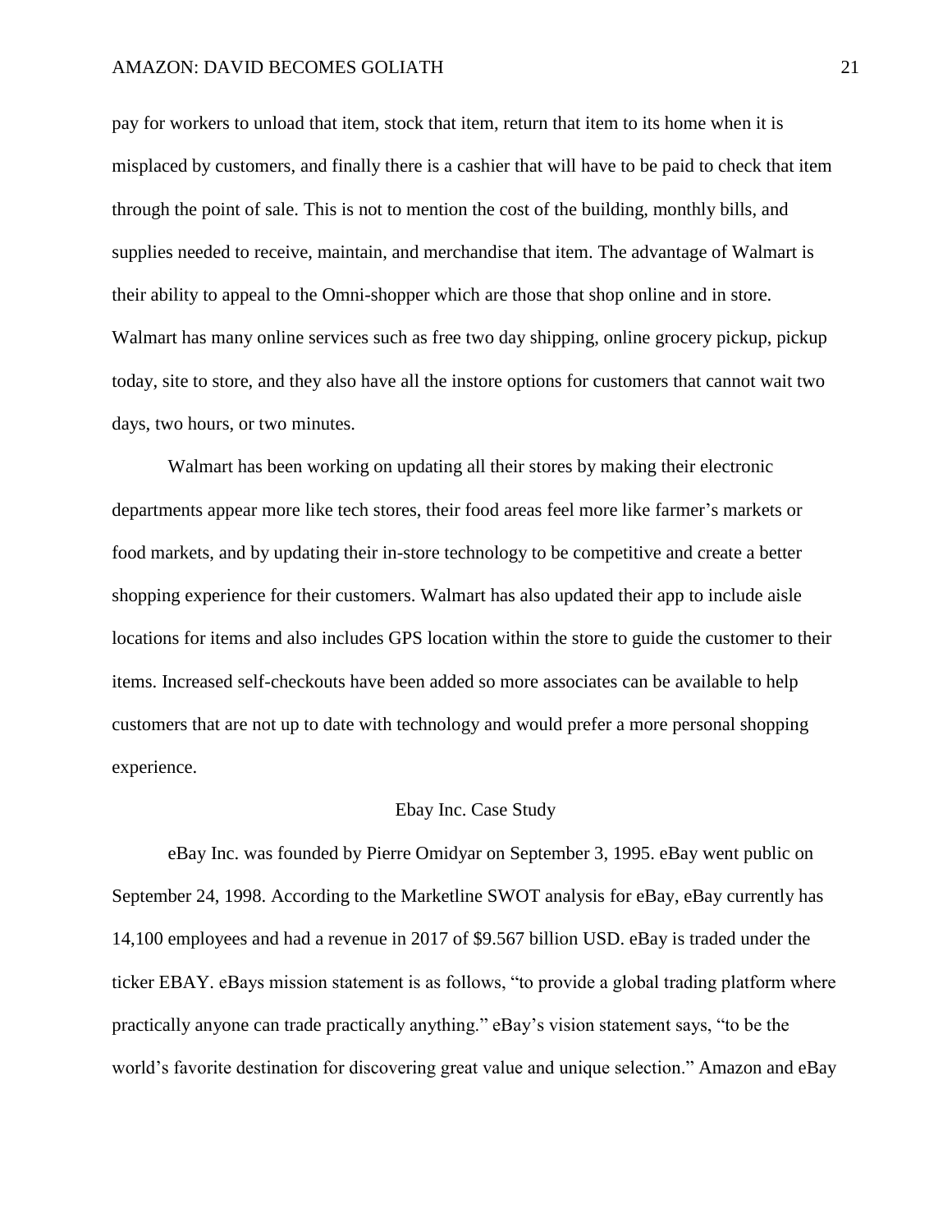pay for workers to unload that item, stock that item, return that item to its home when it is misplaced by customers, and finally there is a cashier that will have to be paid to check that item through the point of sale. This is not to mention the cost of the building, monthly bills, and supplies needed to receive, maintain, and merchandise that item. The advantage of Walmart is their ability to appeal to the Omni-shopper which are those that shop online and in store. Walmart has many online services such as free two day shipping, online grocery pickup, pickup today, site to store, and they also have all the instore options for customers that cannot wait two days, two hours, or two minutes.

Walmart has been working on updating all their stores by making their electronic departments appear more like tech stores, their food areas feel more like farmer's markets or food markets, and by updating their in-store technology to be competitive and create a better shopping experience for their customers. Walmart has also updated their app to include aisle locations for items and also includes GPS location within the store to guide the customer to their items. Increased self-checkouts have been added so more associates can be available to help customers that are not up to date with technology and would prefer a more personal shopping experience.

## Ebay Inc. Case Study

eBay Inc. was founded by Pierre Omidyar on September 3, 1995. eBay went public on September 24, 1998. According to the Marketline SWOT analysis for eBay, eBay currently has 14,100 employees and had a revenue in 2017 of $9.567 billion USD. eBay is traded under the ticker EBAY. eBays mission statement is as follows, "to provide a global trading platform where practically anyone can trade practically anything." eBay's vision statement says, "to be the world's favorite destination for discovering great value and unique selection." Amazon and eBay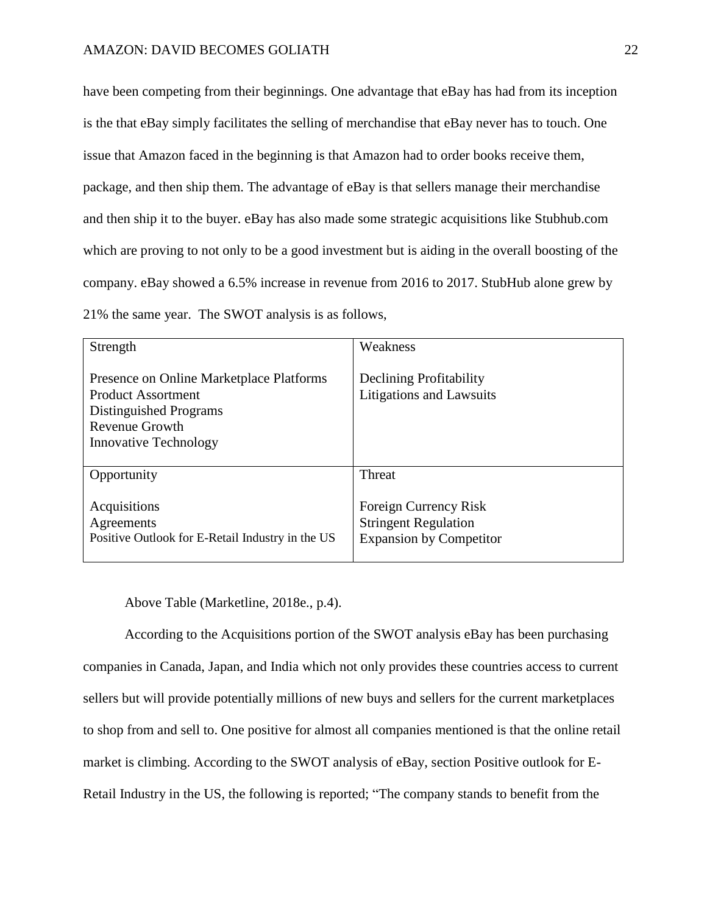have been competing from their beginnings. One advantage that eBay has had from its inception is the that eBay simply facilitates the selling of merchandise that eBay never has to touch. One issue that Amazon faced in the beginning is that Amazon had to order books receive them, package, and then ship them. The advantage of eBay is that sellers manage their merchandise and then ship it to the buyer. eBay has also made some strategic acquisitions like Stubhub.com which are proving to not only to be a good investment but is aiding in the overall boosting of the company. eBay showed a 6.5% increase in revenue from 2016 to 2017. StubHub alone grew by 21% the same year. The SWOT analysis is as follows,

| Strength | Weakness |
|---|---|
| Presence on Online Marketplace Platforms<br>Product Assortment<br>Distinguished Programs<br>Revenue Growth<br>Innovative Technology | Declining Profitability<br>Litigations and Lawsuits |
| **Opportunity** | **Threat** |
| Acquisitions<br>Agreements<br>Positive Outlook for E-Retail Industry in the US | Foreign Currency Risk<br>Stringent Regulation<br>Expansion by Competitor |

Above Table (Marketline, 2018e., p.4).

According to the Acquisitions portion of the SWOT analysis eBay has been purchasing companies in Canada, Japan, and India which not only provides these countries access to current sellers but will provide potentially millions of new buys and sellers for the current marketplaces to shop from and sell to. One positive for almost all companies mentioned is that the online retail market is climbing. According to the SWOT analysis of eBay, section Positive outlook for E-Retail Industry in the US, the following is reported; "The company stands to benefit from the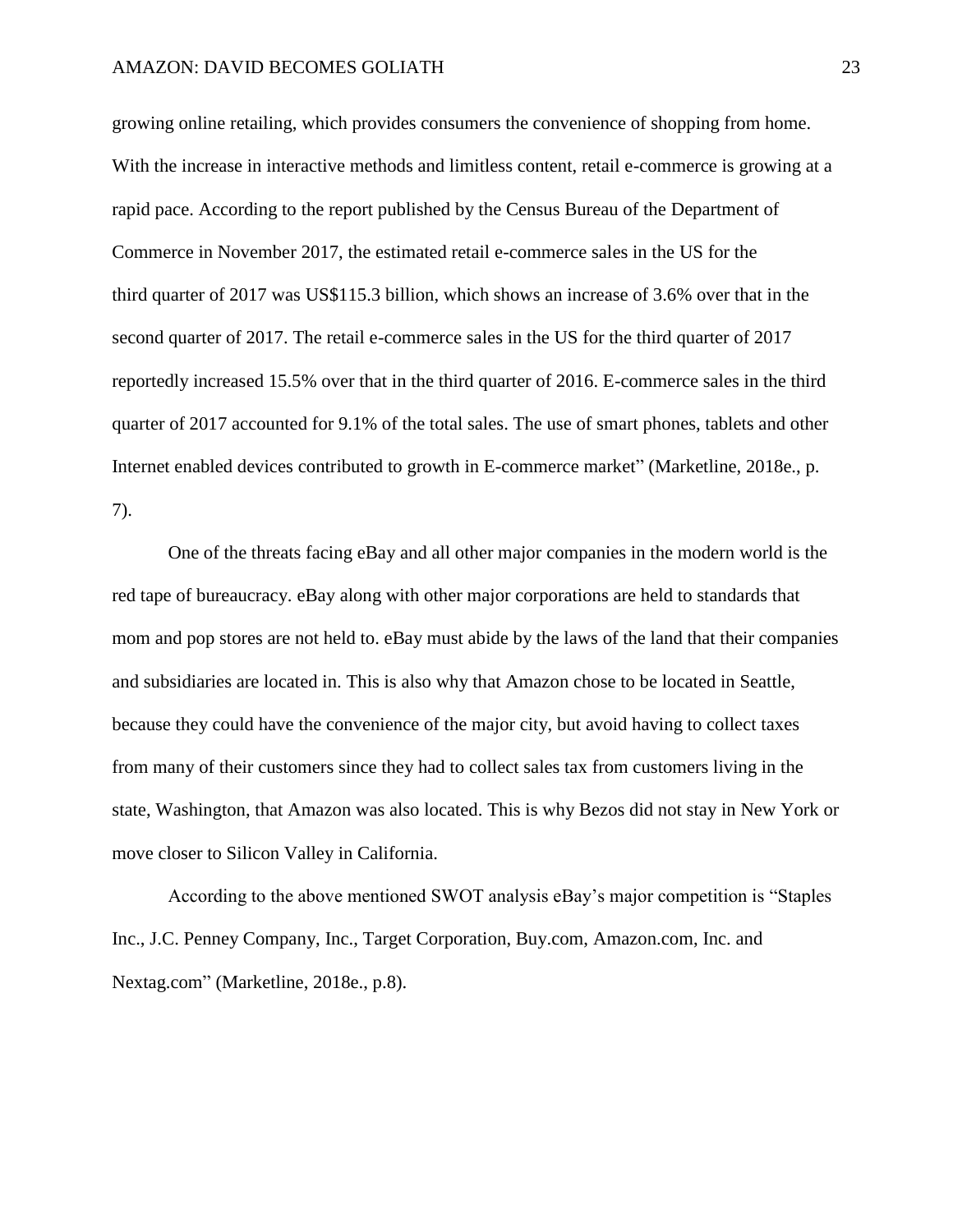growing online retailing, which provides consumers the convenience of shopping from home. With the increase in interactive methods and limitless content, retail e-commerce is growing at a rapid pace. According to the report published by the Census Bureau of the Department of Commerce in November 2017, the estimated retail e-commerce sales in the US for the third quarter of 2017 was US$115.3 billion, which shows an increase of 3.6% over that in the second quarter of 2017. The retail e-commerce sales in the US for the third quarter of 2017 reportedly increased 15.5% over that in the third quarter of 2016. E-commerce sales in the third quarter of 2017 accounted for 9.1% of the total sales. The use of smart phones, tablets and other Internet enabled devices contributed to growth in E-commerce market" (Marketline, 2018e., p. 7).

One of the threats facing eBay and all other major companies in the modern world is the red tape of bureaucracy. eBay along with other major corporations are held to standards that mom and pop stores are not held to. eBay must abide by the laws of the land that their companies and subsidiaries are located in. This is also why that Amazon chose to be located in Seattle, because they could have the convenience of the major city, but avoid having to collect taxes from many of their customers since they had to collect sales tax from customers living in the state, Washington, that Amazon was also located. This is why Bezos did not stay in New York or move closer to Silicon Valley in California.

According to the above mentioned SWOT analysis eBay's major competition is "Staples Inc., J.C. Penney Company, Inc., Target Corporation, Buy.com, Amazon.com, Inc. and Nextag.com" (Marketline, 2018e., p.8).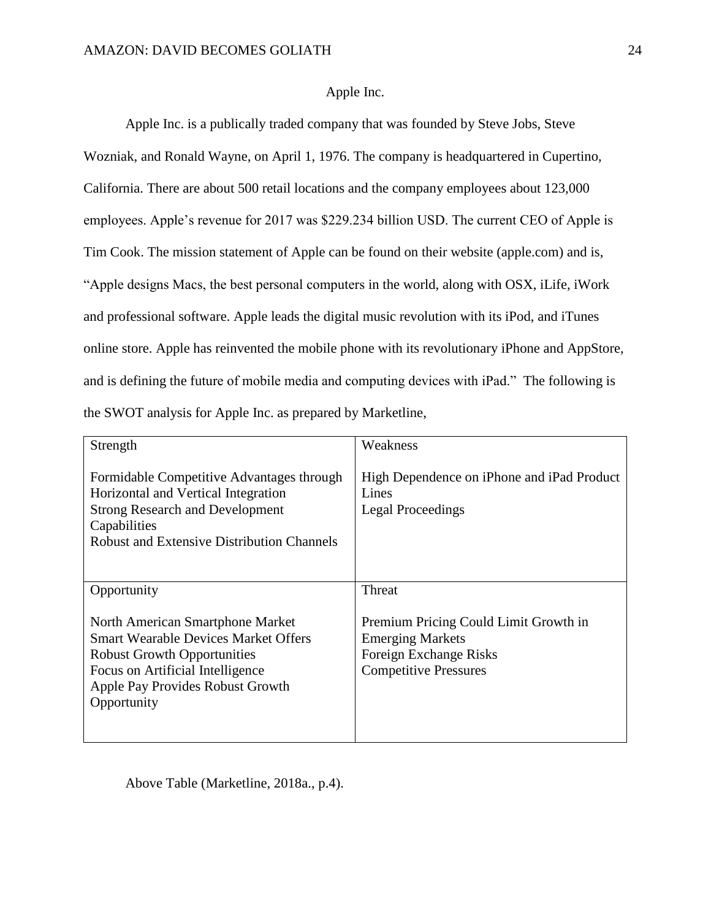## Apple Inc.

Apple Inc. is a publically traded company that was founded by Steve Jobs, Steve Wozniak, and Ronald Wayne, on April 1, 1976. The company is headquartered in Cupertino, California. There are about 500 retail locations and the company employees about 123,000 employees. Apple's revenue for 2017 was $229.234 billion USD. The current CEO of Apple is Tim Cook. The mission statement of Apple can be found on their website (apple.com) and is, "Apple designs Macs, the best personal computers in the world, along with OSX, iLife, iWork and professional software. Apple leads the digital music revolution with its iPod, and iTunes online store. Apple has reinvented the mobile phone with its revolutionary iPhone and AppStore, and is defining the future of mobile media and computing devices with iPad." The following is the SWOT analysis for Apple Inc. as prepared by Marketline,

| Strength | Weakness |
|---|---|
| Formidable Competitive Advantages through Horizontal and Vertical Integration<br>Strong Research and Development Capabilities<br>Robust and Extensive Distribution Channels | High Dependence on iPhone and iPad Product Lines<br>Legal Proceedings |
| **Opportunity** | **Threat** |
| North American Smartphone Market<br>Smart Wearable Devices Market Offers Robust Growth Opportunities<br>Focus on Artificial Intelligence<br>Apple Pay Provides Robust Growth Opportunity | Premium Pricing Could Limit Growth in Emerging Markets<br>Foreign Exchange Risks<br>Competitive Pressures |

Above Table (Marketline, 2018a., p.4).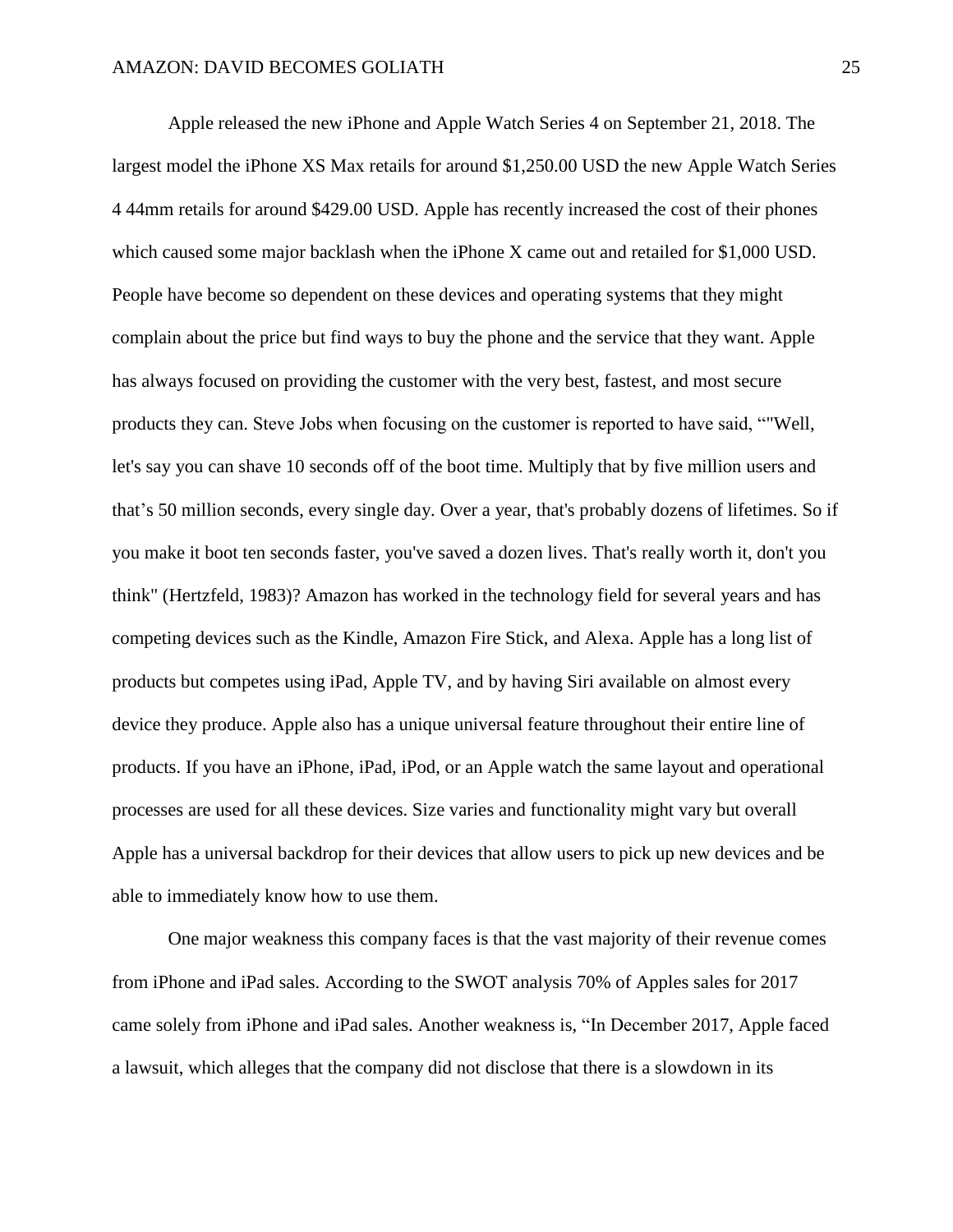Apple released the new iPhone and Apple Watch Series 4 on September 21, 2018. The largest model the iPhone XS Max retails for around $1,250.00 USD the new Apple Watch Series 4 44mm retails for around $429.00 USD. Apple has recently increased the cost of their phones which caused some major backlash when the iPhone X came out and retailed for $1,000 USD. People have become so dependent on these devices and operating systems that they might complain about the price but find ways to buy the phone and the service that they want. Apple has always focused on providing the customer with the very best, fastest, and most secure products they can. Steve Jobs when focusing on the customer is reported to have said, ""Well, let's say you can shave 10 seconds off of the boot time. Multiply that by five million users and that's 50 million seconds, every single day. Over a year, that's probably dozens of lifetimes. So if you make it boot ten seconds faster, you've saved a dozen lives. That's really worth it, don't you think" (Hertzfeld, 1983)? Amazon has worked in the technology field for several years and has competing devices such as the Kindle, Amazon Fire Stick, and Alexa. Apple has a long list of products but competes using iPad, Apple TV, and by having Siri available on almost every device they produce. Apple also has a unique universal feature throughout their entire line of products. If you have an iPhone, iPad, iPod, or an Apple watch the same layout and operational processes are used for all these devices. Size varies and functionality might vary but overall Apple has a universal backdrop for their devices that allow users to pick up new devices and be able to immediately know how to use them.

One major weakness this company faces is that the vast majority of their revenue comes from iPhone and iPad sales. According to the SWOT analysis 70% of Apples sales for 2017 came solely from iPhone and iPad sales. Another weakness is, "In December 2017, Apple faced a lawsuit, which alleges that the company did not disclose that there is a slowdown in its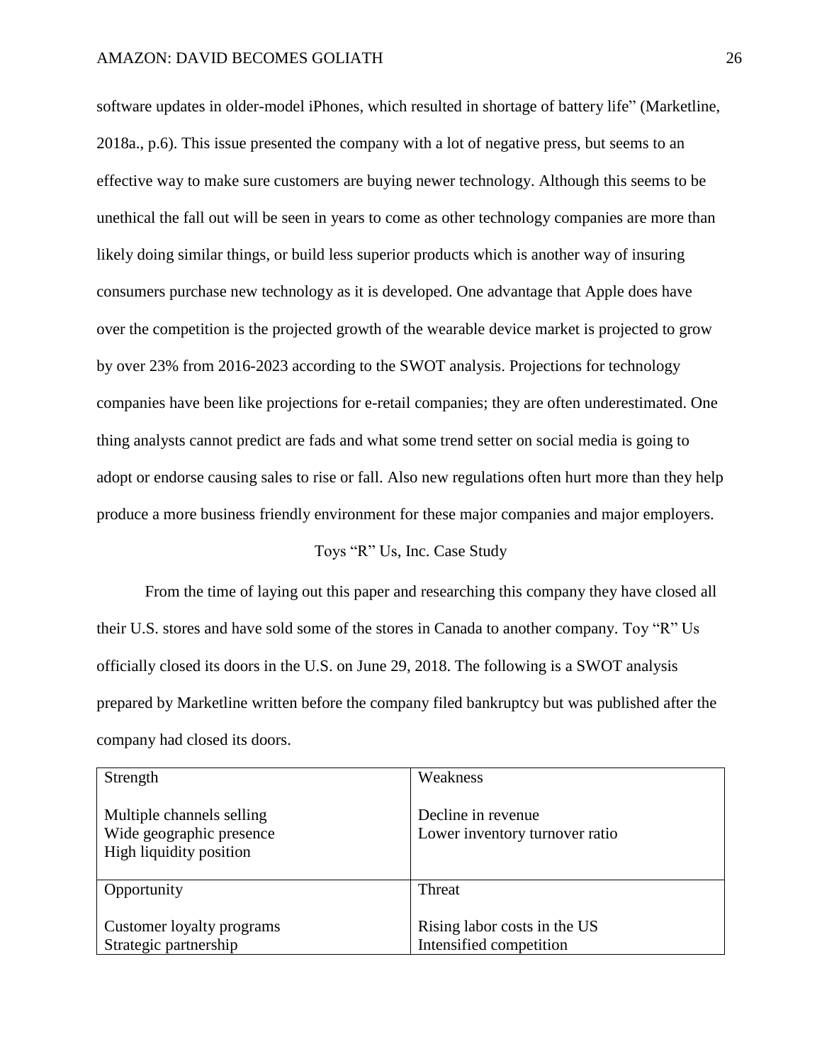software updates in older-model iPhones, which resulted in shortage of battery life" (Marketline, 2018a., p.6). This issue presented the company with a lot of negative press, but seems to an effective way to make sure customers are buying newer technology. Although this seems to be unethical the fall out will be seen in years to come as other technology companies are more than likely doing similar things, or build less superior products which is another way of insuring consumers purchase new technology as it is developed. One advantage that Apple does have over the competition is the projected growth of the wearable device market is projected to grow by over 23% from 2016-2023 according to the SWOT analysis. Projections for technology companies have been like projections for e-retail companies; they are often underestimated. One thing analysts cannot predict are fads and what some trend setter on social media is going to adopt or endorse causing sales to rise or fall. Also new regulations often hurt more than they help produce a more business friendly environment for these major companies and major employers.

## Toys "R" Us, Inc. Case Study

From the time of laying out this paper and researching this company they have closed all their U.S. stores and have sold some of the stores in Canada to another company. Toy "R" Us officially closed its doors in the U.S. on June 29, 2018. The following is a SWOT analysis prepared by Marketline written before the company filed bankruptcy but was published after the company had closed its doors.

| Strength | Weakness |
|---|---|
| Multiple channels selling<br>Wide geographic presence<br>High liquidity position | Decline in revenue<br>Lower inventory turnover ratio |
| **Opportunity** | **Threat** |
| Customer loyalty programs<br>Strategic partnership | Rising labor costs in the US<br>Intensified competition |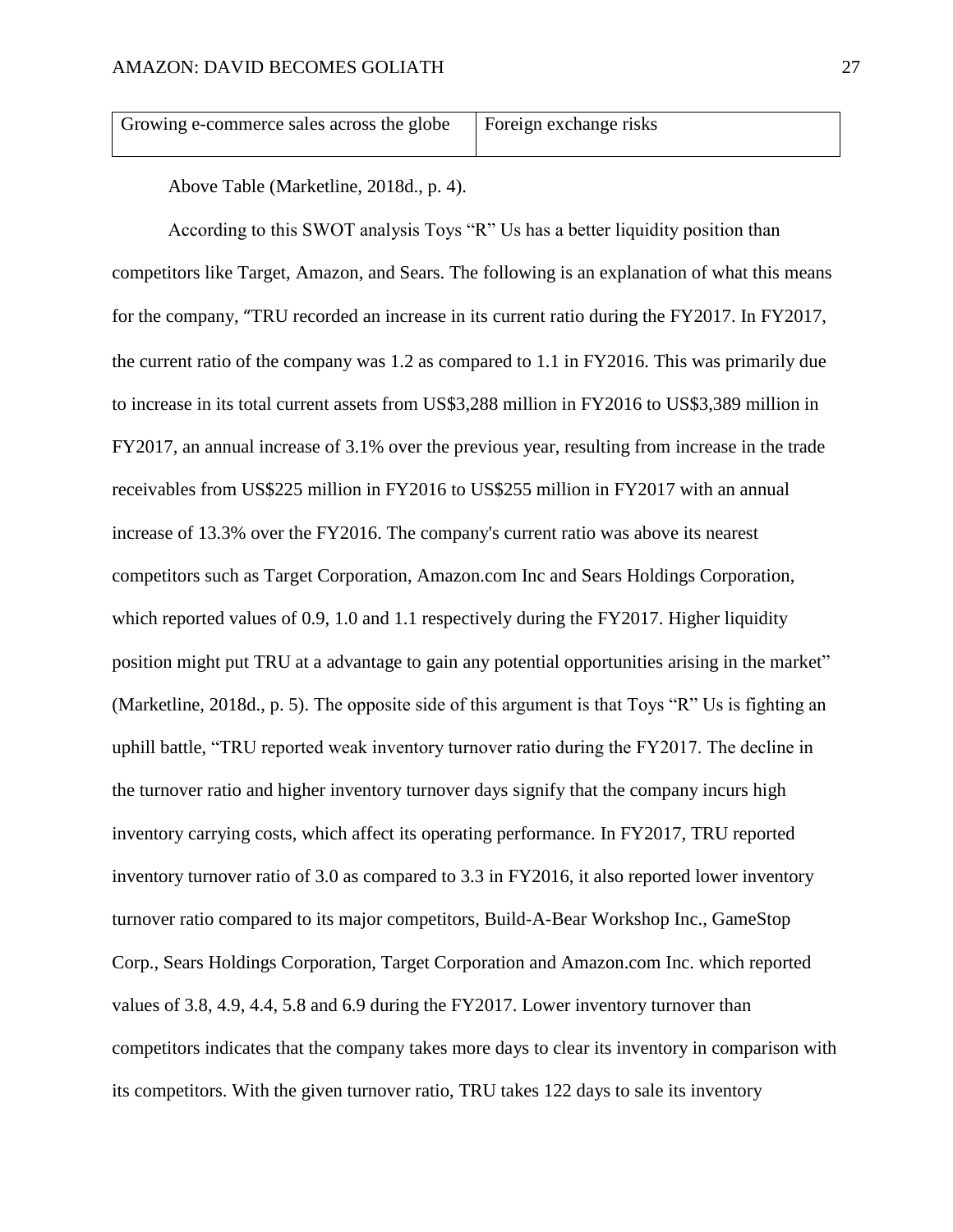| Growing e-commerce sales across the globe | Foreign exchange risks |
|---|---|

Above Table (Marketline, 2018d., p. 4).

According to this SWOT analysis Toys "R" Us has a better liquidity position than competitors like Target, Amazon, and Sears. The following is an explanation of what this means for the company, "TRU recorded an increase in its current ratio during the FY2017. In FY2017, the current ratio of the company was 1.2 as compared to 1.1 in FY2016. This was primarily due to increase in its total current assets from US$3,288 million in FY2016 to US$3,389 million in FY2017, an annual increase of 3.1% over the previous year, resulting from increase in the trade receivables from US$225 million in FY2016 to US$255 million in FY2017 with an annual increase of 13.3% over the FY2016. The company's current ratio was above its nearest competitors such as Target Corporation, Amazon.com Inc and Sears Holdings Corporation, which reported values of 0.9, 1.0 and 1.1 respectively during the FY2017. Higher liquidity position might put TRU at a advantage to gain any potential opportunities arising in the market" (Marketline, 2018d., p. 5). The opposite side of this argument is that Toys "R" Us is fighting an uphill battle, "TRU reported weak inventory turnover ratio during the FY2017. The decline in the turnover ratio and higher inventory turnover days signify that the company incurs high inventory carrying costs, which affect its operating performance. In FY2017, TRU reported inventory turnover ratio of 3.0 as compared to 3.3 in FY2016, it also reported lower inventory turnover ratio compared to its major competitors, Build-A-Bear Workshop Inc., GameStop Corp., Sears Holdings Corporation, Target Corporation and Amazon.com Inc. which reported values of 3.8, 4.9, 4.4, 5.8 and 6.9 during the FY2017. Lower inventory turnover than competitors indicates that the company takes more days to clear its inventory in comparison with its competitors. With the given turnover ratio, TRU takes 122 days to sale its inventory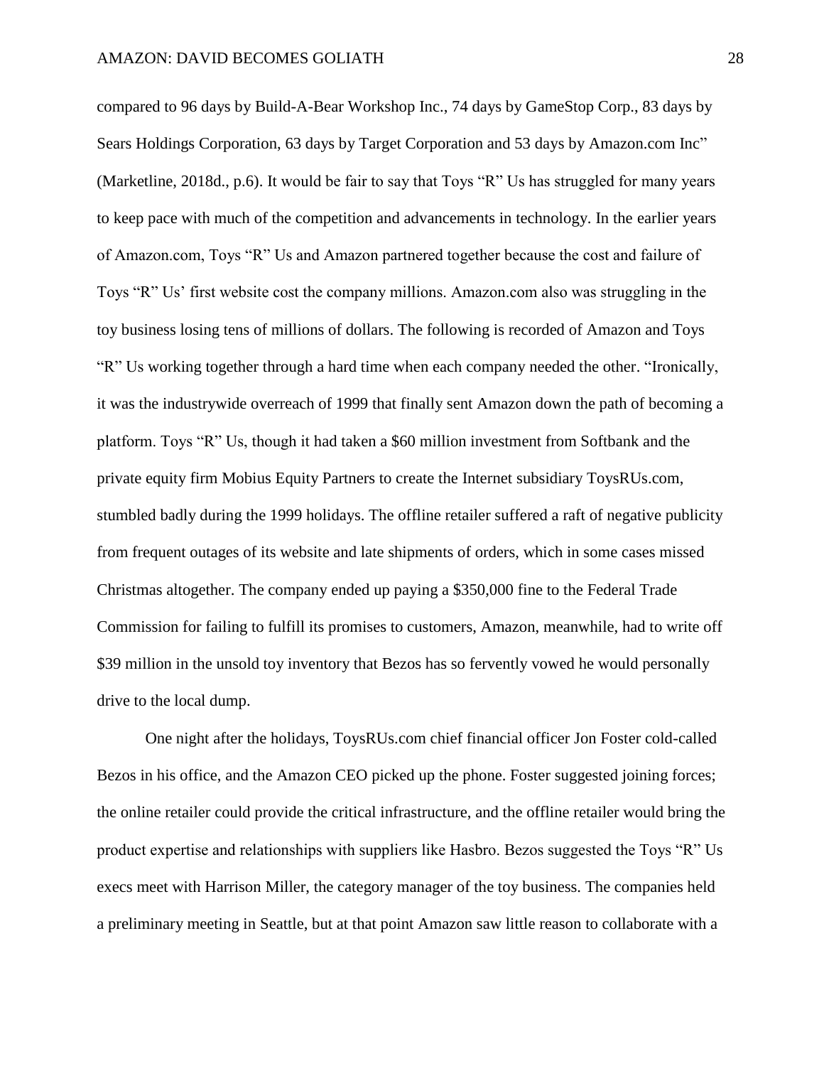compared to 96 days by Build-A-Bear Workshop Inc., 74 days by GameStop Corp., 83 days by Sears Holdings Corporation, 63 days by Target Corporation and 53 days by Amazon.com Inc" (Marketline, 2018d., p.6). It would be fair to say that Toys "R" Us has struggled for many years to keep pace with much of the competition and advancements in technology. In the earlier years of Amazon.com, Toys "R" Us and Amazon partnered together because the cost and failure of Toys "R" Us' first website cost the company millions. Amazon.com also was struggling in the toy business losing tens of millions of dollars. The following is recorded of Amazon and Toys "R" Us working together through a hard time when each company needed the other. "Ironically, it was the industrywide overreach of 1999 that finally sent Amazon down the path of becoming a platform. Toys "R" Us, though it had taken a $60 million investment from Softbank and the private equity firm Mobius Equity Partners to create the Internet subsidiary ToysRUs.com, stumbled badly during the 1999 holidays. The offline retailer suffered a raft of negative publicity from frequent outages of its website and late shipments of orders, which in some cases missed Christmas altogether. The company ended up paying a $350,000 fine to the Federal Trade Commission for failing to fulfill its promises to customers, Amazon, meanwhile, had to write off $39 million in the unsold toy inventory that Bezos has so fervently vowed he would personally drive to the local dump.

One night after the holidays, ToysRUs.com chief financial officer Jon Foster cold-called Bezos in his office, and the Amazon CEO picked up the phone. Foster suggested joining forces; the online retailer could provide the critical infrastructure, and the offline retailer would bring the product expertise and relationships with suppliers like Hasbro. Bezos suggested the Toys "R" Us execs meet with Harrison Miller, the category manager of the toy business. The companies held a preliminary meeting in Seattle, but at that point Amazon saw little reason to collaborate with a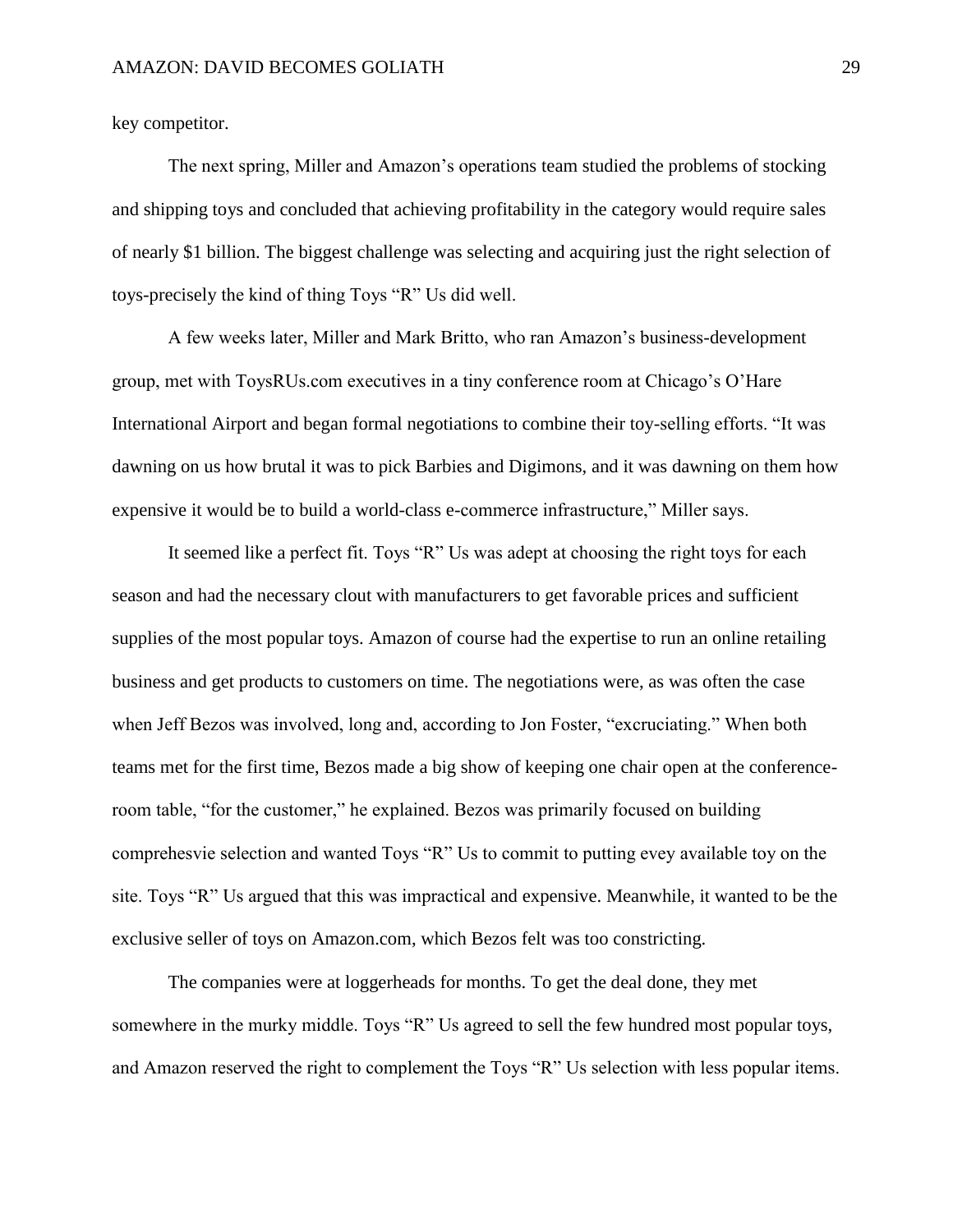key competitor.

The next spring, Miller and Amazon's operations team studied the problems of stocking and shipping toys and concluded that achieving profitability in the category would require sales of nearly $1 billion. The biggest challenge was selecting and acquiring just the right selection of toys-precisely the kind of thing Toys "R" Us did well.

A few weeks later, Miller and Mark Britto, who ran Amazon's business-development group, met with ToysRUs.com executives in a tiny conference room at Chicago's O'Hare International Airport and began formal negotiations to combine their toy-selling efforts. "It was dawning on us how brutal it was to pick Barbies and Digimons, and it was dawning on them how expensive it would be to build a world-class e-commerce infrastructure," Miller says.

It seemed like a perfect fit. Toys "R" Us was adept at choosing the right toys for each season and had the necessary clout with manufacturers to get favorable prices and sufficient supplies of the most popular toys. Amazon of course had the expertise to run an online retailing business and get products to customers on time. The negotiations were, as was often the case when Jeff Bezos was involved, long and, according to Jon Foster, "excruciating." When both teams met for the first time, Bezos made a big show of keeping one chair open at the conference-room table, "for the customer," he explained. Bezos was primarily focused on building comprehesvie selection and wanted Toys "R" Us to commit to putting evey available toy on the site. Toys "R" Us argued that this was impractical and expensive. Meanwhile, it wanted to be the exclusive seller of toys on Amazon.com, which Bezos felt was too constricting.

The companies were at loggerheads for months. To get the deal done, they met somewhere in the murky middle. Toys "R" Us agreed to sell the few hundred most popular toys, and Amazon reserved the right to complement the Toys "R" Us selection with less popular items.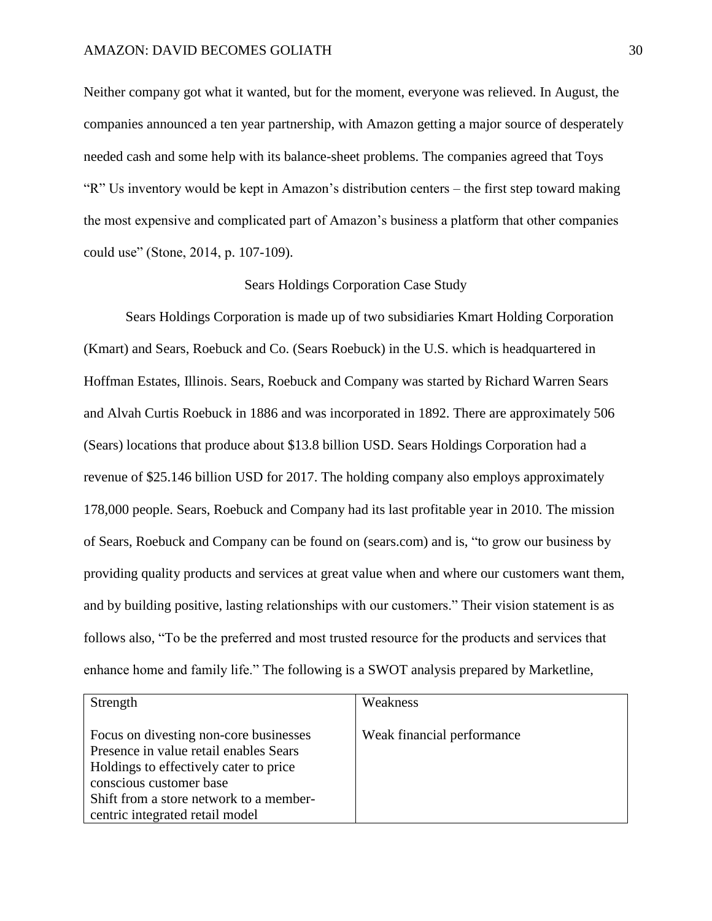Neither company got what it wanted, but for the moment, everyone was relieved. In August, the companies announced a ten year partnership, with Amazon getting a major source of desperately needed cash and some help with its balance-sheet problems. The companies agreed that Toys "R" Us inventory would be kept in Amazon's distribution centers – the first step toward making the most expensive and complicated part of Amazon's business a platform that other companies could use" (Stone, 2014, p. 107-109).

## Sears Holdings Corporation Case Study

Sears Holdings Corporation is made up of two subsidiaries Kmart Holding Corporation (Kmart) and Sears, Roebuck and Co. (Sears Roebuck) in the U.S. which is headquartered in Hoffman Estates, Illinois. Sears, Roebuck and Company was started by Richard Warren Sears and Alvah Curtis Roebuck in 1886 and was incorporated in 1892. There are approximately 506 (Sears) locations that produce about $13.8 billion USD. Sears Holdings Corporation had a revenue of $25.146 billion USD for 2017. The holding company also employs approximately 178,000 people. Sears, Roebuck and Company had its last profitable year in 2010. The mission of Sears, Roebuck and Company can be found on (sears.com) and is, "to grow our business by providing quality products and services at great value when and where our customers want them, and by building positive, lasting relationships with our customers." Their vision statement is as follows also, "To be the preferred and most trusted resource for the products and services that enhance home and family life." The following is a SWOT analysis prepared by Marketline,

| Strength | Weakness |
|---|---|
| Focus on divesting non-core businesses<br>Presence in value retail enables Sears Holdings to effectively cater to price conscious customer base<br>Shift from a store network to a member-centric integrated retail model | Weak financial performance |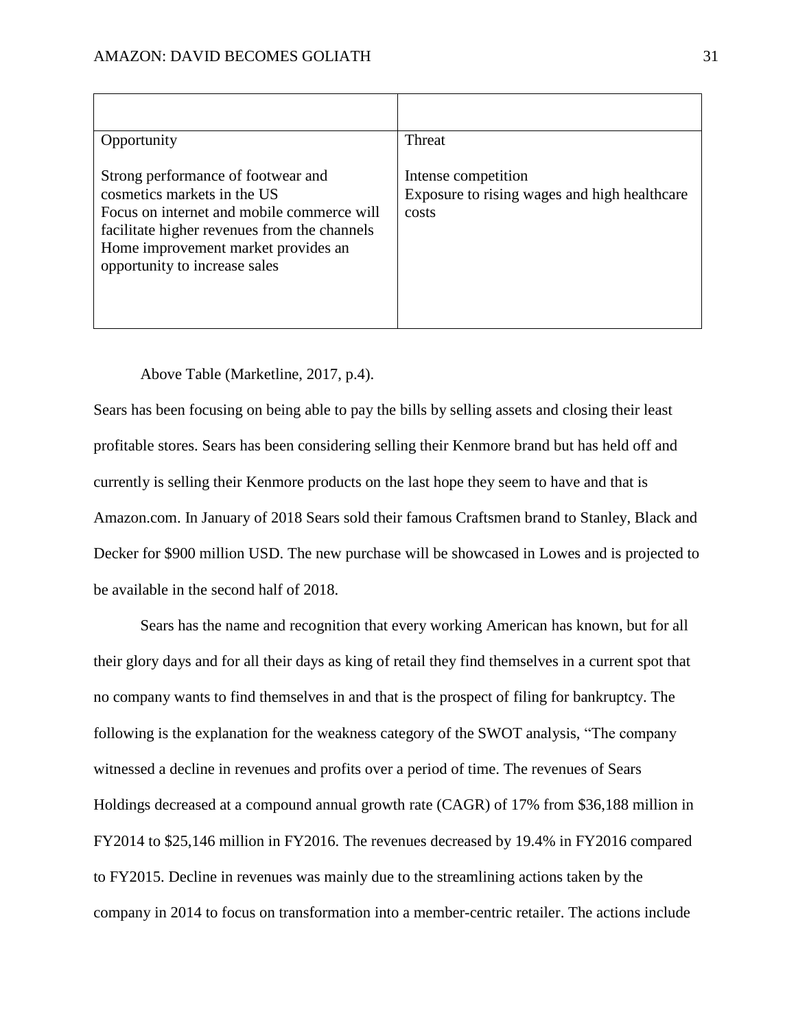| | |
|---|---|
| Opportunity<br><br>Strong performance of footwear and cosmetics markets in the US<br>Focus on internet and mobile commerce will facilitate higher revenues from the channels<br>Home improvement market provides an opportunity to increase sales | Threat<br><br>Intense competition<br>Exposure to rising wages and high healthcare costs |

Above Table (Marketline, 2017, p.4).

Sears has been focusing on being able to pay the bills by selling assets and closing their least profitable stores. Sears has been considering selling their Kenmore brand but has held off and currently is selling their Kenmore products on the last hope they seem to have and that is Amazon.com. In January of 2018 Sears sold their famous Craftsmen brand to Stanley, Black and Decker for $900 million USD. The new purchase will be showcased in Lowes and is projected to be available in the second half of 2018.

Sears has the name and recognition that every working American has known, but for all their glory days and for all their days as king of retail they find themselves in a current spot that no company wants to find themselves in and that is the prospect of filing for bankruptcy. The following is the explanation for the weakness category of the SWOT analysis, "The company witnessed a decline in revenues and profits over a period of time. The revenues of Sears Holdings decreased at a compound annual growth rate (CAGR) of 17% from $36,188 million in FY2014 to $25,146 million in FY2016. The revenues decreased by 19.4% in FY2016 compared to FY2015. Decline in revenues was mainly due to the streamlining actions taken by the company in 2014 to focus on transformation into a member-centric retailer. The actions include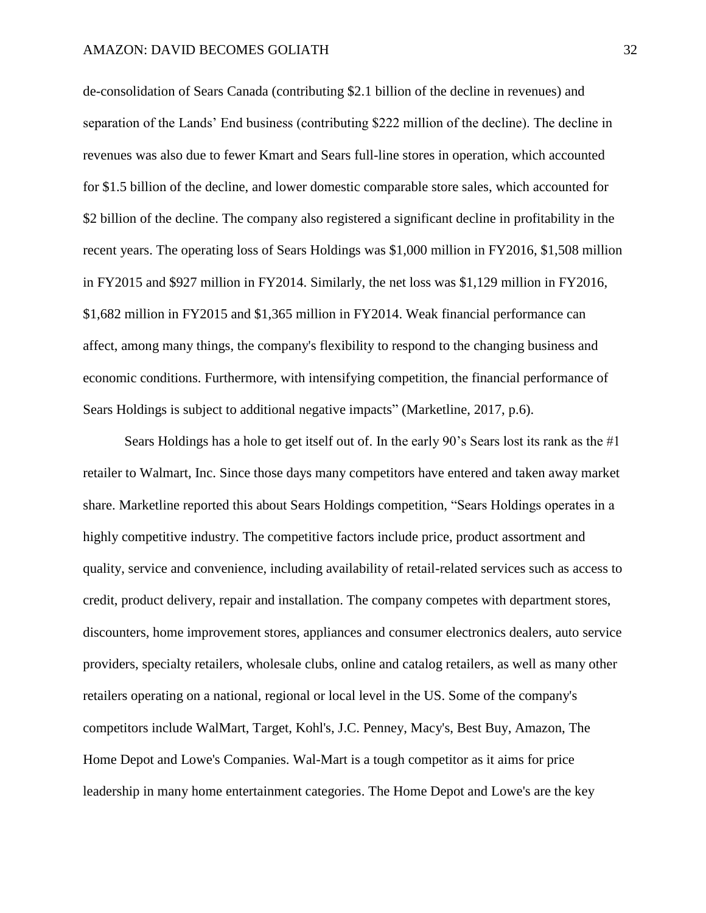de-consolidation of Sears Canada (contributing $2.1 billion of the decline in revenues) and separation of the Lands' End business (contributing $222 million of the decline). The decline in revenues was also due to fewer Kmart and Sears full-line stores in operation, which accounted for $1.5 billion of the decline, and lower domestic comparable store sales, which accounted for $2 billion of the decline. The company also registered a significant decline in profitability in the recent years. The operating loss of Sears Holdings was $1,000 million in FY2016, $1,508 million in FY2015 and $927 million in FY2014. Similarly, the net loss was $1,129 million in FY2016, $1,682 million in FY2015 and $1,365 million in FY2014. Weak financial performance can affect, among many things, the company's flexibility to respond to the changing business and economic conditions. Furthermore, with intensifying competition, the financial performance of Sears Holdings is subject to additional negative impacts" (Marketline, 2017, p.6).

Sears Holdings has a hole to get itself out of. In the early 90's Sears lost its rank as the #1 retailer to Walmart, Inc. Since those days many competitors have entered and taken away market share. Marketline reported this about Sears Holdings competition, "Sears Holdings operates in a highly competitive industry. The competitive factors include price, product assortment and quality, service and convenience, including availability of retail-related services such as access to credit, product delivery, repair and installation. The company competes with department stores, discounters, home improvement stores, appliances and consumer electronics dealers, auto service providers, specialty retailers, wholesale clubs, online and catalog retailers, as well as many other retailers operating on a national, regional or local level in the US. Some of the company's competitors include WalMart, Target, Kohl's, J.C. Penney, Macy's, Best Buy, Amazon, The Home Depot and Lowe's Companies. Wal-Mart is a tough competitor as it aims for price leadership in many home entertainment categories. The Home Depot and Lowe's are the key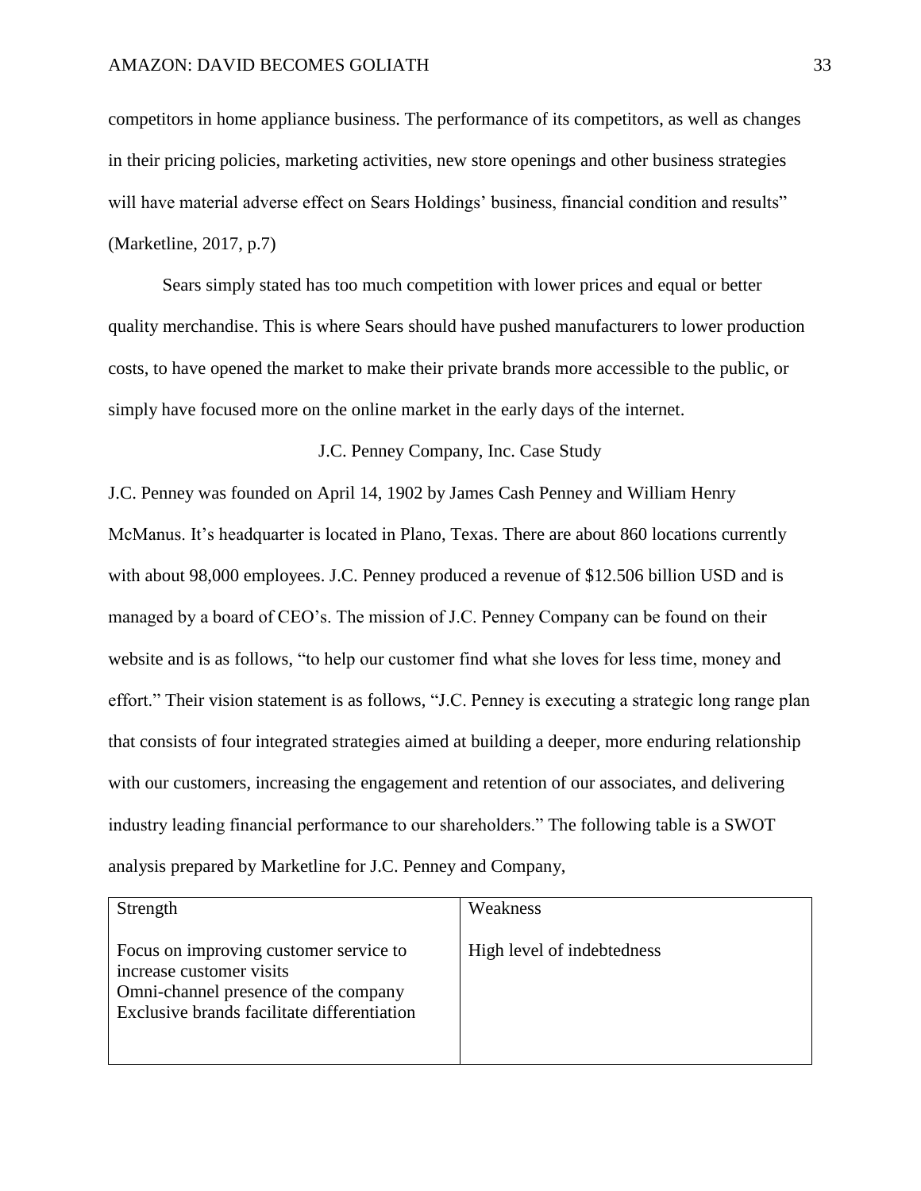competitors in home appliance business. The performance of its competitors, as well as changes in their pricing policies, marketing activities, new store openings and other business strategies will have material adverse effect on Sears Holdings' business, financial condition and results" (Marketline, 2017, p.7)

Sears simply stated has too much competition with lower prices and equal or better quality merchandise. This is where Sears should have pushed manufacturers to lower production costs, to have opened the market to make their private brands more accessible to the public, or simply have focused more on the online market in the early days of the internet.

## J.C. Penney Company, Inc. Case Study

J.C. Penney was founded on April 14, 1902 by James Cash Penney and William Henry McManus. It's headquarter is located in Plano, Texas. There are about 860 locations currently with about 98,000 employees. J.C. Penney produced a revenue of $12.506 billion USD and is managed by a board of CEO's. The mission of J.C. Penney Company can be found on their website and is as follows, "to help our customer find what she loves for less time, money and effort." Their vision statement is as follows, "J.C. Penney is executing a strategic long range plan that consists of four integrated strategies aimed at building a deeper, more enduring relationship with our customers, increasing the engagement and retention of our associates, and delivering industry leading financial performance to our shareholders." The following table is a SWOT analysis prepared by Marketline for J.C. Penney and Company,

| Strength | Weakness |
|---|---|
| Focus on improving customer service to increase customer visits<br>Omni-channel presence of the company<br>Exclusive brands facilitate differentiation | High level of indebtedness |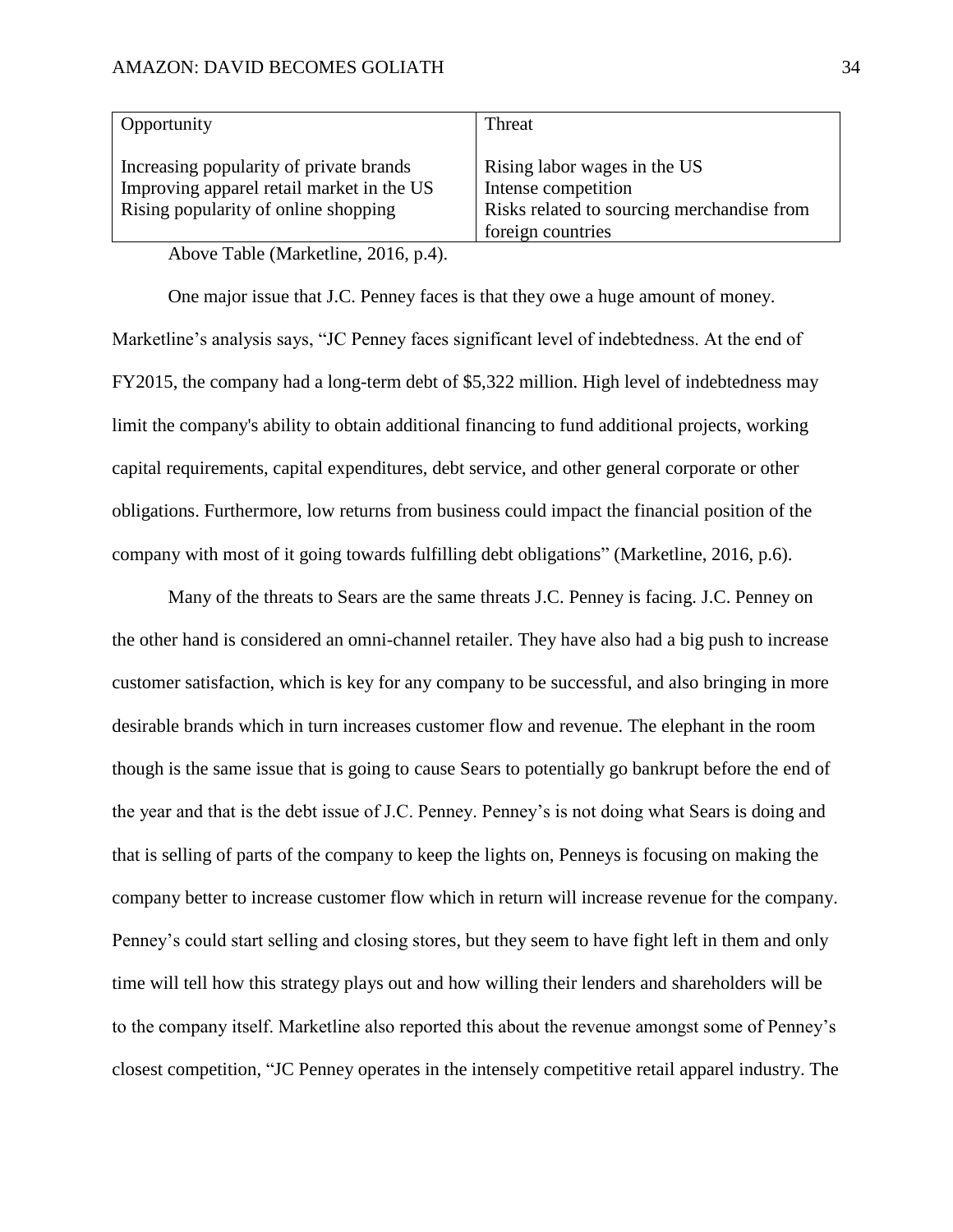| Opportunity | Threat |
|---|---|
| Increasing popularity of private brands<br>Improving apparel retail market in the US<br>Rising popularity of online shopping | Rising labor wages in the US<br>Intense competition<br>Risks related to sourcing merchandise from foreign countries |

Above Table (Marketline, 2016, p.4).

One major issue that J.C. Penney faces is that they owe a huge amount of money. Marketline's analysis says, "JC Penney faces significant level of indebtedness. At the end of FY2015, the company had a long-term debt of $5,322 million. High level of indebtedness may limit the company's ability to obtain additional financing to fund additional projects, working capital requirements, capital expenditures, debt service, and other general corporate or other obligations. Furthermore, low returns from business could impact the financial position of the company with most of it going towards fulfilling debt obligations" (Marketline, 2016, p.6).

Many of the threats to Sears are the same threats J.C. Penney is facing. J.C. Penney on the other hand is considered an omni-channel retailer. They have also had a big push to increase customer satisfaction, which is key for any company to be successful, and also bringing in more desirable brands which in turn increases customer flow and revenue. The elephant in the room though is the same issue that is going to cause Sears to potentially go bankrupt before the end of the year and that is the debt issue of J.C. Penney. Penney's is not doing what Sears is doing and that is selling of parts of the company to keep the lights on, Penneys is focusing on making the company better to increase customer flow which in return will increase revenue for the company. Penney's could start selling and closing stores, but they seem to have fight left in them and only time will tell how this strategy plays out and how willing their lenders and shareholders will be to the company itself. Marketline also reported this about the revenue amongst some of Penney's closest competition, "JC Penney operates in the intensely competitive retail apparel industry. The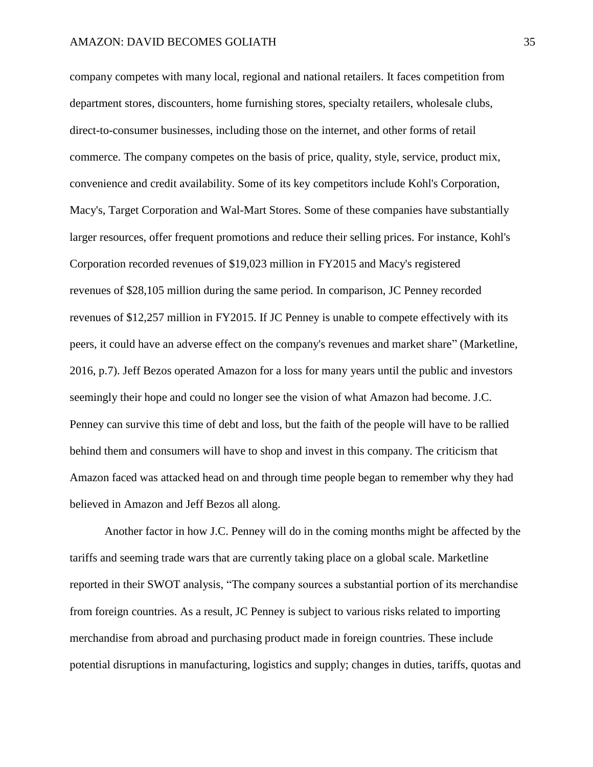company competes with many local, regional and national retailers. It faces competition from department stores, discounters, home furnishing stores, specialty retailers, wholesale clubs, direct-to-consumer businesses, including those on the internet, and other forms of retail commerce. The company competes on the basis of price, quality, style, service, product mix, convenience and credit availability. Some of its key competitors include Kohl's Corporation, Macy's, Target Corporation and Wal-Mart Stores. Some of these companies have substantially larger resources, offer frequent promotions and reduce their selling prices. For instance, Kohl's Corporation recorded revenues of $19,023 million in FY2015 and Macy's registered revenues of $28,105 million during the same period. In comparison, JC Penney recorded revenues of $12,257 million in FY2015. If JC Penney is unable to compete effectively with its peers, it could have an adverse effect on the company's revenues and market share" (Marketline, 2016, p.7). Jeff Bezos operated Amazon for a loss for many years until the public and investors seemingly their hope and could no longer see the vision of what Amazon had become. J.C. Penney can survive this time of debt and loss, but the faith of the people will have to be rallied behind them and consumers will have to shop and invest in this company. The criticism that Amazon faced was attacked head on and through time people began to remember why they had believed in Amazon and Jeff Bezos all along.

Another factor in how J.C. Penney will do in the coming months might be affected by the tariffs and seeming trade wars that are currently taking place on a global scale. Marketline reported in their SWOT analysis, "The company sources a substantial portion of its merchandise from foreign countries. As a result, JC Penney is subject to various risks related to importing merchandise from abroad and purchasing product made in foreign countries. These include potential disruptions in manufacturing, logistics and supply; changes in duties, tariffs, quotas and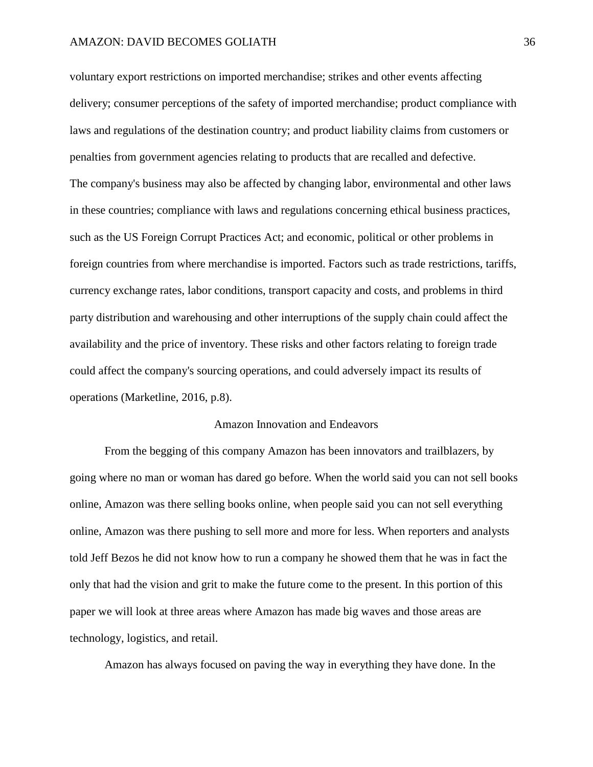voluntary export restrictions on imported merchandise; strikes and other events affecting delivery; consumer perceptions of the safety of imported merchandise; product compliance with laws and regulations of the destination country; and product liability claims from customers or penalties from government agencies relating to products that are recalled and defective.
The company's business may also be affected by changing labor, environmental and other laws in these countries; compliance with laws and regulations concerning ethical business practices, such as the US Foreign Corrupt Practices Act; and economic, political or other problems in foreign countries from where merchandise is imported. Factors such as trade restrictions, tariffs, currency exchange rates, labor conditions, transport capacity and costs, and problems in third party distribution and warehousing and other interruptions of the supply chain could affect the availability and the price of inventory. These risks and other factors relating to foreign trade could affect the company's sourcing operations, and could adversely impact its results of operations (Marketline, 2016, p.8).

## Amazon Innovation and Endeavors

From the begging of this company Amazon has been innovators and trailblazers, by going where no man or woman has dared go before. When the world said you can not sell books online, Amazon was there selling books online, when people said you can not sell everything online, Amazon was there pushing to sell more and more for less. When reporters and analysts told Jeff Bezos he did not know how to run a company he showed them that he was in fact the only that had the vision and grit to make the future come to the present. In this portion of this paper we will look at three areas where Amazon has made big waves and those areas are technology, logistics, and retail.

Amazon has always focused on paving the way in everything they have done. In the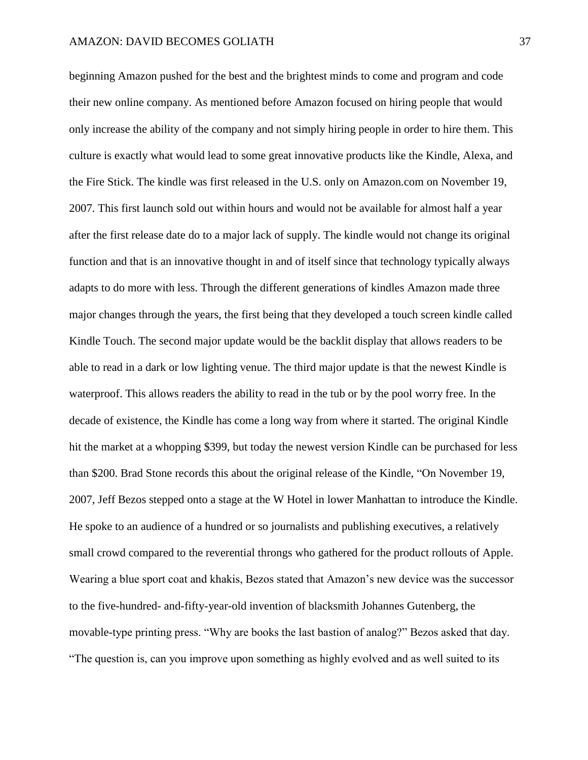beginning Amazon pushed for the best and the brightest minds to come and program and code their new online company. As mentioned before Amazon focused on hiring people that would only increase the ability of the company and not simply hiring people in order to hire them. This culture is exactly what would lead to some great innovative products like the Kindle, Alexa, and the Fire Stick. The kindle was first released in the U.S. only on Amazon.com on November 19, 2007. This first launch sold out within hours and would not be available for almost half a year after the first release date do to a major lack of supply. The kindle would not change its original function and that is an innovative thought in and of itself since that technology typically always adapts to do more with less. Through the different generations of kindles Amazon made three major changes through the years, the first being that they developed a touch screen kindle called Kindle Touch. The second major update would be the backlit display that allows readers to be able to read in a dark or low lighting venue. The third major update is that the newest Kindle is waterproof. This allows readers the ability to read in the tub or by the pool worry free. In the decade of existence, the Kindle has come a long way from where it started. The original Kindle hit the market at a whopping $399, but today the newest version Kindle can be purchased for less than $200. Brad Stone records this about the original release of the Kindle, "On November 19, 2007, Jeff Bezos stepped onto a stage at the W Hotel in lower Manhattan to introduce the Kindle. He spoke to an audience of a hundred or so journalists and publishing executives, a relatively small crowd compared to the reverential throngs who gathered for the product rollouts of Apple. Wearing a blue sport coat and khakis, Bezos stated that Amazon's new device was the successor to the five-hundred- and-fifty-year-old invention of blacksmith Johannes Gutenberg, the movable-type printing press. "Why are books the last bastion of analog?" Bezos asked that day. "The question is, can you improve upon something as highly evolved and as well suited to its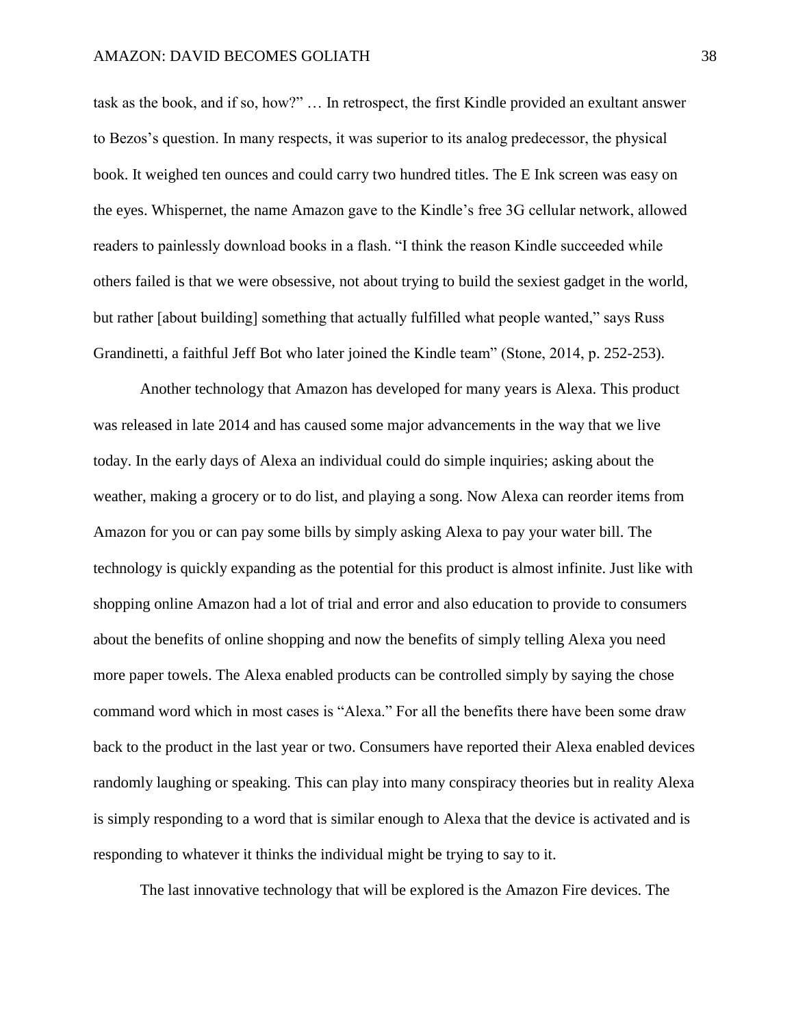task as the book, and if so, how?" … In retrospect, the first Kindle provided an exultant answer to Bezos's question. In many respects, it was superior to its analog predecessor, the physical book. It weighed ten ounces and could carry two hundred titles. The E Ink screen was easy on the eyes. Whispernet, the name Amazon gave to the Kindle's free 3G cellular network, allowed readers to painlessly download books in a flash. "I think the reason Kindle succeeded while others failed is that we were obsessive, not about trying to build the sexiest gadget in the world, but rather [about building] something that actually fulfilled what people wanted," says Russ Grandinetti, a faithful Jeff Bot who later joined the Kindle team" (Stone, 2014, p. 252-253).

Another technology that Amazon has developed for many years is Alexa. This product was released in late 2014 and has caused some major advancements in the way that we live today. In the early days of Alexa an individual could do simple inquiries; asking about the weather, making a grocery or to do list, and playing a song. Now Alexa can reorder items from Amazon for you or can pay some bills by simply asking Alexa to pay your water bill. The technology is quickly expanding as the potential for this product is almost infinite. Just like with shopping online Amazon had a lot of trial and error and also education to provide to consumers about the benefits of online shopping and now the benefits of simply telling Alexa you need more paper towels. The Alexa enabled products can be controlled simply by saying the chose command word which in most cases is "Alexa." For all the benefits there have been some draw back to the product in the last year or two. Consumers have reported their Alexa enabled devices randomly laughing or speaking. This can play into many conspiracy theories but in reality Alexa is simply responding to a word that is similar enough to Alexa that the device is activated and is responding to whatever it thinks the individual might be trying to say to it.

The last innovative technology that will be explored is the Amazon Fire devices. The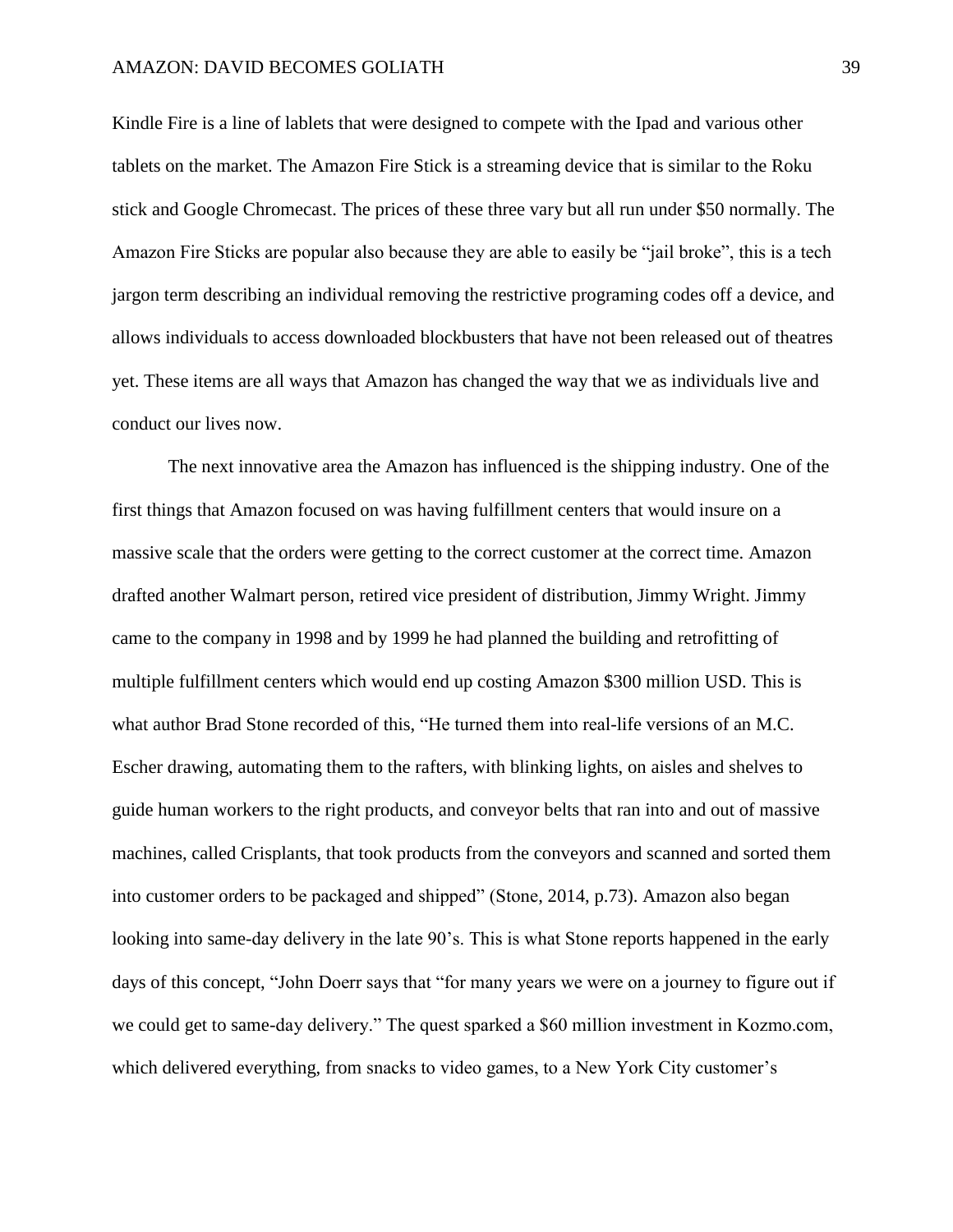Kindle Fire is a line of lablets that were designed to compete with the Ipad and various other tablets on the market. The Amazon Fire Stick is a streaming device that is similar to the Roku stick and Google Chromecast. The prices of these three vary but all run under $50 normally. The Amazon Fire Sticks are popular also because they are able to easily be "jail broke", this is a tech jargon term describing an individual removing the restrictive programing codes off a device, and allows individuals to access downloaded blockbusters that have not been released out of theatres yet. These items are all ways that Amazon has changed the way that we as individuals live and conduct our lives now.

The next innovative area the Amazon has influenced is the shipping industry. One of the first things that Amazon focused on was having fulfillment centers that would insure on a massive scale that the orders were getting to the correct customer at the correct time. Amazon drafted another Walmart person, retired vice president of distribution, Jimmy Wright. Jimmy came to the company in 1998 and by 1999 he had planned the building and retrofitting of multiple fulfillment centers which would end up costing Amazon $300 million USD. This is what author Brad Stone recorded of this, "He turned them into real-life versions of an M.C. Escher drawing, automating them to the rafters, with blinking lights, on aisles and shelves to guide human workers to the right products, and conveyor belts that ran into and out of massive machines, called Crisplants, that took products from the conveyors and scanned and sorted them into customer orders to be packaged and shipped" (Stone, 2014, p.73). Amazon also began looking into same-day delivery in the late 90's. This is what Stone reports happened in the early days of this concept, "John Doerr says that "for many years we were on a journey to figure out if we could get to same-day delivery." The quest sparked a $60 million investment in Kozmo.com, which delivered everything, from snacks to video games, to a New York City customer's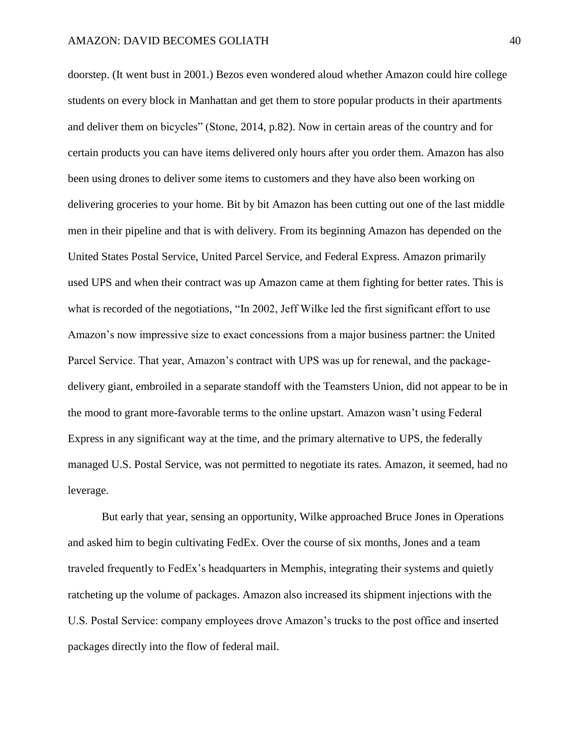doorstep. (It went bust in 2001.) Bezos even wondered aloud whether Amazon could hire college students on every block in Manhattan and get them to store popular products in their apartments and deliver them on bicycles" (Stone, 2014, p.82). Now in certain areas of the country and for certain products you can have items delivered only hours after you order them. Amazon has also been using drones to deliver some items to customers and they have also been working on delivering groceries to your home. Bit by bit Amazon has been cutting out one of the last middle men in their pipeline and that is with delivery. From its beginning Amazon has depended on the United States Postal Service, United Parcel Service, and Federal Express. Amazon primarily used UPS and when their contract was up Amazon came at them fighting for better rates. This is what is recorded of the negotiations, "In 2002, Jeff Wilke led the first significant effort to use Amazon's now impressive size to exact concessions from a major business partner: the United Parcel Service. That year, Amazon's contract with UPS was up for renewal, and the package-delivery giant, embroiled in a separate standoff with the Teamsters Union, did not appear to be in the mood to grant more-favorable terms to the online upstart. Amazon wasn't using Federal Express in any significant way at the time, and the primary alternative to UPS, the federally managed U.S. Postal Service, was not permitted to negotiate its rates. Amazon, it seemed, had no leverage.

But early that year, sensing an opportunity, Wilke approached Bruce Jones in Operations and asked him to begin cultivating FedEx. Over the course of six months, Jones and a team traveled frequently to FedEx's headquarters in Memphis, integrating their systems and quietly ratcheting up the volume of packages. Amazon also increased its shipment injections with the U.S. Postal Service: company employees drove Amazon's trucks to the post office and inserted packages directly into the flow of federal mail.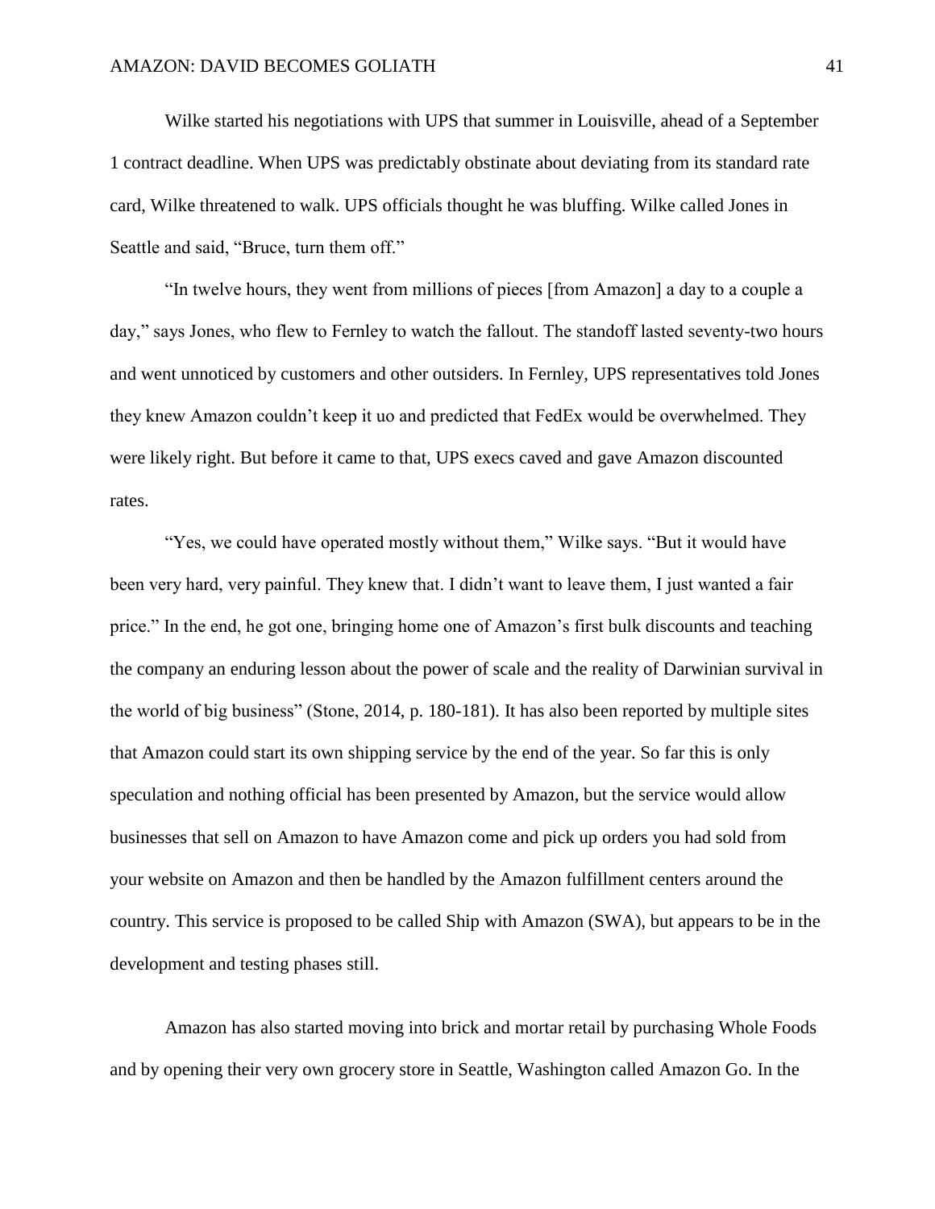Wilke started his negotiations with UPS that summer in Louisville, ahead of a September 1 contract deadline. When UPS was predictably obstinate about deviating from its standard rate card, Wilke threatened to walk. UPS officials thought he was bluffing. Wilke called Jones in Seattle and said, "Bruce, turn them off."

"In twelve hours, they went from millions of pieces [from Amazon] a day to a couple a day," says Jones, who flew to Fernley to watch the fallout. The standoff lasted seventy-two hours and went unnoticed by customers and other outsiders. In Fernley, UPS representatives told Jones they knew Amazon couldn't keep it uo and predicted that FedEx would be overwhelmed. They were likely right. But before it came to that, UPS execs caved and gave Amazon discounted rates.

"Yes, we could have operated mostly without them," Wilke says. "But it would have been very hard, very painful. They knew that. I didn't want to leave them, I just wanted a fair price." In the end, he got one, bringing home one of Amazon's first bulk discounts and teaching the company an enduring lesson about the power of scale and the reality of Darwinian survival in the world of big business" (Stone, 2014, p. 180-181). It has also been reported by multiple sites that Amazon could start its own shipping service by the end of the year. So far this is only speculation and nothing official has been presented by Amazon, but the service would allow businesses that sell on Amazon to have Amazon come and pick up orders you had sold from your website on Amazon and then be handled by the Amazon fulfillment centers around the country. This service is proposed to be called Ship with Amazon (SWA), but appears to be in the development and testing phases still.

Amazon has also started moving into brick and mortar retail by purchasing Whole Foods and by opening their very own grocery store in Seattle, Washington called Amazon Go. In the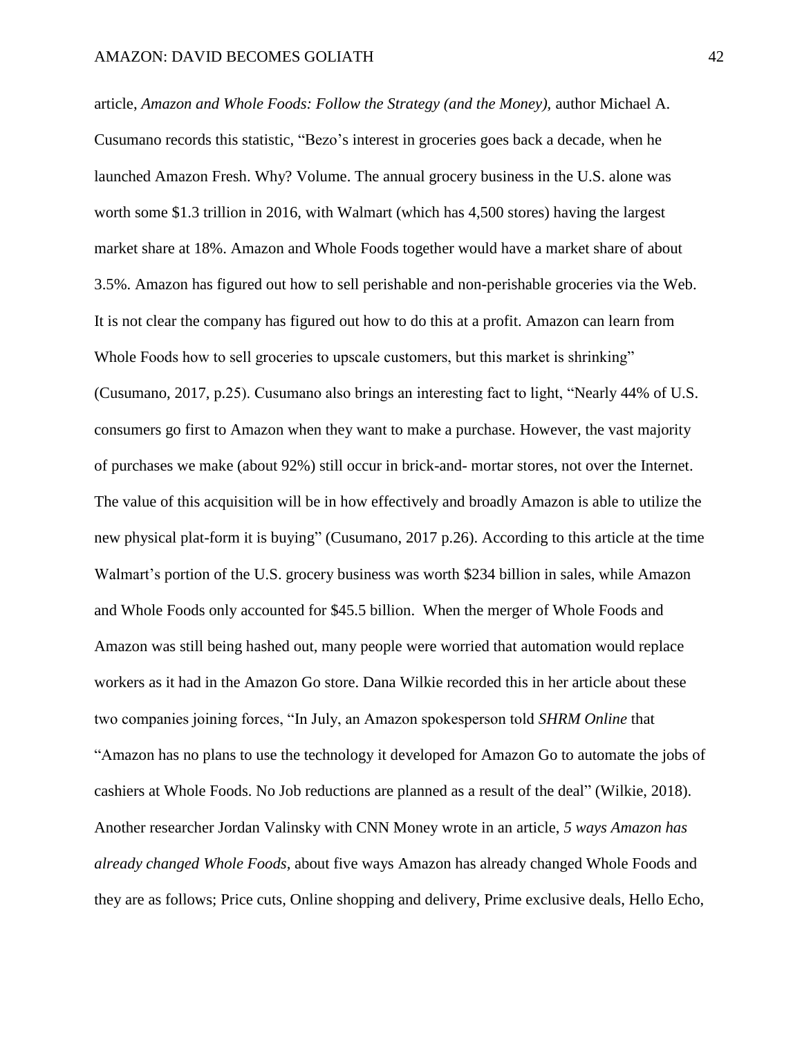article, *Amazon and Whole Foods: Follow the Strategy (and the Money)*, author Michael A. Cusumano records this statistic, "Bezo's interest in groceries goes back a decade, when he launched Amazon Fresh. Why? Volume. The annual grocery business in the U.S. alone was worth some $1.3 trillion in 2016, with Walmart (which has 4,500 stores) having the largest market share at 18%. Amazon and Whole Foods together would have a market share of about 3.5%. Amazon has figured out how to sell perishable and non-perishable groceries via the Web. It is not clear the company has figured out how to do this at a profit. Amazon can learn from Whole Foods how to sell groceries to upscale customers, but this market is shrinking" (Cusumano, 2017, p.25). Cusumano also brings an interesting fact to light, "Nearly 44% of U.S. consumers go first to Amazon when they want to make a purchase. However, the vast majority of purchases we make (about 92%) still occur in brick-and- mortar stores, not over the Internet. The value of this acquisition will be in how effectively and broadly Amazon is able to utilize the new physical plat-form it is buying" (Cusumano, 2017 p.26). According to this article at the time Walmart's portion of the U.S. grocery business was worth $234 billion in sales, while Amazon and Whole Foods only accounted for $45.5 billion. When the merger of Whole Foods and Amazon was still being hashed out, many people were worried that automation would replace workers as it had in the Amazon Go store. Dana Wilkie recorded this in her article about these two companies joining forces, "In July, an Amazon spokesperson told *SHRM Online* that "Amazon has no plans to use the technology it developed for Amazon Go to automate the jobs of cashiers at Whole Foods. No Job reductions are planned as a result of the deal" (Wilkie, 2018). Another researcher Jordan Valinsky with CNN Money wrote in an article, *5 ways Amazon has already changed Whole Foods*, about five ways Amazon has already changed Whole Foods and they are as follows; Price cuts, Online shopping and delivery, Prime exclusive deals, Hello Echo,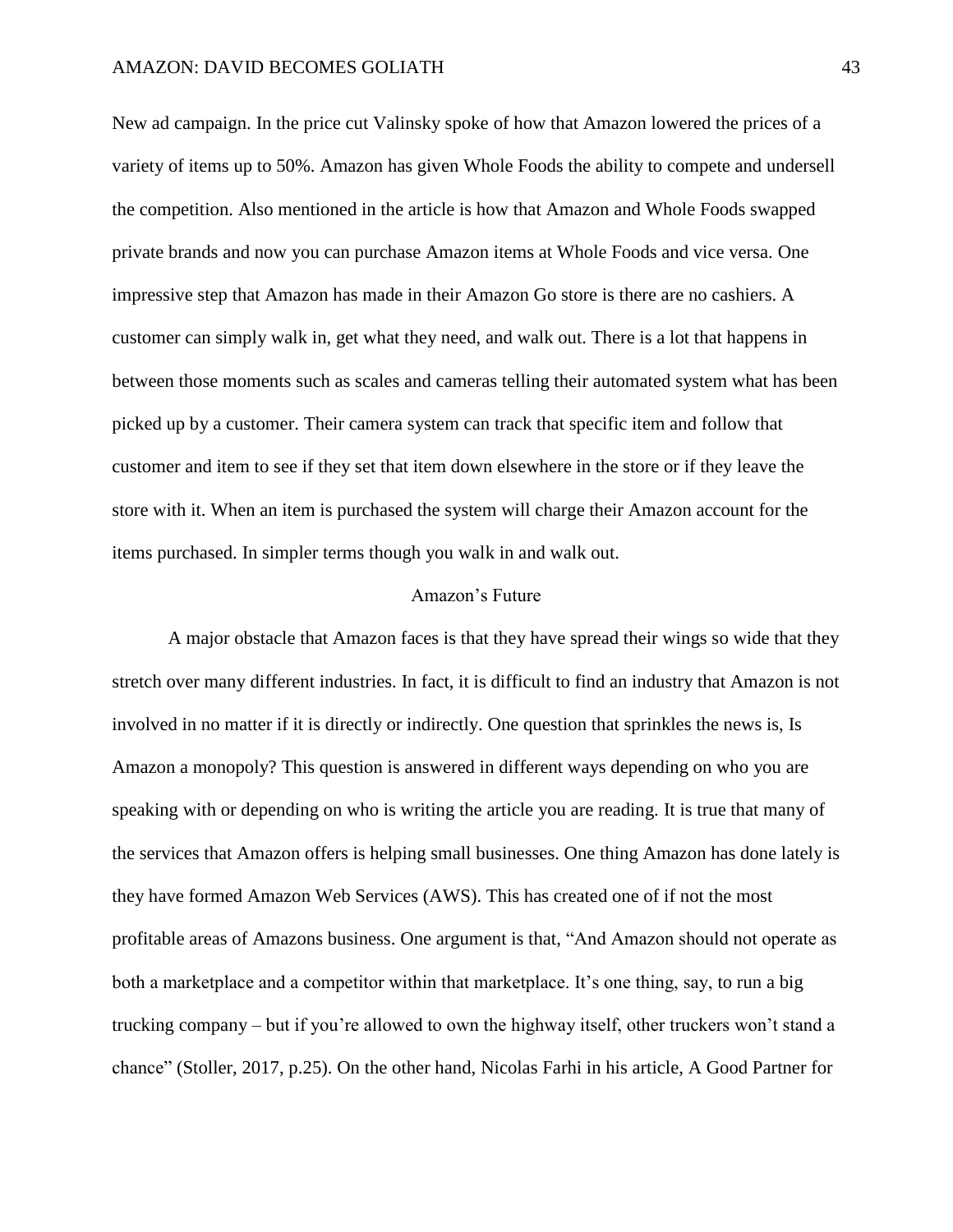New ad campaign. In the price cut Valinsky spoke of how that Amazon lowered the prices of a variety of items up to 50%. Amazon has given Whole Foods the ability to compete and undersell the competition. Also mentioned in the article is how that Amazon and Whole Foods swapped private brands and now you can purchase Amazon items at Whole Foods and vice versa. One impressive step that Amazon has made in their Amazon Go store is there are no cashiers. A customer can simply walk in, get what they need, and walk out. There is a lot that happens in between those moments such as scales and cameras telling their automated system what has been picked up by a customer. Their camera system can track that specific item and follow that customer and item to see if they set that item down elsewhere in the store or if they leave the store with it. When an item is purchased the system will charge their Amazon account for the items purchased. In simpler terms though you walk in and walk out.

## Amazon's Future

A major obstacle that Amazon faces is that they have spread their wings so wide that they stretch over many different industries. In fact, it is difficult to find an industry that Amazon is not involved in no matter if it is directly or indirectly. One question that sprinkles the news is, Is Amazon a monopoly? This question is answered in different ways depending on who you are speaking with or depending on who is writing the article you are reading. It is true that many of the services that Amazon offers is helping small businesses. One thing Amazon has done lately is they have formed Amazon Web Services (AWS). This has created one of if not the most profitable areas of Amazons business. One argument is that, "And Amazon should not operate as both a marketplace and a competitor within that marketplace. It's one thing, say, to run a big trucking company – but if you're allowed to own the highway itself, other truckers won't stand a chance" (Stoller, 2017, p.25). On the other hand, Nicolas Farhi in his article, A Good Partner for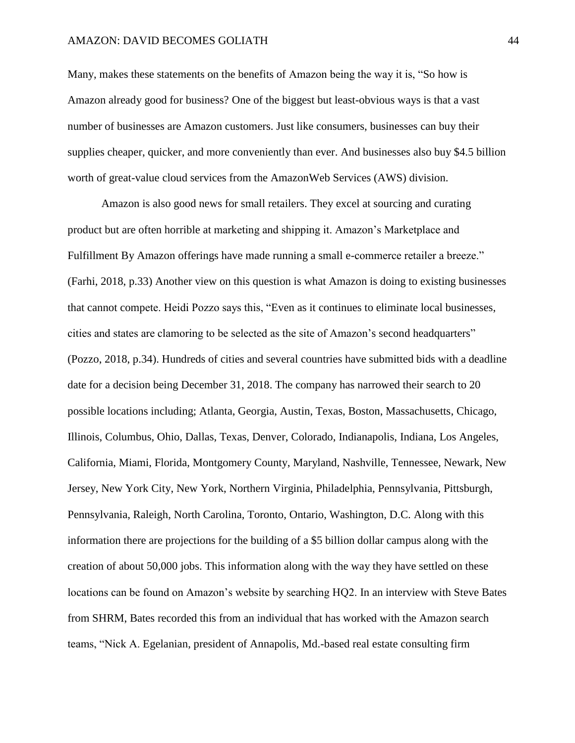Many, makes these statements on the benefits of Amazon being the way it is, "So how is Amazon already good for business? One of the biggest but least-obvious ways is that a vast number of businesses are Amazon customers. Just like consumers, businesses can buy their supplies cheaper, quicker, and more conveniently than ever. And businesses also buy $4.5 billion worth of great-value cloud services from the AmazonWeb Services (AWS) division.

Amazon is also good news for small retailers. They excel at sourcing and curating product but are often horrible at marketing and shipping it. Amazon's Marketplace and Fulfillment By Amazon offerings have made running a small e-commerce retailer a breeze." (Farhi, 2018, p.33) Another view on this question is what Amazon is doing to existing businesses that cannot compete. Heidi Pozzo says this, "Even as it continues to eliminate local businesses, cities and states are clamoring to be selected as the site of Amazon's second headquarters" (Pozzo, 2018, p.34). Hundreds of cities and several countries have submitted bids with a deadline date for a decision being December 31, 2018. The company has narrowed their search to 20 possible locations including; Atlanta, Georgia, Austin, Texas, Boston, Massachusetts, Chicago, Illinois, Columbus, Ohio, Dallas, Texas, Denver, Colorado, Indianapolis, Indiana, Los Angeles, California, Miami, Florida, Montgomery County, Maryland, Nashville, Tennessee, Newark, New Jersey, New York City, New York, Northern Virginia, Philadelphia, Pennsylvania, Pittsburgh, Pennsylvania, Raleigh, North Carolina, Toronto, Ontario, Washington, D.C. Along with this information there are projections for the building of a $5 billion dollar campus along with the creation of about 50,000 jobs. This information along with the way they have settled on these locations can be found on Amazon's website by searching HQ2. In an interview with Steve Bates from SHRM, Bates recorded this from an individual that has worked with the Amazon search teams, "Nick A. Egelanian, president of Annapolis, Md.-based real estate consulting firm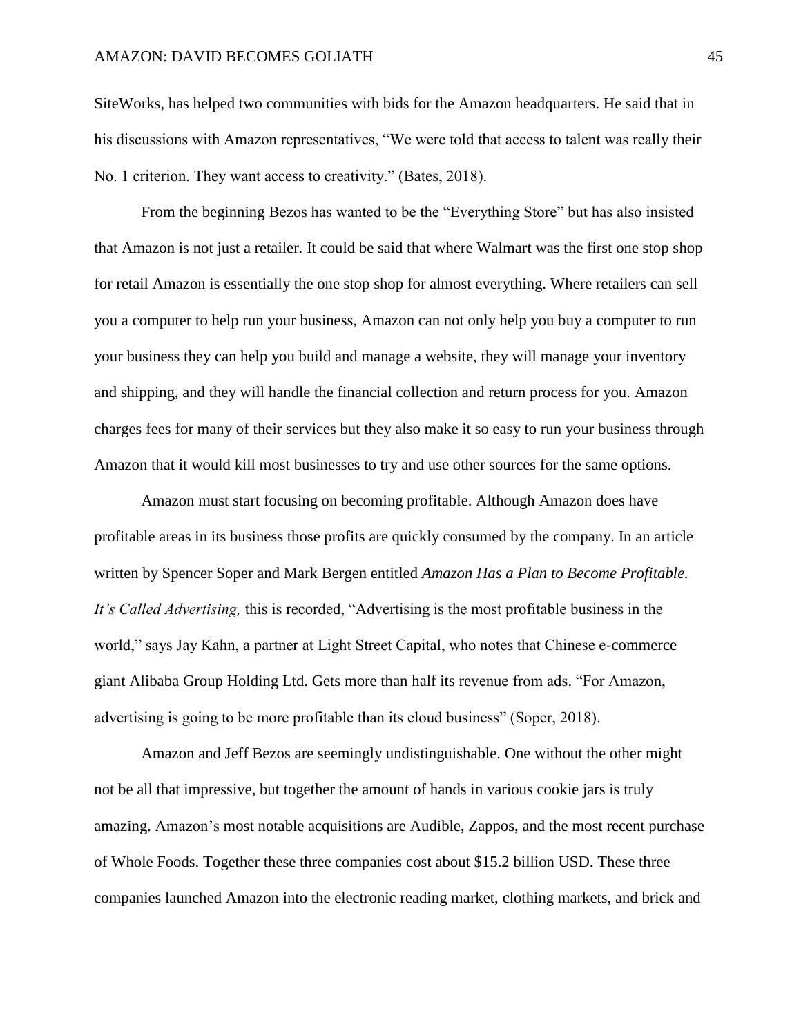SiteWorks, has helped two communities with bids for the Amazon headquarters. He said that in his discussions with Amazon representatives, "We were told that access to talent was really their No. 1 criterion. They want access to creativity." (Bates, 2018).

From the beginning Bezos has wanted to be the "Everything Store" but has also insisted that Amazon is not just a retailer. It could be said that where Walmart was the first one stop shop for retail Amazon is essentially the one stop shop for almost everything. Where retailers can sell you a computer to help run your business, Amazon can not only help you buy a computer to run your business they can help you build and manage a website, they will manage your inventory and shipping, and they will handle the financial collection and return process for you. Amazon charges fees for many of their services but they also make it so easy to run your business through Amazon that it would kill most businesses to try and use other sources for the same options.

Amazon must start focusing on becoming profitable. Although Amazon does have profitable areas in its business those profits are quickly consumed by the company. In an article written by Spencer Soper and Mark Bergen entitled *Amazon Has a Plan to Become Profitable. It's Called Advertising,* this is recorded, "Advertising is the most profitable business in the world," says Jay Kahn, a partner at Light Street Capital, who notes that Chinese e-commerce giant Alibaba Group Holding Ltd. Gets more than half its revenue from ads. "For Amazon, advertising is going to be more profitable than its cloud business" (Soper, 2018).

Amazon and Jeff Bezos are seemingly undistinguishable. One without the other might not be all that impressive, but together the amount of hands in various cookie jars is truly amazing. Amazon's most notable acquisitions are Audible, Zappos, and the most recent purchase of Whole Foods. Together these three companies cost about $15.2 billion USD. These three companies launched Amazon into the electronic reading market, clothing markets, and brick and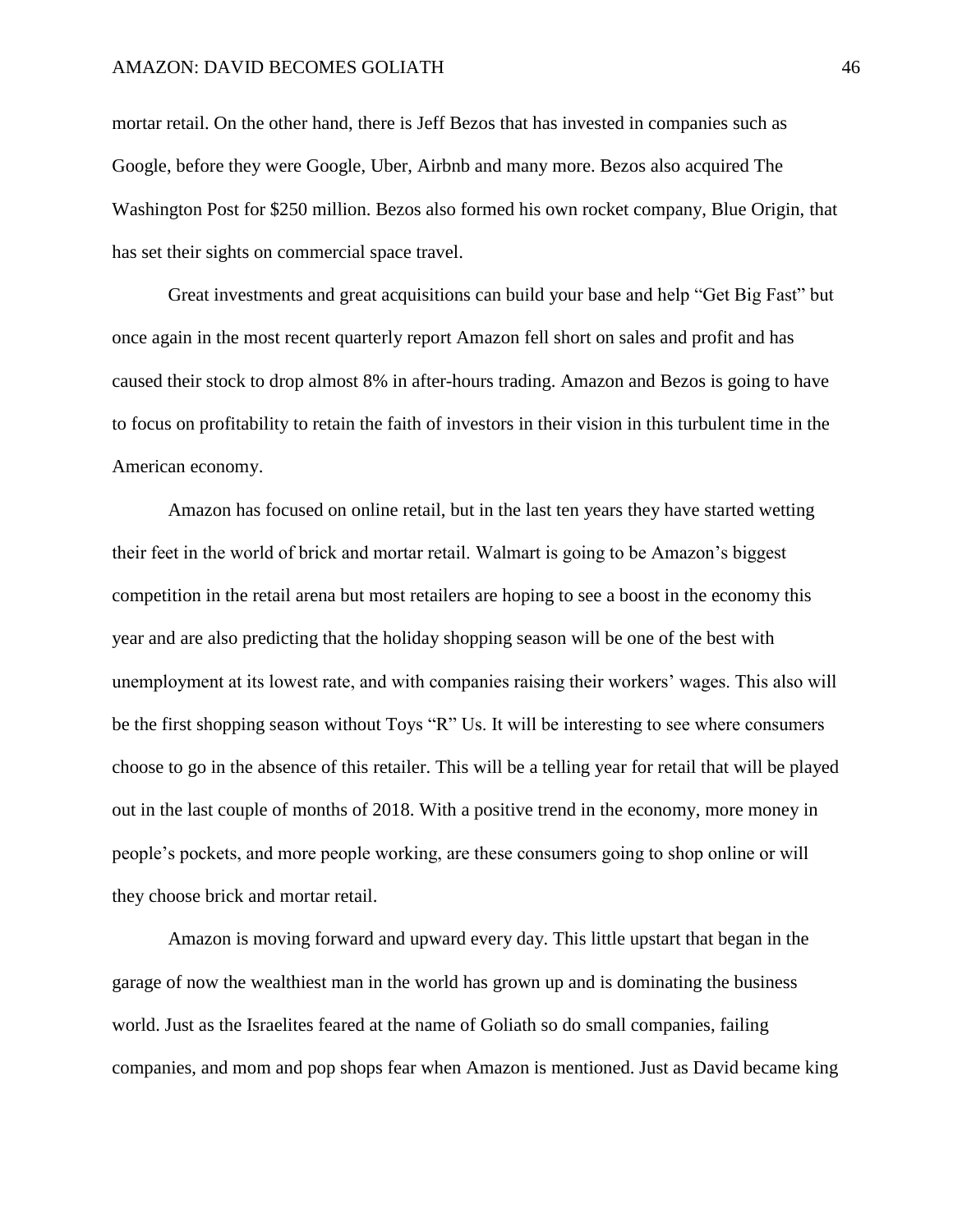mortar retail. On the other hand, there is Jeff Bezos that has invested in companies such as Google, before they were Google, Uber, Airbnb and many more. Bezos also acquired The Washington Post for $250 million. Bezos also formed his own rocket company, Blue Origin, that has set their sights on commercial space travel.

Great investments and great acquisitions can build your base and help "Get Big Fast" but once again in the most recent quarterly report Amazon fell short on sales and profit and has caused their stock to drop almost 8% in after-hours trading. Amazon and Bezos is going to have to focus on profitability to retain the faith of investors in their vision in this turbulent time in the American economy.

Amazon has focused on online retail, but in the last ten years they have started wetting their feet in the world of brick and mortar retail. Walmart is going to be Amazon's biggest competition in the retail arena but most retailers are hoping to see a boost in the economy this year and are also predicting that the holiday shopping season will be one of the best with unemployment at its lowest rate, and with companies raising their workers' wages. This also will be the first shopping season without Toys "R" Us. It will be interesting to see where consumers choose to go in the absence of this retailer. This will be a telling year for retail that will be played out in the last couple of months of 2018. With a positive trend in the economy, more money in people's pockets, and more people working, are these consumers going to shop online or will they choose brick and mortar retail.

Amazon is moving forward and upward every day. This little upstart that began in the garage of now the wealthiest man in the world has grown up and is dominating the business world. Just as the Israelites feared at the name of Goliath so do small companies, failing companies, and mom and pop shops fear when Amazon is mentioned. Just as David became king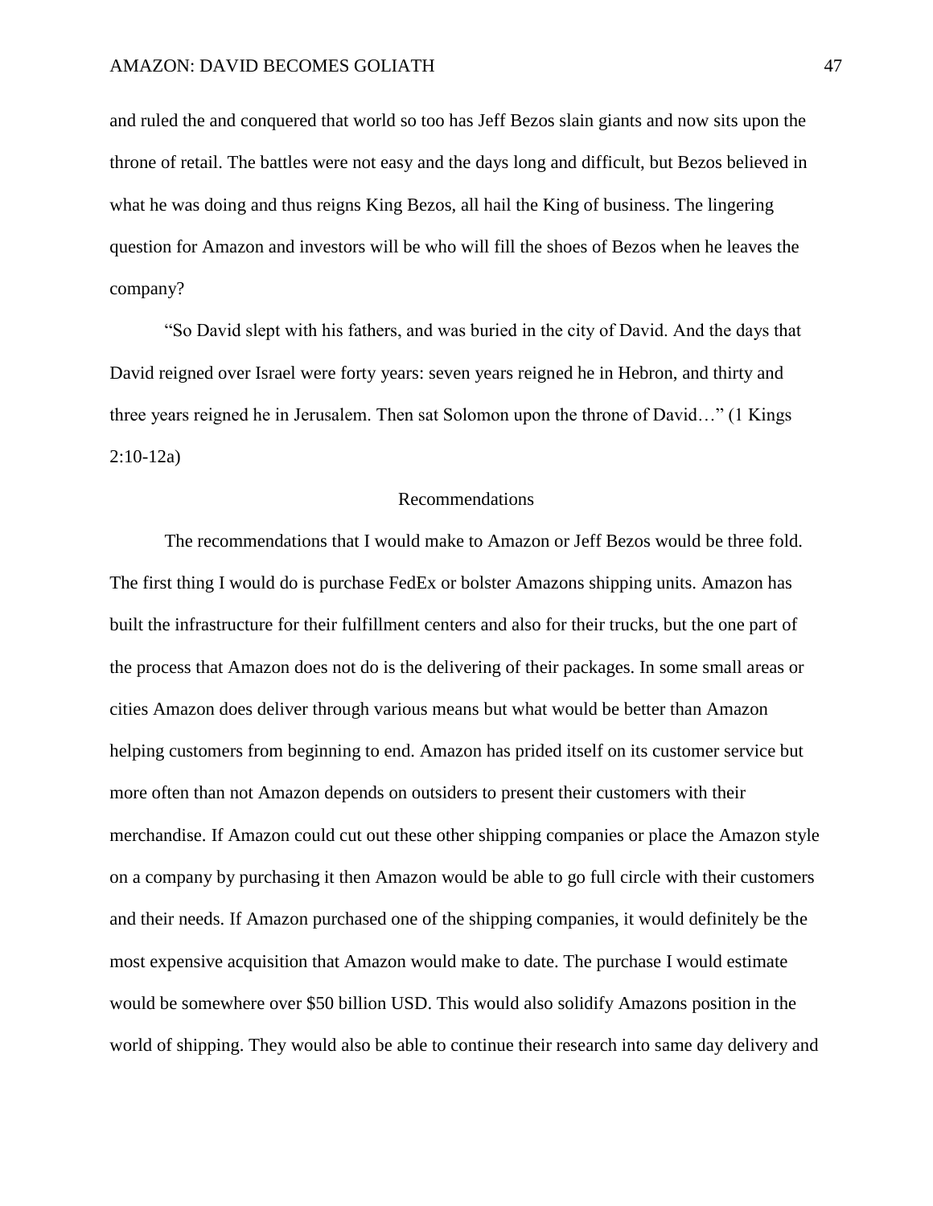and ruled the and conquered that world so too has Jeff Bezos slain giants and now sits upon the throne of retail. The battles were not easy and the days long and difficult, but Bezos believed in what he was doing and thus reigns King Bezos, all hail the King of business. The lingering question for Amazon and investors will be who will fill the shoes of Bezos when he leaves the company?

"So David slept with his fathers, and was buried in the city of David. And the days that David reigned over Israel were forty years: seven years reigned he in Hebron, and thirty and three years reigned he in Jerusalem. Then sat Solomon upon the throne of David…" (1 Kings 2:10-12a)

## Recommendations

The recommendations that I would make to Amazon or Jeff Bezos would be three fold. The first thing I would do is purchase FedEx or bolster Amazons shipping units. Amazon has built the infrastructure for their fulfillment centers and also for their trucks, but the one part of the process that Amazon does not do is the delivering of their packages. In some small areas or cities Amazon does deliver through various means but what would be better than Amazon helping customers from beginning to end. Amazon has prided itself on its customer service but more often than not Amazon depends on outsiders to present their customers with their merchandise. If Amazon could cut out these other shipping companies or place the Amazon style on a company by purchasing it then Amazon would be able to go full circle with their customers and their needs. If Amazon purchased one of the shipping companies, it would definitely be the most expensive acquisition that Amazon would make to date. The purchase I would estimate would be somewhere over $50 billion USD. This would also solidify Amazons position in the world of shipping. They would also be able to continue their research into same day delivery and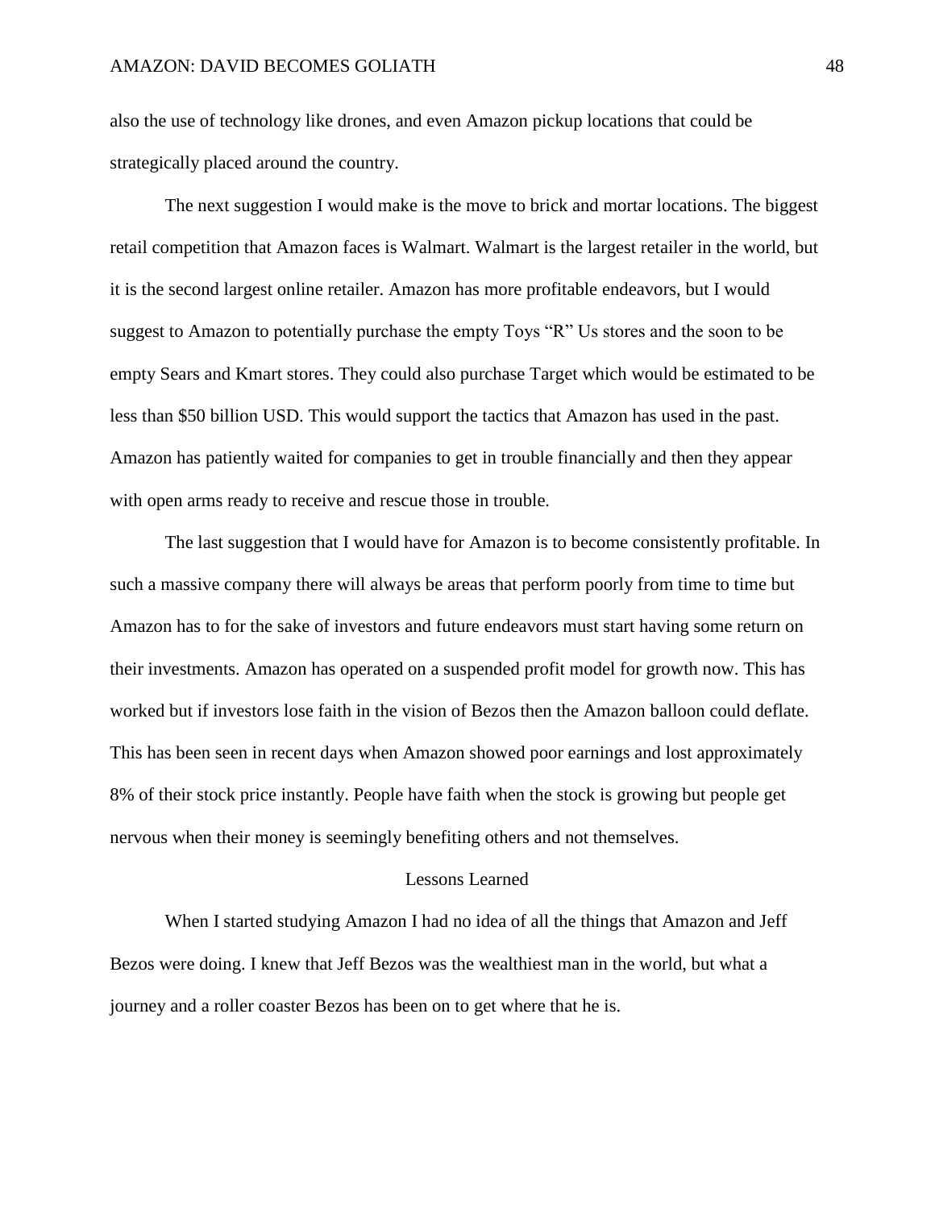also the use of technology like drones, and even Amazon pickup locations that could be strategically placed around the country.

The next suggestion I would make is the move to brick and mortar locations. The biggest retail competition that Amazon faces is Walmart. Walmart is the largest retailer in the world, but it is the second largest online retailer. Amazon has more profitable endeavors, but I would suggest to Amazon to potentially purchase the empty Toys "R" Us stores and the soon to be empty Sears and Kmart stores. They could also purchase Target which would be estimated to be less than $50 billion USD. This would support the tactics that Amazon has used in the past. Amazon has patiently waited for companies to get in trouble financially and then they appear with open arms ready to receive and rescue those in trouble.

The last suggestion that I would have for Amazon is to become consistently profitable. In such a massive company there will always be areas that perform poorly from time to time but Amazon has to for the sake of investors and future endeavors must start having some return on their investments. Amazon has operated on a suspended profit model for growth now. This has worked but if investors lose faith in the vision of Bezos then the Amazon balloon could deflate. This has been seen in recent days when Amazon showed poor earnings and lost approximately 8% of their stock price instantly. People have faith when the stock is growing but people get nervous when their money is seemingly benefiting others and not themselves.

## Lessons Learned

When I started studying Amazon I had no idea of all the things that Amazon and Jeff Bezos were doing. I knew that Jeff Bezos was the wealthiest man in the world, but what a journey and a roller coaster Bezos has been on to get where that he is.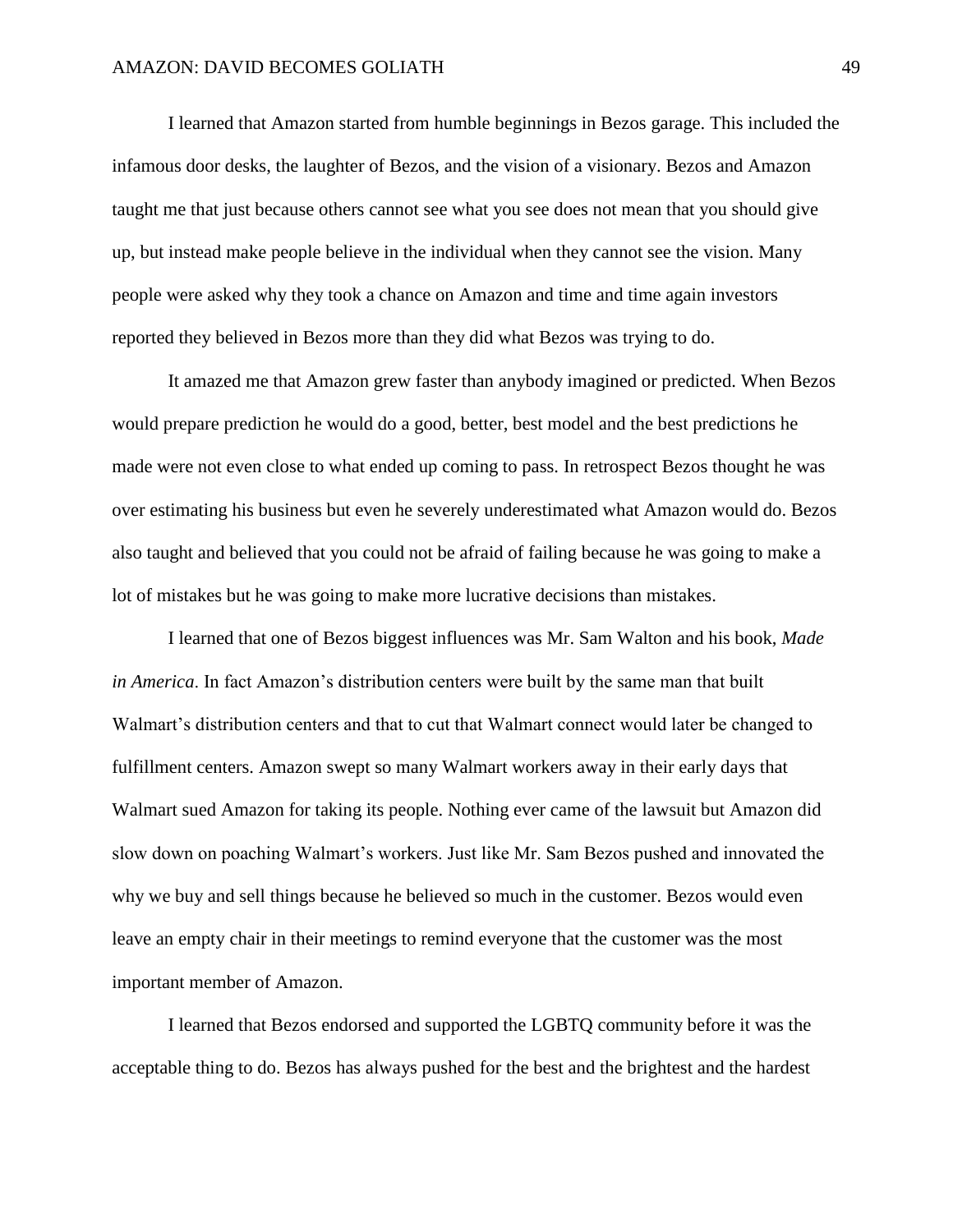I learned that Amazon started from humble beginnings in Bezos garage. This included the infamous door desks, the laughter of Bezos, and the vision of a visionary. Bezos and Amazon taught me that just because others cannot see what you see does not mean that you should give up, but instead make people believe in the individual when they cannot see the vision. Many people were asked why they took a chance on Amazon and time and time again investors reported they believed in Bezos more than they did what Bezos was trying to do.

It amazed me that Amazon grew faster than anybody imagined or predicted. When Bezos would prepare prediction he would do a good, better, best model and the best predictions he made were not even close to what ended up coming to pass. In retrospect Bezos thought he was over estimating his business but even he severely underestimated what Amazon would do. Bezos also taught and believed that you could not be afraid of failing because he was going to make a lot of mistakes but he was going to make more lucrative decisions than mistakes.

I learned that one of Bezos biggest influences was Mr. Sam Walton and his book, *Made in America*. In fact Amazon's distribution centers were built by the same man that built Walmart's distribution centers and that to cut that Walmart connect would later be changed to fulfillment centers. Amazon swept so many Walmart workers away in their early days that Walmart sued Amazon for taking its people. Nothing ever came of the lawsuit but Amazon did slow down on poaching Walmart's workers. Just like Mr. Sam Bezos pushed and innovated the why we buy and sell things because he believed so much in the customer. Bezos would even leave an empty chair in their meetings to remind everyone that the customer was the most important member of Amazon.

I learned that Bezos endorsed and supported the LGBTQ community before it was the acceptable thing to do. Bezos has always pushed for the best and the brightest and the hardest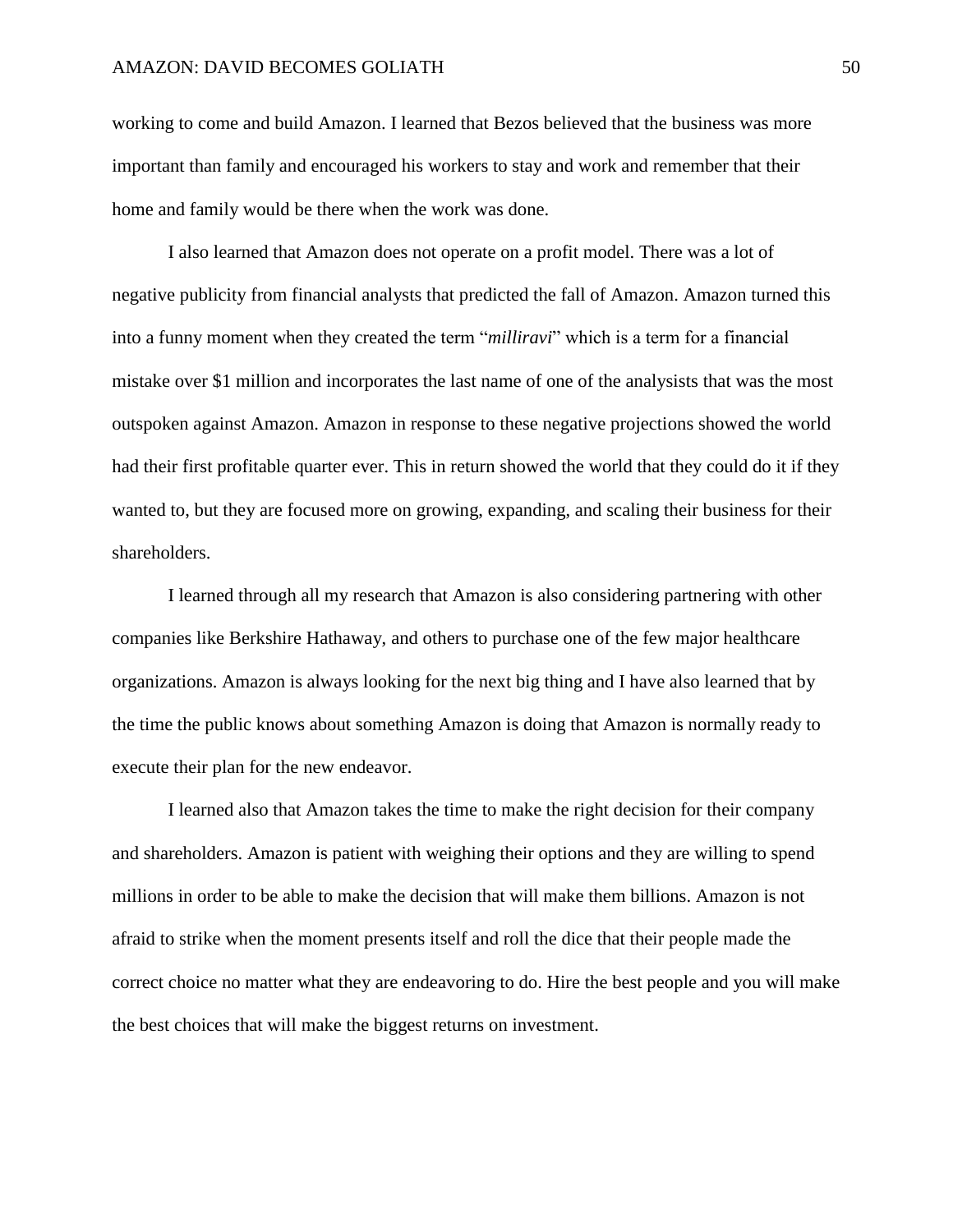working to come and build Amazon. I learned that Bezos believed that the business was more important than family and encouraged his workers to stay and work and remember that their home and family would be there when the work was done.

I also learned that Amazon does not operate on a profit model. There was a lot of negative publicity from financial analysts that predicted the fall of Amazon. Amazon turned this into a funny moment when they created the term "*milliravi*" which is a term for a financial mistake over $1 million and incorporates the last name of one of the analysists that was the most outspoken against Amazon. Amazon in response to these negative projections showed the world had their first profitable quarter ever. This in return showed the world that they could do it if they wanted to, but they are focused more on growing, expanding, and scaling their business for their shareholders.

I learned through all my research that Amazon is also considering partnering with other companies like Berkshire Hathaway, and others to purchase one of the few major healthcare organizations. Amazon is always looking for the next big thing and I have also learned that by the time the public knows about something Amazon is doing that Amazon is normally ready to execute their plan for the new endeavor.

I learned also that Amazon takes the time to make the right decision for their company and shareholders. Amazon is patient with weighing their options and they are willing to spend millions in order to be able to make the decision that will make them billions. Amazon is not afraid to strike when the moment presents itself and roll the dice that their people made the correct choice no matter what they are endeavoring to do. Hire the best people and you will make the best choices that will make the biggest returns on investment.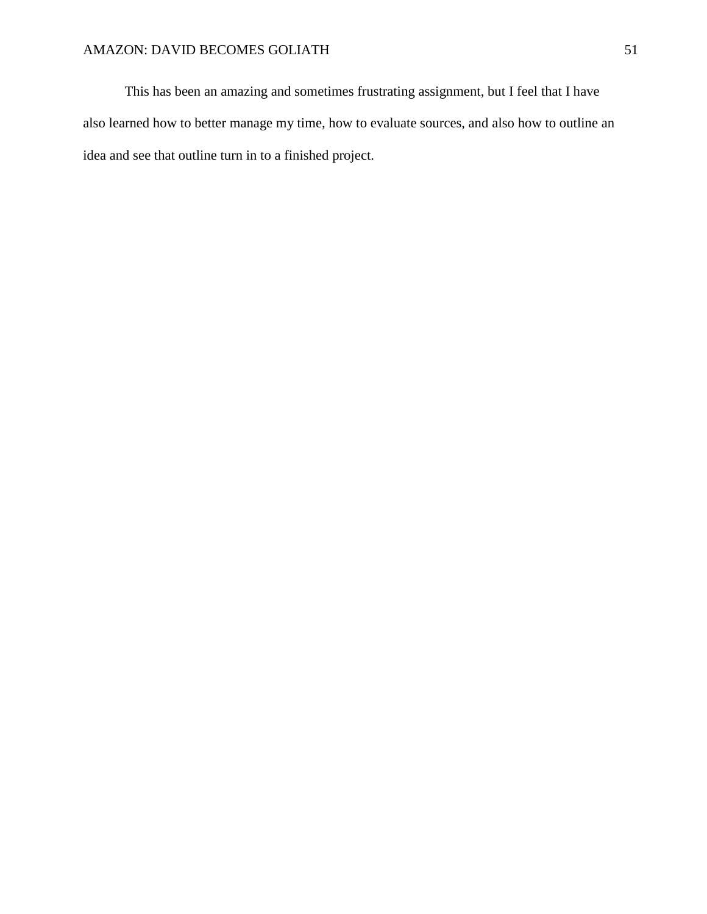This has been an amazing and sometimes frustrating assignment, but I feel that I have also learned how to better manage my time, how to evaluate sources, and also how to outline an idea and see that outline turn in to a finished project.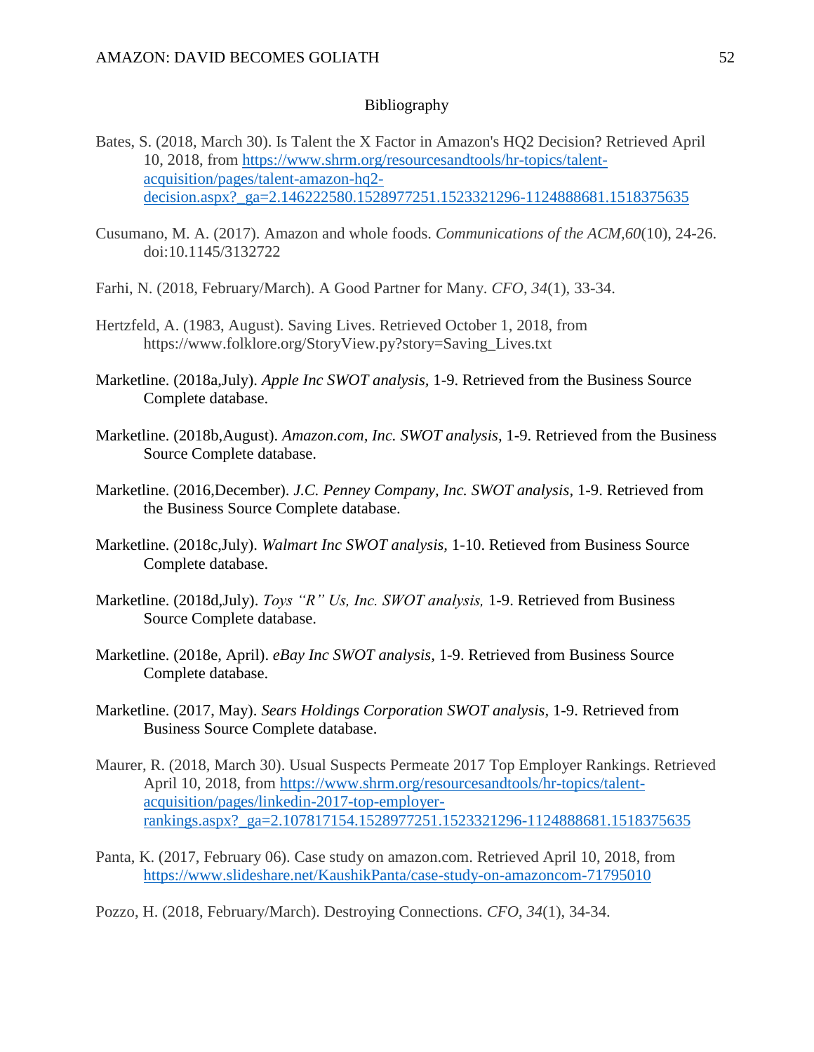# Bibliography

Bates, S. (2018, March 30). Is Talent the X Factor in Amazon's HQ2 Decision? Retrieved April 10, 2018, from https://www.shrm.org/resourcesandtools/hr-topics/talent-acquisition/pages/talent-amazon-hq2-decision.aspx?_ga=2.146222580.1528977251.1523321296-1124888681.1518375635

Cusumano, M. A. (2017). Amazon and whole foods. *Communications of the ACM,60*(10), 24-26. doi:10.1145/3132722

Farhi, N. (2018, February/March). A Good Partner for Many. *CFO*, *34*(1), 33-34.

Hertzfeld, A. (1983, August). Saving Lives. Retrieved October 1, 2018, from https://www.folklore.org/StoryView.py?story=Saving_Lives.txt

Marketline. (2018a,July). *Apple Inc SWOT analysis*, 1-9. Retrieved from the Business Source Complete database.

Marketline. (2018b,August). *Amazon.com, Inc. SWOT analysis*, 1-9. Retrieved from the Business Source Complete database.

Marketline. (2016,December). *J.C. Penney Company, Inc. SWOT analysis*, 1-9. Retrieved from the Business Source Complete database.

Marketline. (2018c,July). *Walmart Inc SWOT analysis*, 1-10. Retieved from Business Source Complete database.

Marketline. (2018d,July). *Toys "R" Us, Inc. SWOT analysis,* 1-9. Retrieved from Business Source Complete database.

Marketline. (2018e, April). *eBay Inc SWOT analysis*, 1-9. Retrieved from Business Source Complete database.

Marketline. (2017, May). *Sears Holdings Corporation SWOT analysis*, 1-9. Retrieved from Business Source Complete database.

Maurer, R. (2018, March 30). Usual Suspects Permeate 2017 Top Employer Rankings. Retrieved April 10, 2018, from https://www.shrm.org/resourcesandtools/hr-topics/talent-acquisition/pages/linkedin-2017-top-employer-rankings.aspx?_ga=2.107817154.1528977251.1523321296-1124888681.1518375635

Panta, K. (2017, February 06). Case study on amazon.com. Retrieved April 10, 2018, from https://www.slideshare.net/KaushikPanta/case-study-on-amazoncom-71795010

Pozzo, H. (2018, February/March). Destroying Connections. *CFO*, *34*(1), 34-34.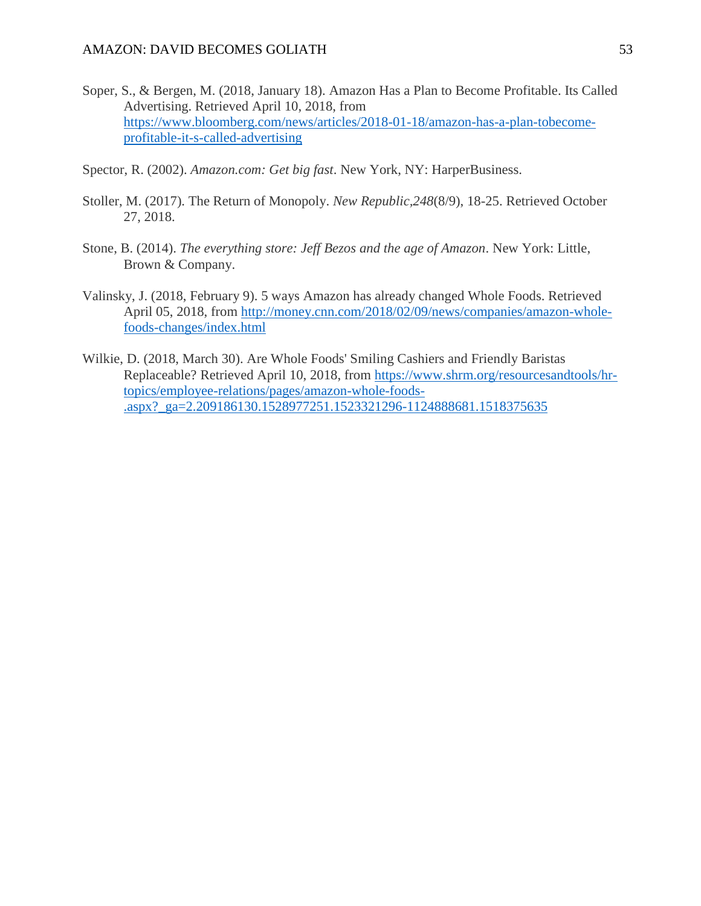Soper, S., & Bergen, M. (2018, January 18). Amazon Has a Plan to Become Profitable. Its Called Advertising. Retrieved April 10, 2018, from https://www.bloomberg.com/news/articles/2018-01-18/amazon-has-a-plan-tobecome-profitable-it-s-called-advertising

Spector, R. (2002). *Amazon.com: Get big fast*. New York, NY: HarperBusiness.

Stoller, M. (2017). The Return of Monopoly. *New Republic,248*(8/9), 18-25. Retrieved October 27, 2018.

Stone, B. (2014). *The everything store: Jeff Bezos and the age of Amazon*. New York: Little, Brown & Company.

Valinsky, J. (2018, February 9). 5 ways Amazon has already changed Whole Foods. Retrieved April 05, 2018, from http://money.cnn.com/2018/02/09/news/companies/amazon-whole-foods-changes/index.html

Wilkie, D. (2018, March 30). Are Whole Foods' Smiling Cashiers and Friendly Baristas Replaceable? Retrieved April 10, 2018, from https://www.shrm.org/resourcesandtools/hr-topics/employee-relations/pages/amazon-whole-foods-.aspx?_ga=2.209186130.1528977251.1523321296-1124888681.1518375635